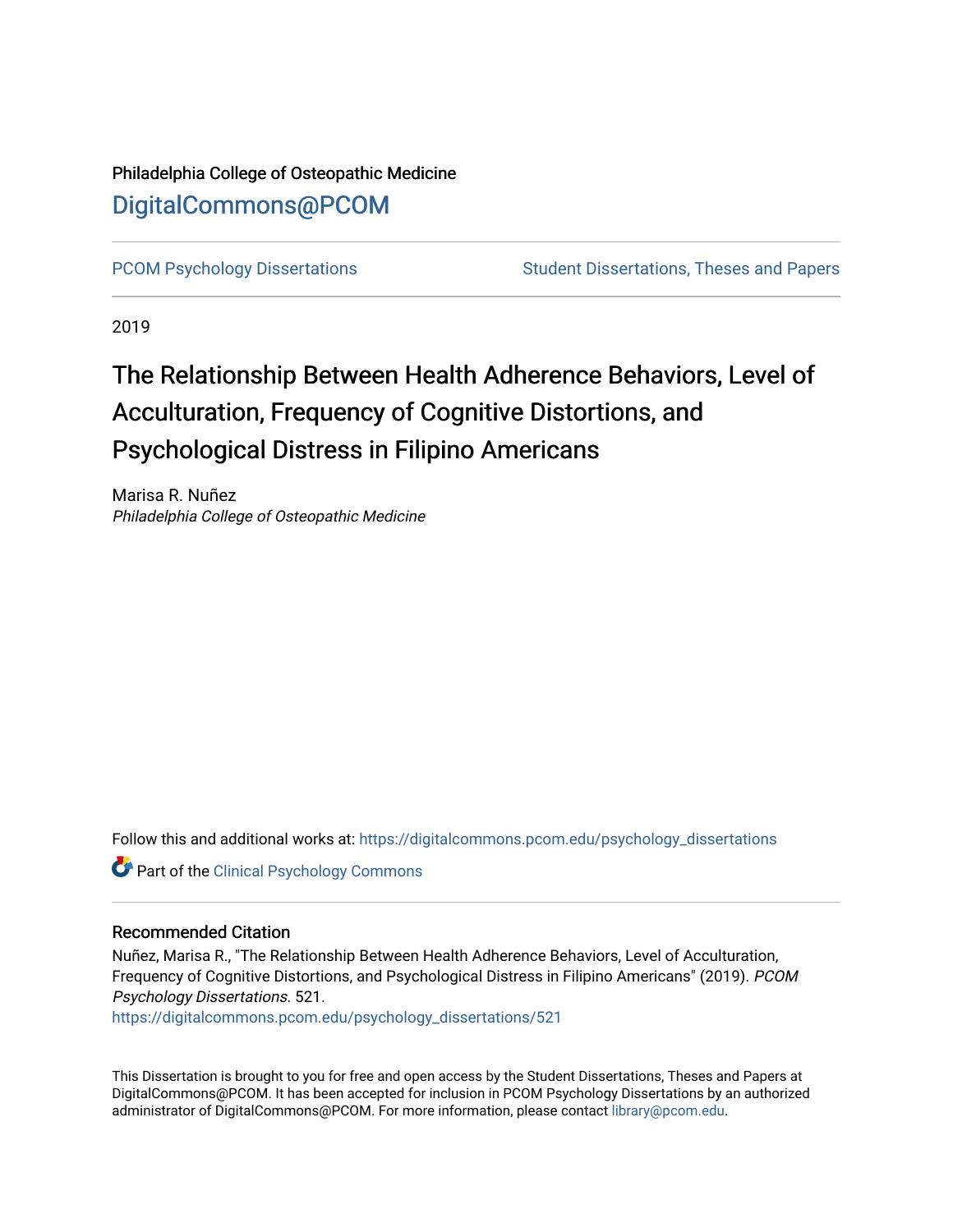Philadelphia College of Osteopathic Medicine

DigitalCommons@PCOM

PCOM Psychology Dissertations | Student Dissertations, Theses and Papers

2019

# The Relationship Between Health Adherence Behaviors, Level of Acculturation, Frequency of Cognitive Distortions, and Psychological Distress in Filipino Americans

Marisa R. Nuñez
*Philadelphia College of Osteopathic Medicine*

Follow this and additional works at: https://digitalcommons.pcom.edu/psychology_dissertations

Part of the Clinical Psychology Commons

## Recommended Citation

Nuñez, Marisa R., "The Relationship Between Health Adherence Behaviors, Level of Acculturation, Frequency of Cognitive Distortions, and Psychological Distress in Filipino Americans" (2019). *PCOM Psychology Dissertations*. 521.
https://digitalcommons.pcom.edu/psychology_dissertations/521

This Dissertation is brought to you for free and open access by the Student Dissertations, Theses and Papers at DigitalCommons@PCOM. It has been accepted for inclusion in PCOM Psychology Dissertations by an authorized administrator of DigitalCommons@PCOM. For more information, please contact library@pcom.edu.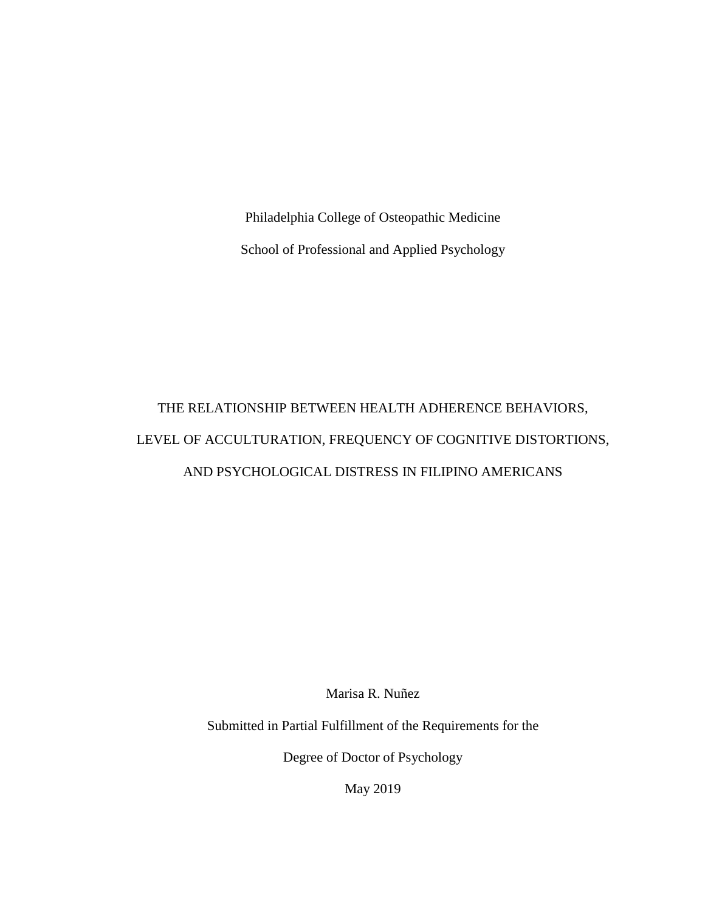Philadelphia College of Osteopathic Medicine

School of Professional and Applied Psychology

# THE RELATIONSHIP BETWEEN HEALTH ADHERENCE BEHAVIORS, LEVEL OF ACCULTURATION, FREQUENCY OF COGNITIVE DISTORTIONS, AND PSYCHOLOGICAL DISTRESS IN FILIPINO AMERICANS

Marisa R. Nuñez

Submitted in Partial Fulfillment of the Requirements for the

Degree of Doctor of Psychology

May 2019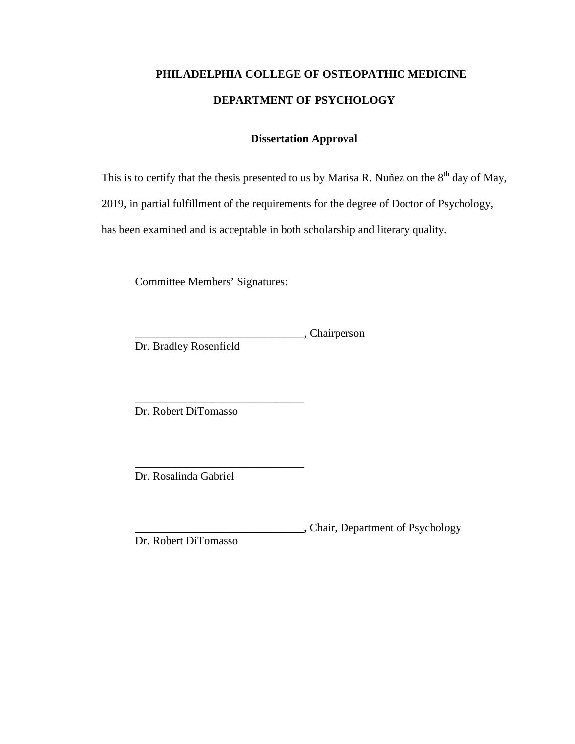**PHILADELPHIA COLLEGE OF OSTEOPATHIC MEDICINE**

**DEPARTMENT OF PSYCHOLOGY**

**Dissertation Approval**

This is to certify that the thesis presented to us by Marisa R. Nuñez on the 8th day of May, 2019, in partial fulfillment of the requirements for the degree of Doctor of Psychology, has been examined and is acceptable in both scholarship and literary quality.

Committee Members' Signatures:

______________________________, Chairperson
Dr. Bradley Rosenfield

______________________________
Dr. Robert DiTomasso

______________________________
Dr. Rosalinda Gabriel

______________________________, Chair, Department of Psychology
Dr. Robert DiTomasso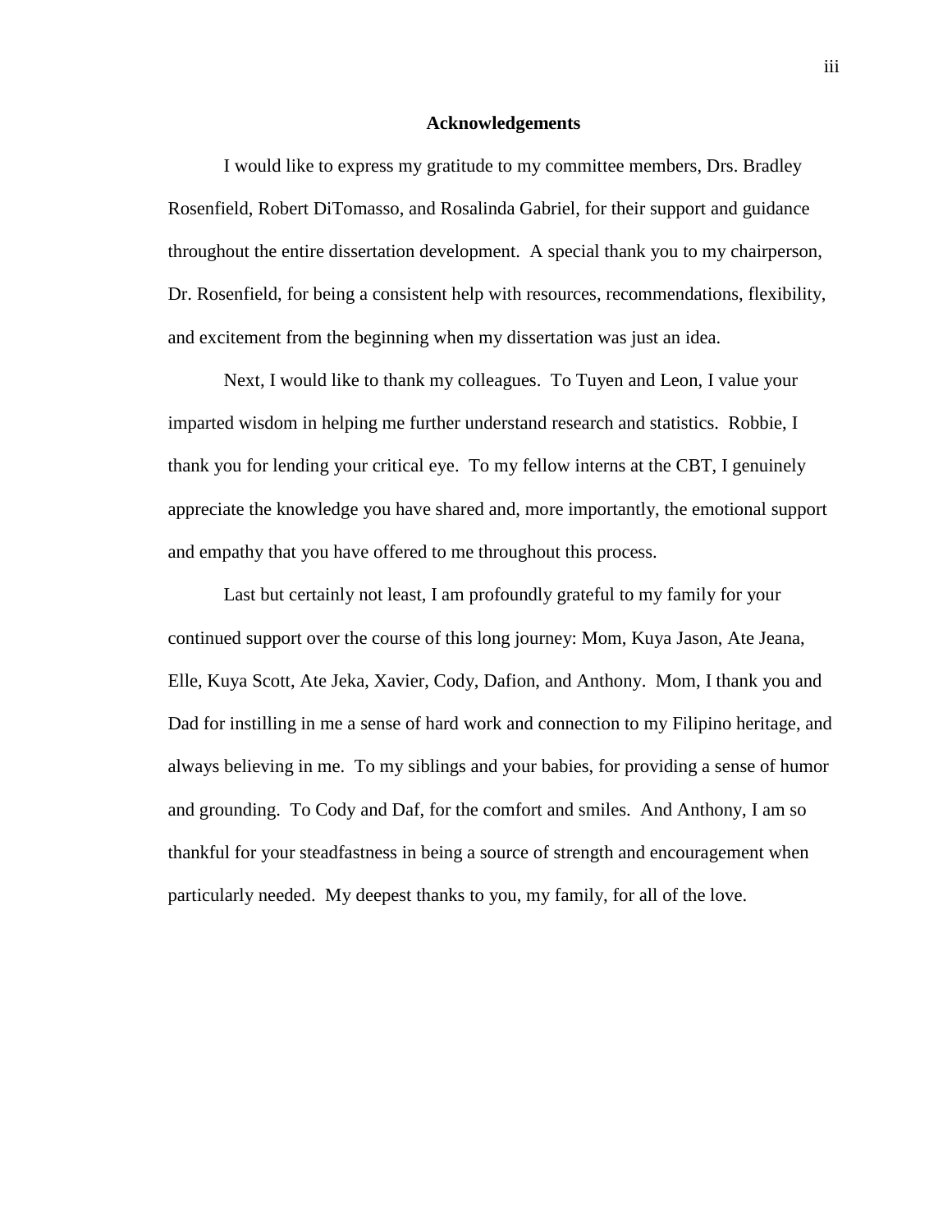## Acknowledgements

I would like to express my gratitude to my committee members, Drs. Bradley Rosenfield, Robert DiTomasso, and Rosalinda Gabriel, for their support and guidance throughout the entire dissertation development. A special thank you to my chairperson, Dr. Rosenfield, for being a consistent help with resources, recommendations, flexibility, and excitement from the beginning when my dissertation was just an idea.

Next, I would like to thank my colleagues. To Tuyen and Leon, I value your imparted wisdom in helping me further understand research and statistics. Robbie, I thank you for lending your critical eye. To my fellow interns at the CBT, I genuinely appreciate the knowledge you have shared and, more importantly, the emotional support and empathy that you have offered to me throughout this process.

Last but certainly not least, I am profoundly grateful to my family for your continued support over the course of this long journey: Mom, Kuya Jason, Ate Jeana, Elle, Kuya Scott, Ate Jeka, Xavier, Cody, Dafion, and Anthony. Mom, I thank you and Dad for instilling in me a sense of hard work and connection to my Filipino heritage, and always believing in me. To my siblings and your babies, for providing a sense of humor and grounding. To Cody and Daf, for the comfort and smiles. And Anthony, I am so thankful for your steadfastness in being a source of strength and encouragement when particularly needed. My deepest thanks to you, my family, for all of the love.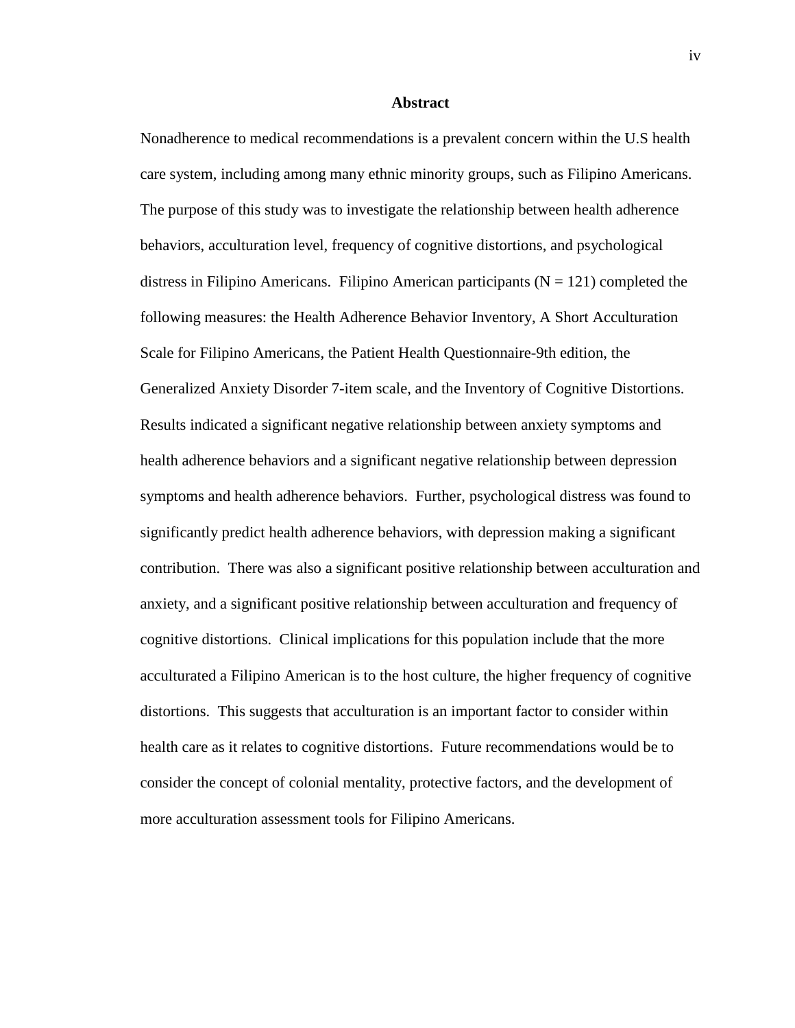# Abstract

Nonadherence to medical recommendations is a prevalent concern within the U.S health care system, including among many ethnic minority groups, such as Filipino Americans. The purpose of this study was to investigate the relationship between health adherence behaviors, acculturation level, frequency of cognitive distortions, and psychological distress in Filipino Americans. Filipino American participants ($N = 121$) completed the following measures: the Health Adherence Behavior Inventory, A Short Acculturation Scale for Filipino Americans, the Patient Health Questionnaire-9th edition, the Generalized Anxiety Disorder 7-item scale, and the Inventory of Cognitive Distortions. Results indicated a significant negative relationship between anxiety symptoms and health adherence behaviors and a significant negative relationship between depression symptoms and health adherence behaviors. Further, psychological distress was found to significantly predict health adherence behaviors, with depression making a significant contribution. There was also a significant positive relationship between acculturation and anxiety, and a significant positive relationship between acculturation and frequency of cognitive distortions. Clinical implications for this population include that the more acculturated a Filipino American is to the host culture, the higher frequency of cognitive distortions. This suggests that acculturation is an important factor to consider within health care as it relates to cognitive distortions. Future recommendations would be to consider the concept of colonial mentality, protective factors, and the development of more acculturation assessment tools for Filipino Americans.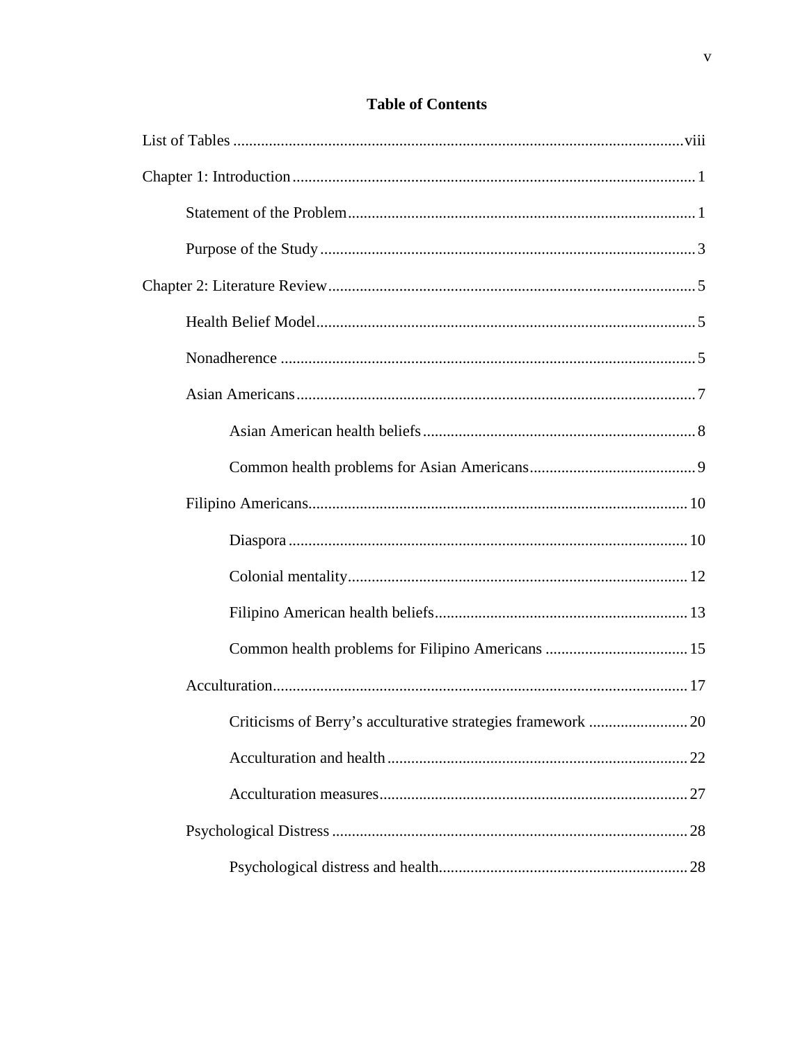# Table of Contents

List of Tables ........................................................................................................viii

Chapter 1: Introduction ........................................................................................ 1

- Statement of the Problem ................................................................................ 1
- Purpose of the Study ........................................................................................ 3

Chapter 2: Literature Review ................................................................................ 5

- Health Belief Model ......................................................................................... 5
- Nonadherence .................................................................................................. 5
- Asian Americans .............................................................................................. 7
  - Asian American health beliefs ..................................................................... 8
  - Common health problems for Asian Americans .......................................... 9
- Filipino Americans ......................................................................................... 10
  - Diaspora ...................................................................................................... 10
  - Colonial mentality ....................................................................................... 12
  - Filipino American health beliefs ................................................................ 13
  - Common health problems for Filipino Americans ..................................... 15
- Acculturation .................................................................................................. 17
  - Criticisms of Berry's acculturative strategies framework .......................... 20
  - Acculturation and health ............................................................................ 22
  - Acculturation measures .............................................................................. 27
- Psychological Distress ................................................................................... 28
  - Psychological distress and health ............................................................... 28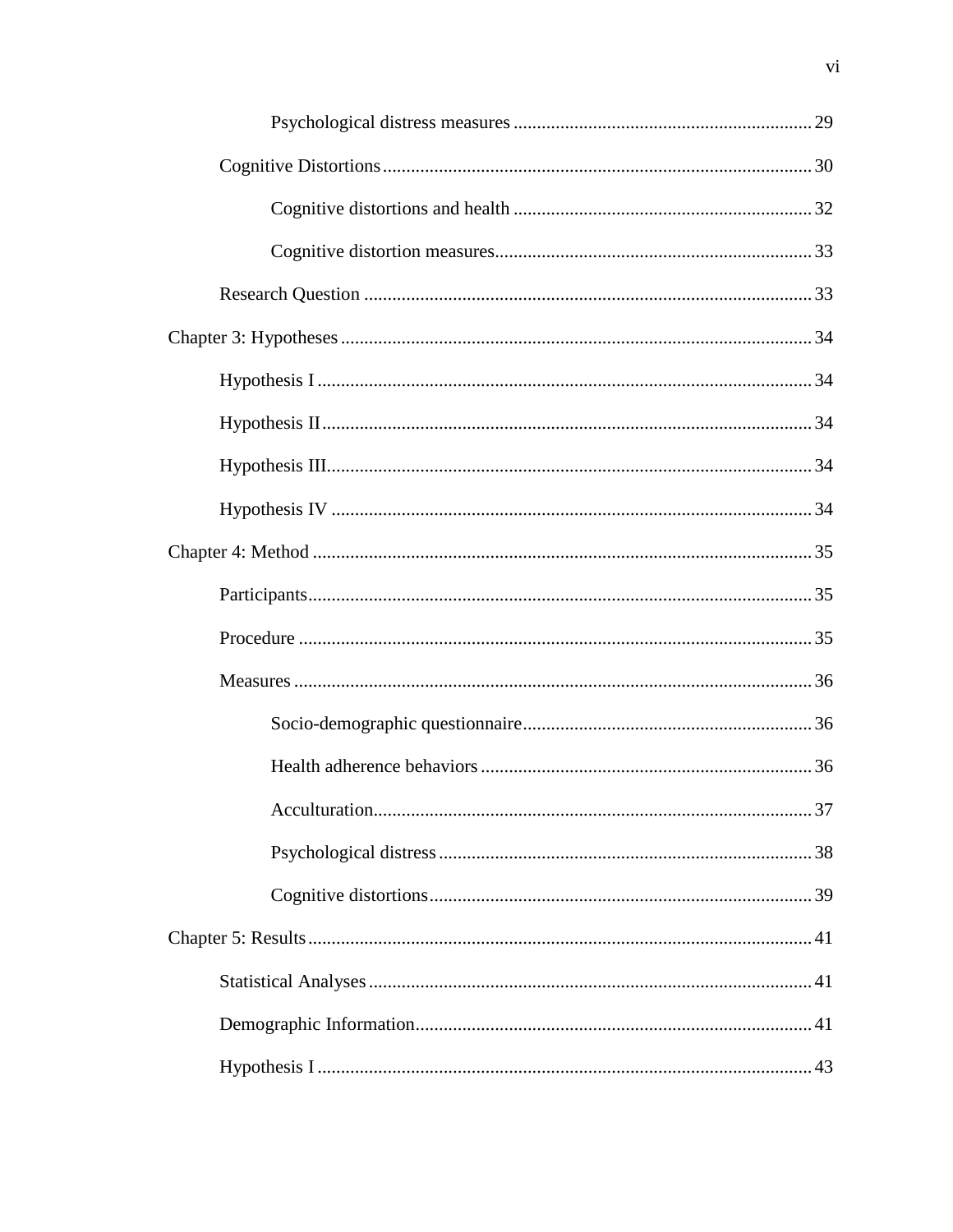Psychological distress measures ............................................................... 29

Cognitive Distortions .......................................................................................... 30

Cognitive distortions and health ............................................................... 32

Cognitive distortion measures................................................................... 33

Research Question ............................................................................................... 33

Chapter 3: Hypotheses ....................................................................................................... 34

Hypothesis I ......................................................................................................... 34

Hypothesis II ........................................................................................................ 34

Hypothesis III ....................................................................................................... 34

Hypothesis IV ...................................................................................................... 34

Chapter 4: Method ............................................................................................................. 35

Participants ........................................................................................................... 35

Procedure ............................................................................................................. 35

Measures .............................................................................................................. 36

Socio-demographic questionnaire............................................................. 36

Health adherence behaviors ...................................................................... 36

Acculturation ............................................................................................. 37

Psychological distress ............................................................................... 38

Cognitive distortions ................................................................................. 39

Chapter 5: Results .............................................................................................................. 41

Statistical Analyses .............................................................................................. 41

Demographic Information .................................................................................... 41

Hypothesis I ......................................................................................................... 43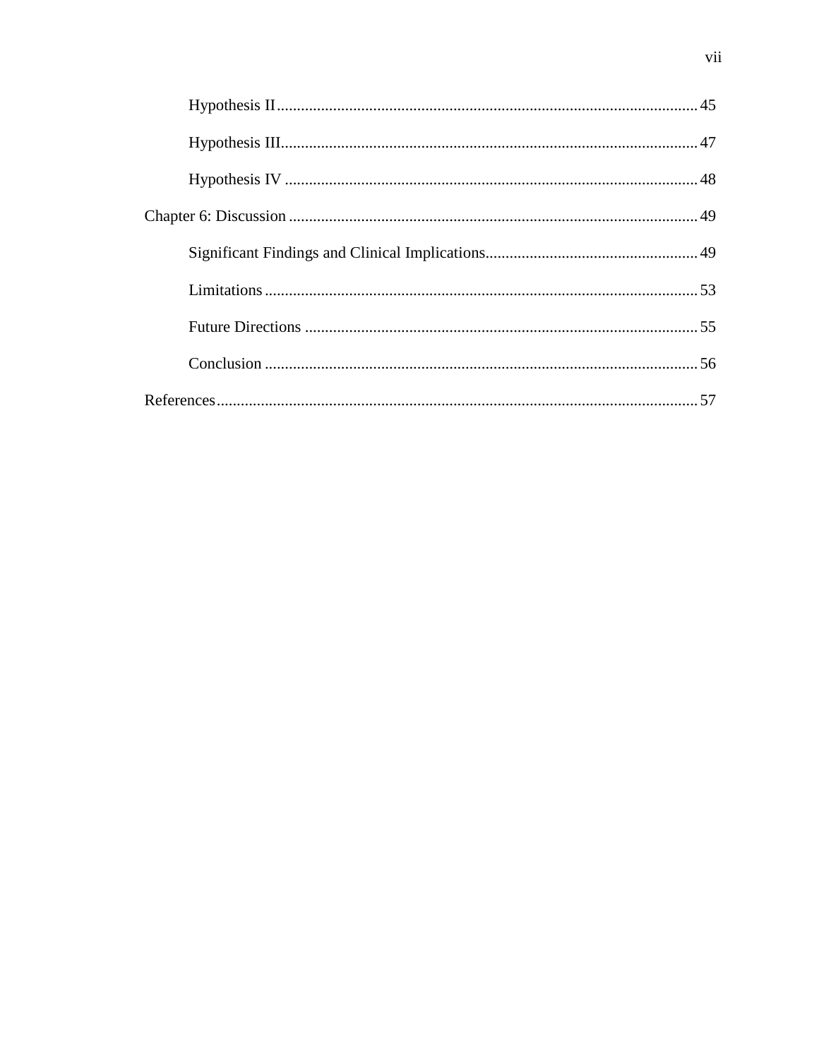Hypothesis II ........................................................................................................ 45

Hypothesis III....................................................................................................... 47

Hypothesis IV ...................................................................................................... 48

Chapter 6: Discussion ..................................................................................................... 49

Significant Findings and Clinical Implications..................................................... 49

Limitations ........................................................................................................... 53

Future Directions ................................................................................................. 55

Conclusion ........................................................................................................... 56

References........................................................................................................................ 57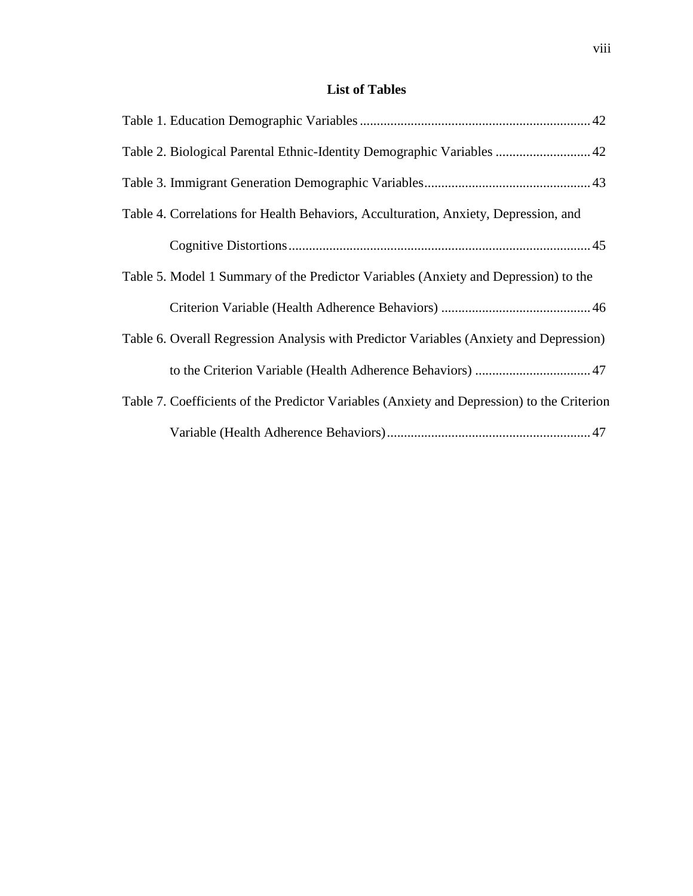## List of Tables

Table 1. Education Demographic Variables ........................................ 42

Table 2. Biological Parental Ethnic-Identity Demographic Variables ........................................ 42

Table 3. Immigrant Generation Demographic Variables ........................................ 43

Table 4. Correlations for Health Behaviors, Acculturation, Anxiety, Depression, and Cognitive Distortions ........................................ 45

Table 5. Model 1 Summary of the Predictor Variables (Anxiety and Depression) to the Criterion Variable (Health Adherence Behaviors) ........................................ 46

Table 6. Overall Regression Analysis with Predictor Variables (Anxiety and Depression) to the Criterion Variable (Health Adherence Behaviors) ........................................ 47

Table 7. Coefficients of the Predictor Variables (Anxiety and Depression) to the Criterion Variable (Health Adherence Behaviors) ........................................ 47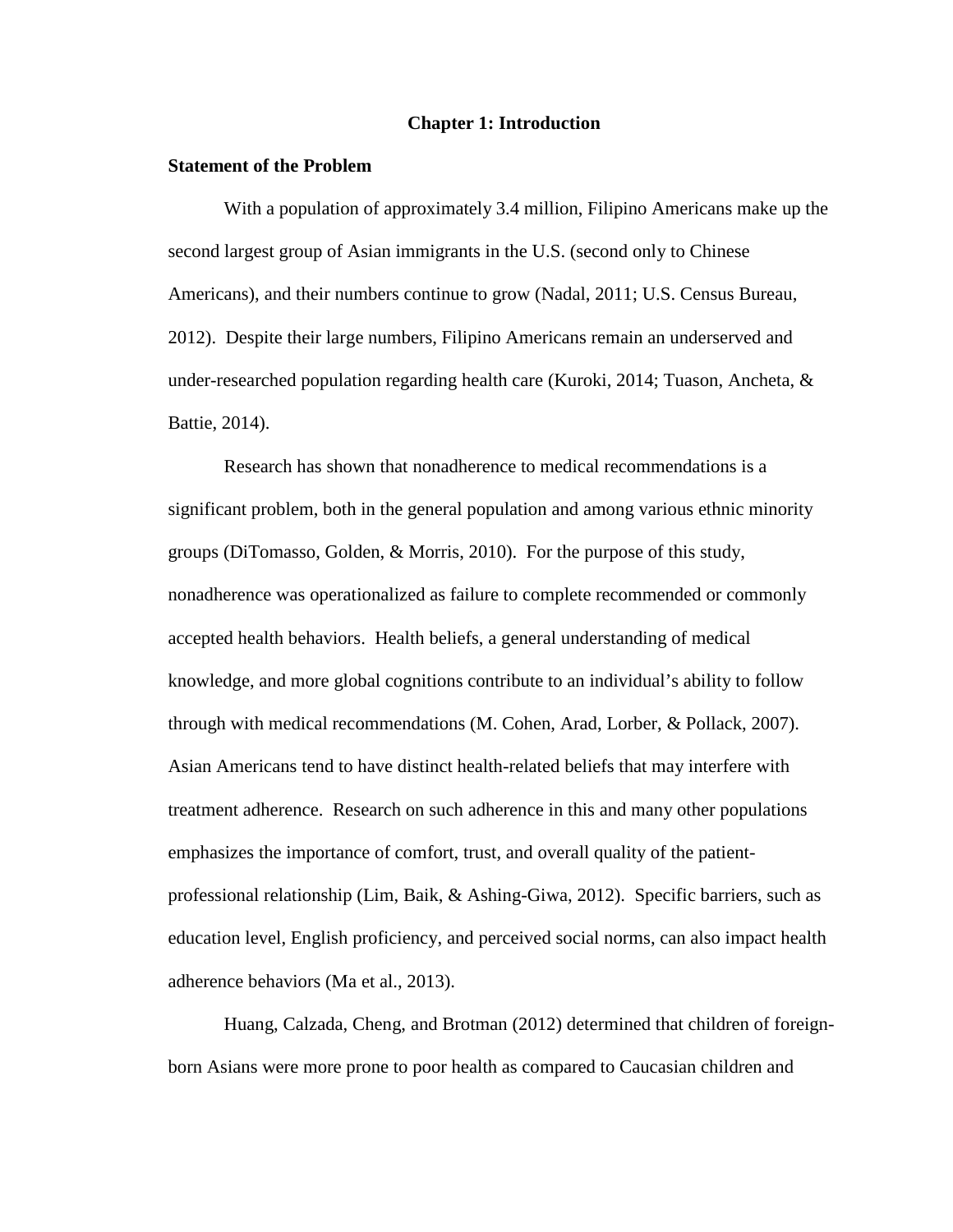# Chapter 1: Introduction

## Statement of the Problem

With a population of approximately 3.4 million, Filipino Americans make up the second largest group of Asian immigrants in the U.S. (second only to Chinese Americans), and their numbers continue to grow (Nadal, 2011; U.S. Census Bureau, 2012). Despite their large numbers, Filipino Americans remain an underserved and under-researched population regarding health care (Kuroki, 2014; Tuason, Ancheta, & Battie, 2014).

Research has shown that nonadherence to medical recommendations is a significant problem, both in the general population and among various ethnic minority groups (DiTomasso, Golden, & Morris, 2010). For the purpose of this study, nonadherence was operationalized as failure to complete recommended or commonly accepted health behaviors. Health beliefs, a general understanding of medical knowledge, and more global cognitions contribute to an individual's ability to follow through with medical recommendations (M. Cohen, Arad, Lorber, & Pollack, 2007). Asian Americans tend to have distinct health-related beliefs that may interfere with treatment adherence. Research on such adherence in this and many other populations emphasizes the importance of comfort, trust, and overall quality of the patient-professional relationship (Lim, Baik, & Ashing-Giwa, 2012). Specific barriers, such as education level, English proficiency, and perceived social norms, can also impact health adherence behaviors (Ma et al., 2013).

Huang, Calzada, Cheng, and Brotman (2012) determined that children of foreign-born Asians were more prone to poor health as compared to Caucasian children and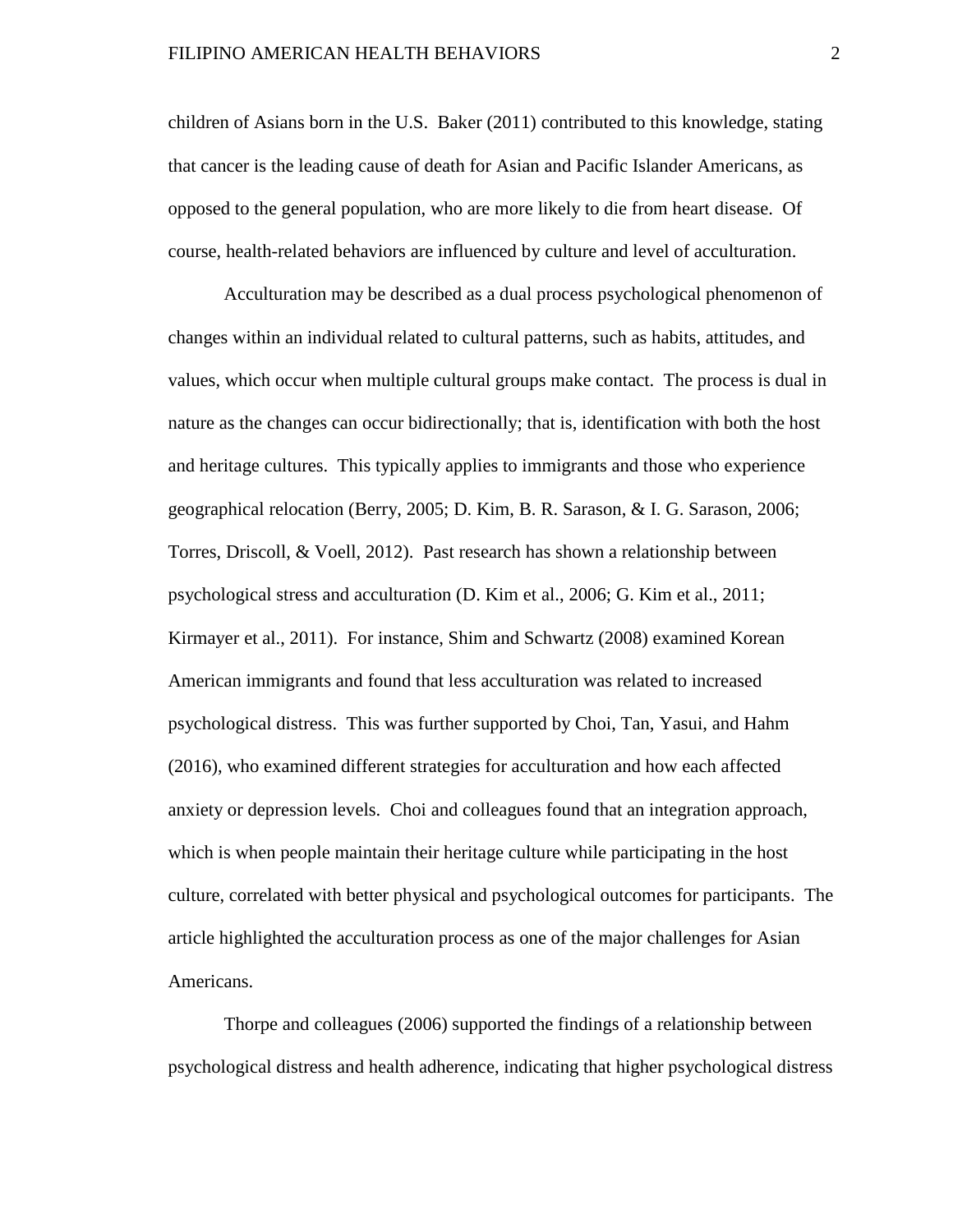children of Asians born in the U.S. Baker (2011) contributed to this knowledge, stating that cancer is the leading cause of death for Asian and Pacific Islander Americans, as opposed to the general population, who are more likely to die from heart disease. Of course, health-related behaviors are influenced by culture and level of acculturation.

Acculturation may be described as a dual process psychological phenomenon of changes within an individual related to cultural patterns, such as habits, attitudes, and values, which occur when multiple cultural groups make contact. The process is dual in nature as the changes can occur bidirectionally; that is, identification with both the host and heritage cultures. This typically applies to immigrants and those who experience geographical relocation (Berry, 2005; D. Kim, B. R. Sarason, & I. G. Sarason, 2006; Torres, Driscoll, & Voell, 2012). Past research has shown a relationship between psychological stress and acculturation (D. Kim et al., 2006; G. Kim et al., 2011; Kirmayer et al., 2011). For instance, Shim and Schwartz (2008) examined Korean American immigrants and found that less acculturation was related to increased psychological distress. This was further supported by Choi, Tan, Yasui, and Hahm (2016), who examined different strategies for acculturation and how each affected anxiety or depression levels. Choi and colleagues found that an integration approach, which is when people maintain their heritage culture while participating in the host culture, correlated with better physical and psychological outcomes for participants. The article highlighted the acculturation process as one of the major challenges for Asian Americans.

Thorpe and colleagues (2006) supported the findings of a relationship between psychological distress and health adherence, indicating that higher psychological distress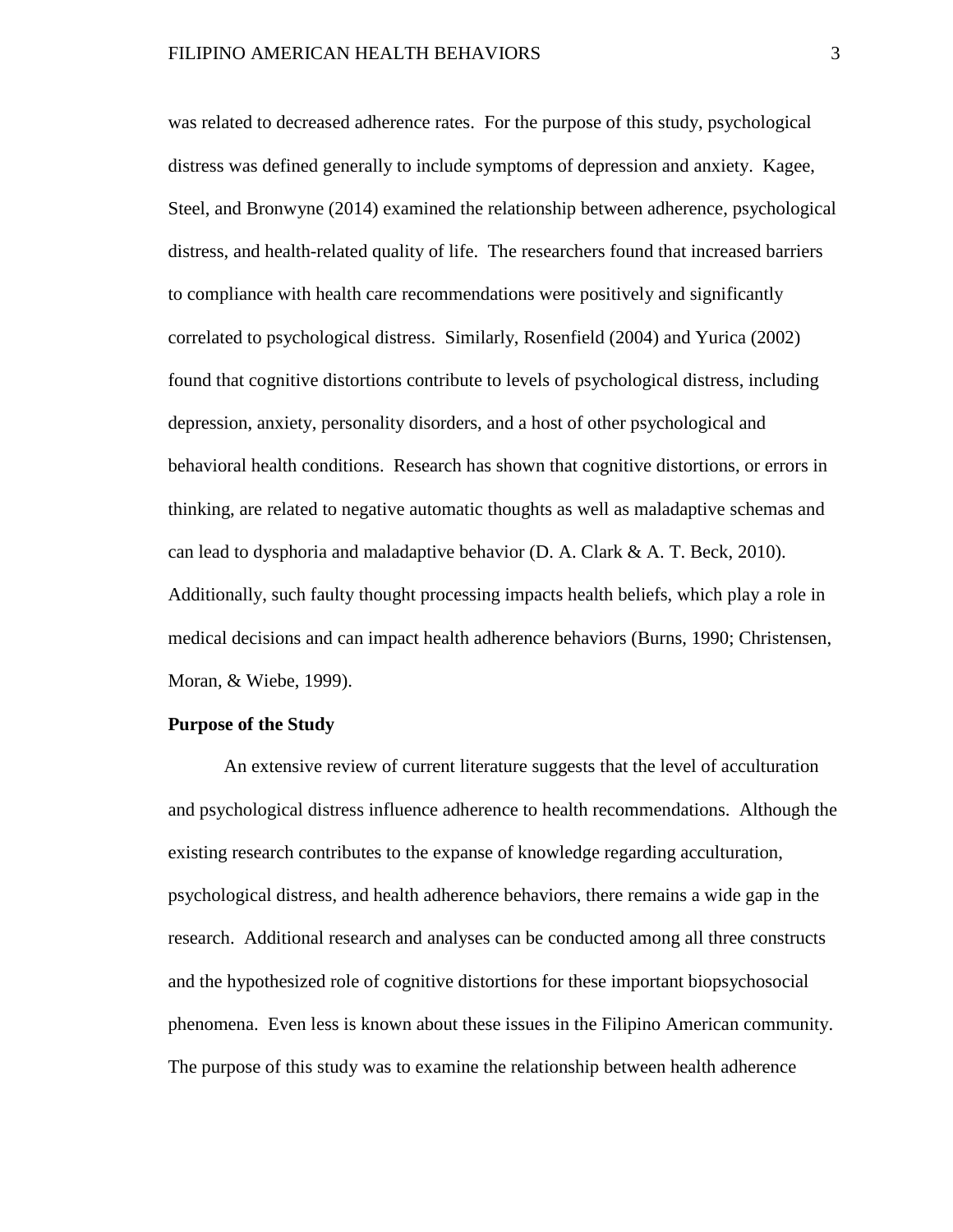was related to decreased adherence rates. For the purpose of this study, psychological distress was defined generally to include symptoms of depression and anxiety. Kagee, Steel, and Bronwyne (2014) examined the relationship between adherence, psychological distress, and health-related quality of life. The researchers found that increased barriers to compliance with health care recommendations were positively and significantly correlated to psychological distress. Similarly, Rosenfield (2004) and Yurica (2002) found that cognitive distortions contribute to levels of psychological distress, including depression, anxiety, personality disorders, and a host of other psychological and behavioral health conditions. Research has shown that cognitive distortions, or errors in thinking, are related to negative automatic thoughts as well as maladaptive schemas and can lead to dysphoria and maladaptive behavior (D. A. Clark & A. T. Beck, 2010). Additionally, such faulty thought processing impacts health beliefs, which play a role in medical decisions and can impact health adherence behaviors (Burns, 1990; Christensen, Moran, & Wiebe, 1999).

**Purpose of the Study**

An extensive review of current literature suggests that the level of acculturation and psychological distress influence adherence to health recommendations. Although the existing research contributes to the expanse of knowledge regarding acculturation, psychological distress, and health adherence behaviors, there remains a wide gap in the research. Additional research and analyses can be conducted among all three constructs and the hypothesized role of cognitive distortions for these important biopsychosocial phenomena. Even less is known about these issues in the Filipino American community. The purpose of this study was to examine the relationship between health adherence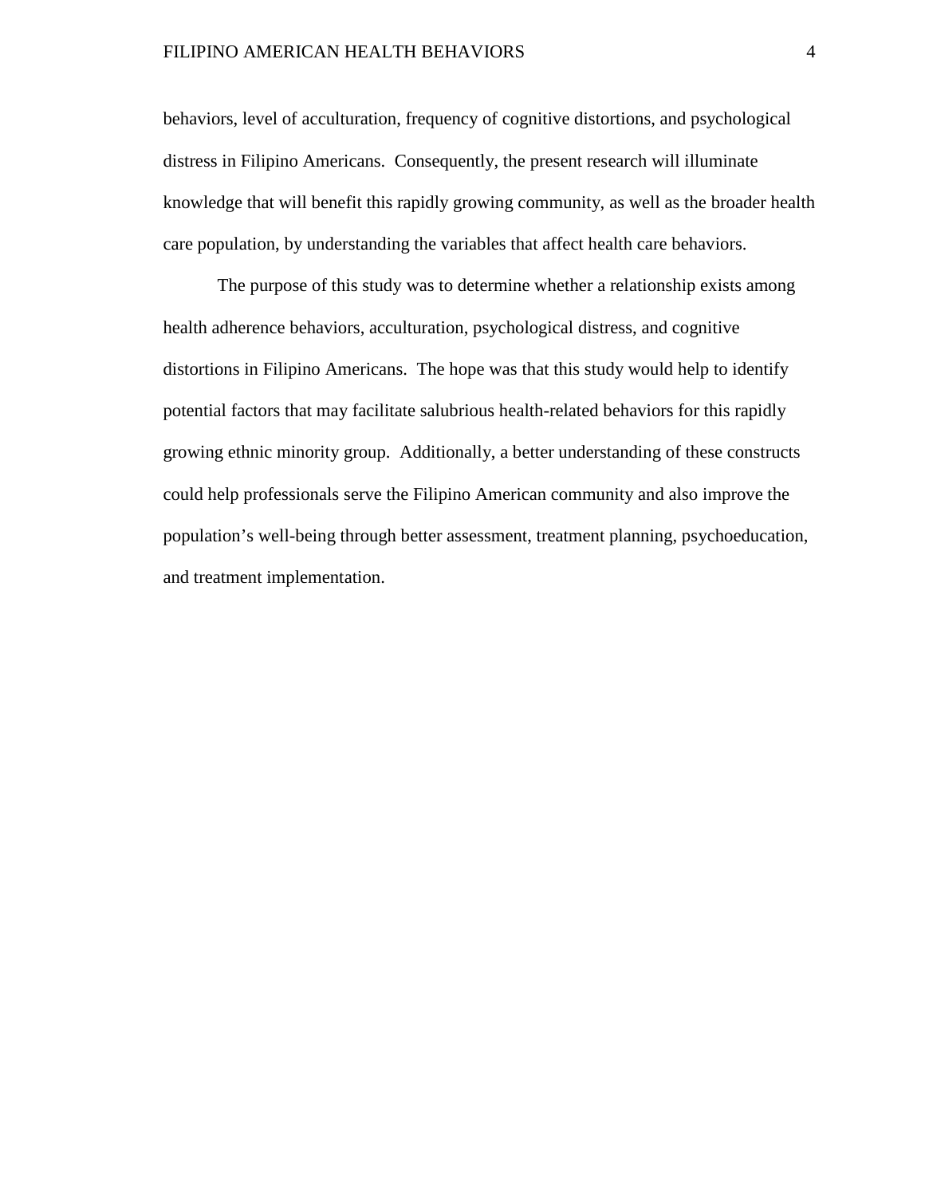behaviors, level of acculturation, frequency of cognitive distortions, and psychological distress in Filipino Americans. Consequently, the present research will illuminate knowledge that will benefit this rapidly growing community, as well as the broader health care population, by understanding the variables that affect health care behaviors.

The purpose of this study was to determine whether a relationship exists among health adherence behaviors, acculturation, psychological distress, and cognitive distortions in Filipino Americans. The hope was that this study would help to identify potential factors that may facilitate salubrious health-related behaviors for this rapidly growing ethnic minority group. Additionally, a better understanding of these constructs could help professionals serve the Filipino American community and also improve the population's well-being through better assessment, treatment planning, psychoeducation, and treatment implementation.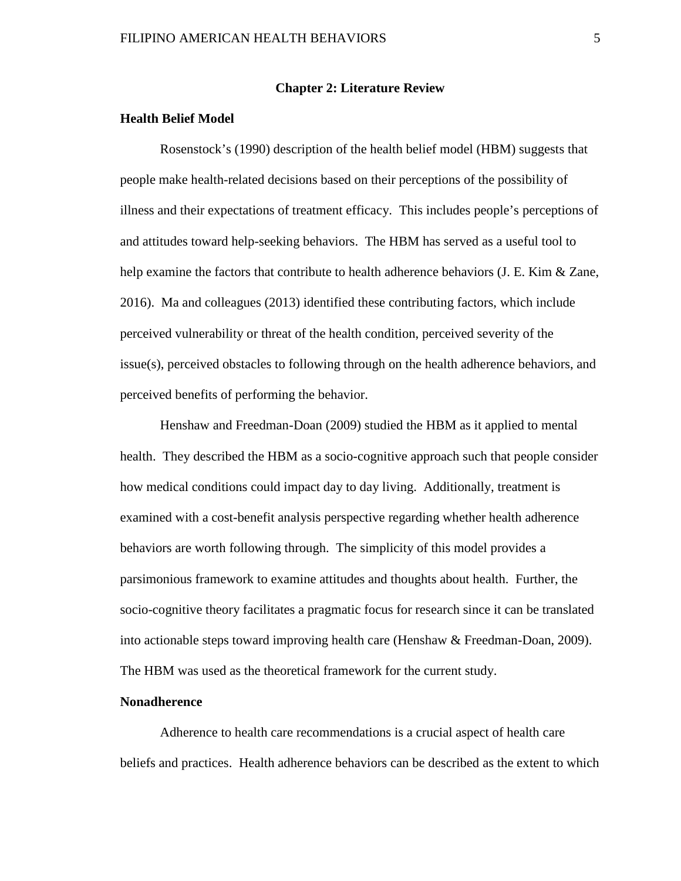## Chapter 2: Literature Review

### Health Belief Model

Rosenstock's (1990) description of the health belief model (HBM) suggests that people make health-related decisions based on their perceptions of the possibility of illness and their expectations of treatment efficacy. This includes people's perceptions of and attitudes toward help-seeking behaviors. The HBM has served as a useful tool to help examine the factors that contribute to health adherence behaviors (J. E. Kim & Zane, 2016). Ma and colleagues (2013) identified these contributing factors, which include perceived vulnerability or threat of the health condition, perceived severity of the issue(s), perceived obstacles to following through on the health adherence behaviors, and perceived benefits of performing the behavior.

Henshaw and Freedman-Doan (2009) studied the HBM as it applied to mental health. They described the HBM as a socio-cognitive approach such that people consider how medical conditions could impact day to day living. Additionally, treatment is examined with a cost-benefit analysis perspective regarding whether health adherence behaviors are worth following through. The simplicity of this model provides a parsimonious framework to examine attitudes and thoughts about health. Further, the socio-cognitive theory facilitates a pragmatic focus for research since it can be translated into actionable steps toward improving health care (Henshaw & Freedman-Doan, 2009). The HBM was used as the theoretical framework for the current study.

### Nonadherence

Adherence to health care recommendations is a crucial aspect of health care beliefs and practices. Health adherence behaviors can be described as the extent to which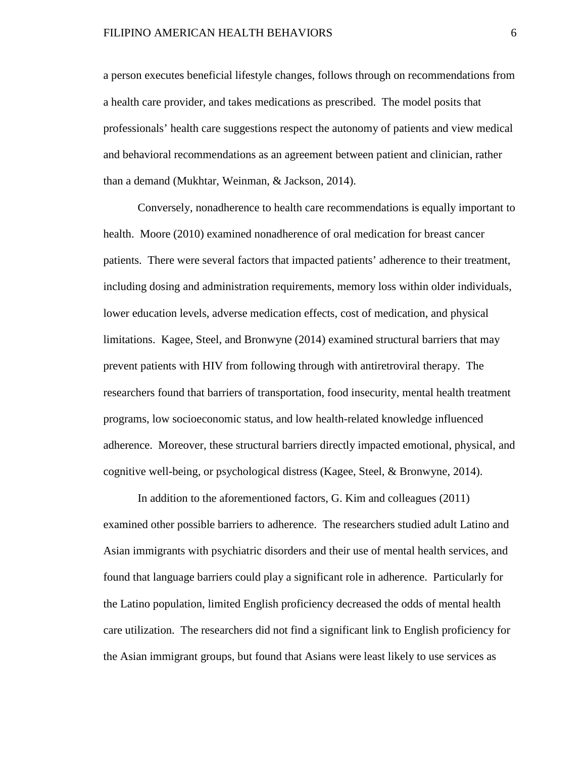a person executes beneficial lifestyle changes, follows through on recommendations from a health care provider, and takes medications as prescribed. The model posits that professionals' health care suggestions respect the autonomy of patients and view medical and behavioral recommendations as an agreement between patient and clinician, rather than a demand (Mukhtar, Weinman, & Jackson, 2014).

Conversely, nonadherence to health care recommendations is equally important to health. Moore (2010) examined nonadherence of oral medication for breast cancer patients. There were several factors that impacted patients' adherence to their treatment, including dosing and administration requirements, memory loss within older individuals, lower education levels, adverse medication effects, cost of medication, and physical limitations. Kagee, Steel, and Bronwyne (2014) examined structural barriers that may prevent patients with HIV from following through with antiretroviral therapy. The researchers found that barriers of transportation, food insecurity, mental health treatment programs, low socioeconomic status, and low health-related knowledge influenced adherence. Moreover, these structural barriers directly impacted emotional, physical, and cognitive well-being, or psychological distress (Kagee, Steel, & Bronwyne, 2014).

In addition to the aforementioned factors, G. Kim and colleagues (2011) examined other possible barriers to adherence. The researchers studied adult Latino and Asian immigrants with psychiatric disorders and their use of mental health services, and found that language barriers could play a significant role in adherence. Particularly for the Latino population, limited English proficiency decreased the odds of mental health care utilization. The researchers did not find a significant link to English proficiency for the Asian immigrant groups, but found that Asians were least likely to use services as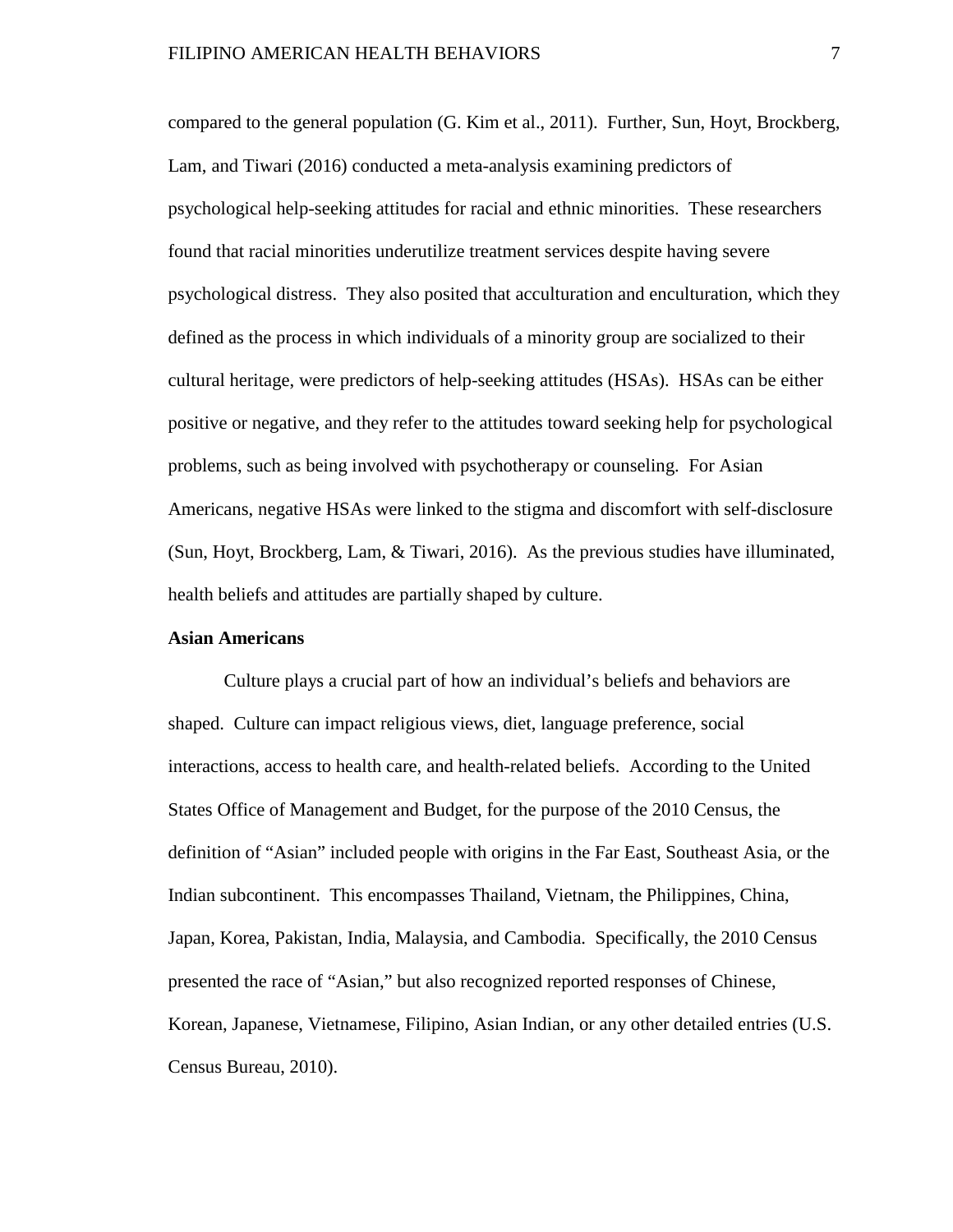compared to the general population (G. Kim et al., 2011). Further, Sun, Hoyt, Brockberg, Lam, and Tiwari (2016) conducted a meta-analysis examining predictors of psychological help-seeking attitudes for racial and ethnic minorities. These researchers found that racial minorities underutilize treatment services despite having severe psychological distress. They also posited that acculturation and enculturation, which they defined as the process in which individuals of a minority group are socialized to their cultural heritage, were predictors of help-seeking attitudes (HSAs). HSAs can be either positive or negative, and they refer to the attitudes toward seeking help for psychological problems, such as being involved with psychotherapy or counseling. For Asian Americans, negative HSAs were linked to the stigma and discomfort with self-disclosure (Sun, Hoyt, Brockberg, Lam, & Tiwari, 2016). As the previous studies have illuminated, health beliefs and attitudes are partially shaped by culture.

**Asian Americans**

Culture plays a crucial part of how an individual's beliefs and behaviors are shaped. Culture can impact religious views, diet, language preference, social interactions, access to health care, and health-related beliefs. According to the United States Office of Management and Budget, for the purpose of the 2010 Census, the definition of "Asian" included people with origins in the Far East, Southeast Asia, or the Indian subcontinent. This encompasses Thailand, Vietnam, the Philippines, China, Japan, Korea, Pakistan, India, Malaysia, and Cambodia. Specifically, the 2010 Census presented the race of "Asian," but also recognized reported responses of Chinese, Korean, Japanese, Vietnamese, Filipino, Asian Indian, or any other detailed entries (U.S. Census Bureau, 2010).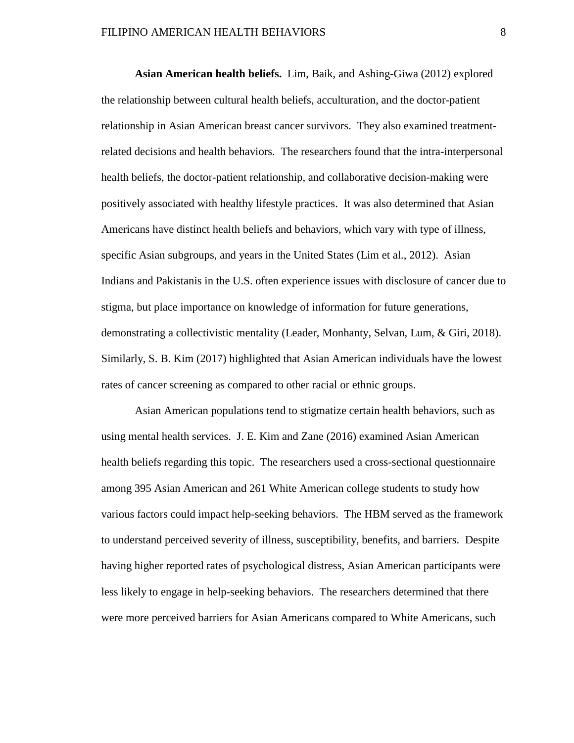**Asian American health beliefs.** Lim, Baik, and Ashing-Giwa (2012) explored the relationship between cultural health beliefs, acculturation, and the doctor-patient relationship in Asian American breast cancer survivors. They also examined treatment-related decisions and health behaviors. The researchers found that the intra-interpersonal health beliefs, the doctor-patient relationship, and collaborative decision-making were positively associated with healthy lifestyle practices. It was also determined that Asian Americans have distinct health beliefs and behaviors, which vary with type of illness, specific Asian subgroups, and years in the United States (Lim et al., 2012). Asian Indians and Pakistanis in the U.S. often experience issues with disclosure of cancer due to stigma, but place importance on knowledge of information for future generations, demonstrating a collectivistic mentality (Leader, Monhanty, Selvan, Lum, & Giri, 2018). Similarly, S. B. Kim (2017) highlighted that Asian American individuals have the lowest rates of cancer screening as compared to other racial or ethnic groups.

Asian American populations tend to stigmatize certain health behaviors, such as using mental health services. J. E. Kim and Zane (2016) examined Asian American health beliefs regarding this topic. The researchers used a cross-sectional questionnaire among 395 Asian American and 261 White American college students to study how various factors could impact help-seeking behaviors. The HBM served as the framework to understand perceived severity of illness, susceptibility, benefits, and barriers. Despite having higher reported rates of psychological distress, Asian American participants were less likely to engage in help-seeking behaviors. The researchers determined that there were more perceived barriers for Asian Americans compared to White Americans, such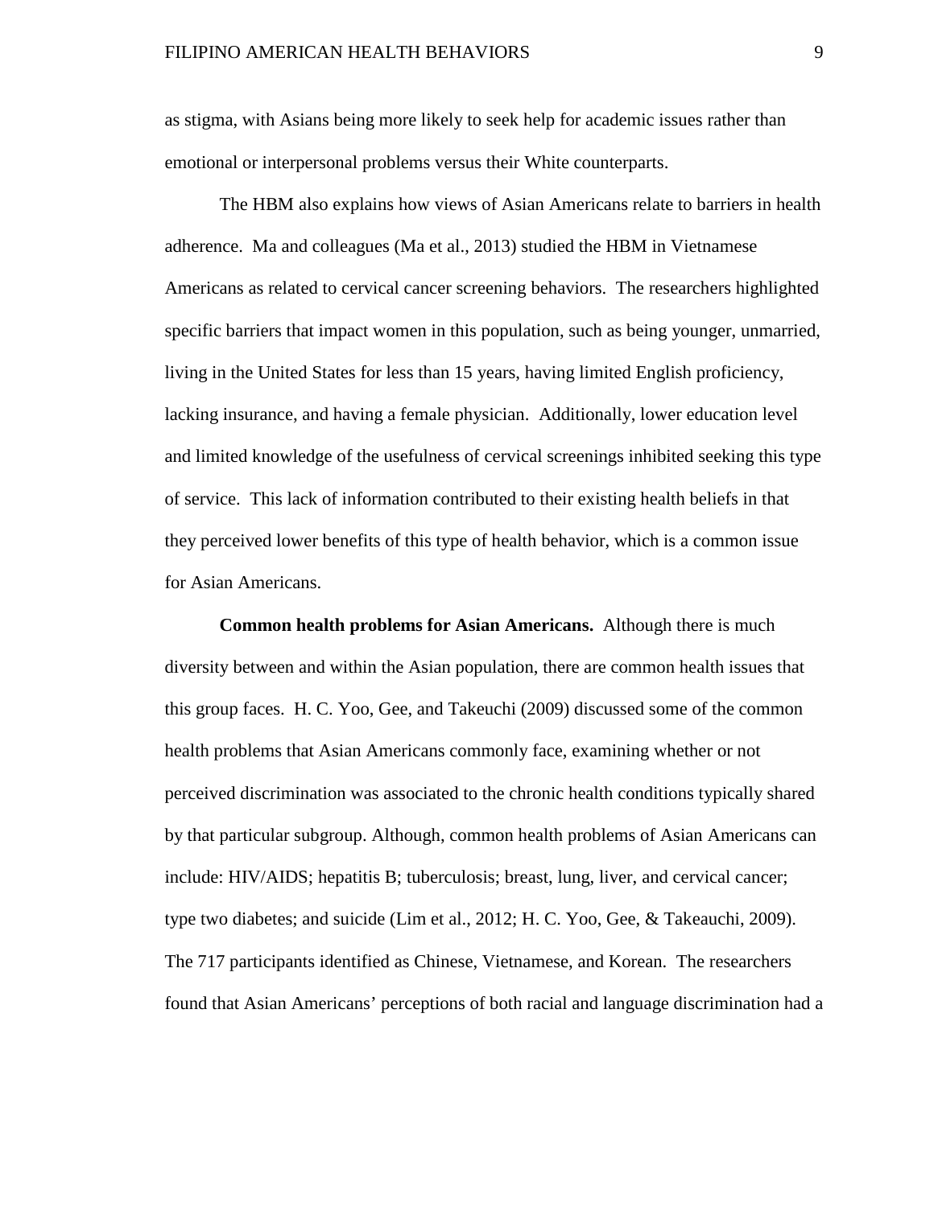as stigma, with Asians being more likely to seek help for academic issues rather than emotional or interpersonal problems versus their White counterparts.

The HBM also explains how views of Asian Americans relate to barriers in health adherence. Ma and colleagues (Ma et al., 2013) studied the HBM in Vietnamese Americans as related to cervical cancer screening behaviors. The researchers highlighted specific barriers that impact women in this population, such as being younger, unmarried, living in the United States for less than 15 years, having limited English proficiency, lacking insurance, and having a female physician. Additionally, lower education level and limited knowledge of the usefulness of cervical screenings inhibited seeking this type of service. This lack of information contributed to their existing health beliefs in that they perceived lower benefits of this type of health behavior, which is a common issue for Asian Americans.

**Common health problems for Asian Americans.** Although there is much diversity between and within the Asian population, there are common health issues that this group faces. H. C. Yoo, Gee, and Takeuchi (2009) discussed some of the common health problems that Asian Americans commonly face, examining whether or not perceived discrimination was associated to the chronic health conditions typically shared by that particular subgroup. Although, common health problems of Asian Americans can include: HIV/AIDS; hepatitis B; tuberculosis; breast, lung, liver, and cervical cancer; type two diabetes; and suicide (Lim et al., 2012; H. C. Yoo, Gee, & Takeauchi, 2009). The 717 participants identified as Chinese, Vietnamese, and Korean. The researchers found that Asian Americans' perceptions of both racial and language discrimination had a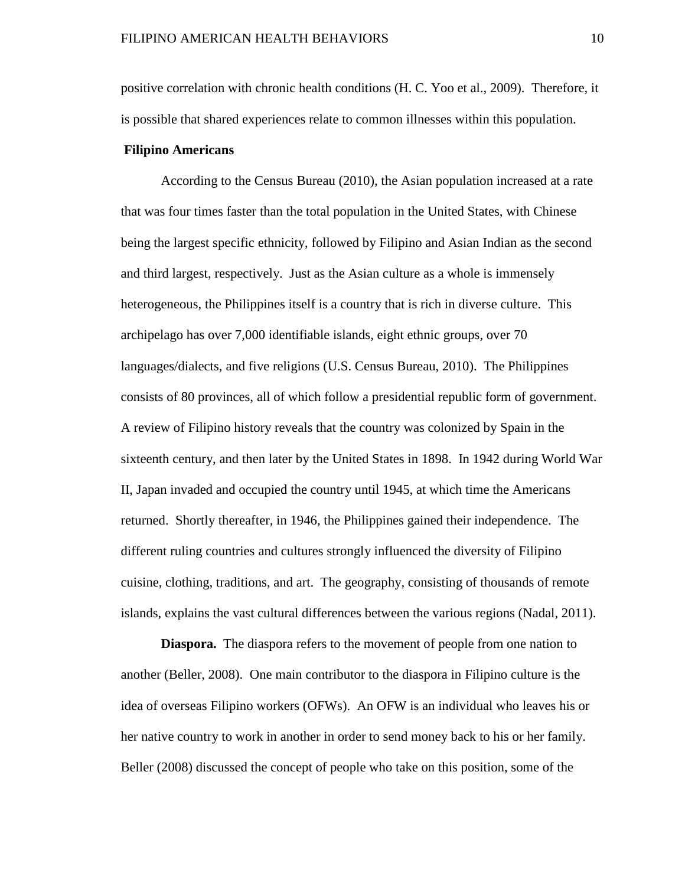positive correlation with chronic health conditions (H. C. Yoo et al., 2009). Therefore, it is possible that shared experiences relate to common illnesses within this population.

## Filipino Americans

According to the Census Bureau (2010), the Asian population increased at a rate that was four times faster than the total population in the United States, with Chinese being the largest specific ethnicity, followed by Filipino and Asian Indian as the second and third largest, respectively. Just as the Asian culture as a whole is immensely heterogeneous, the Philippines itself is a country that is rich in diverse culture. This archipelago has over 7,000 identifiable islands, eight ethnic groups, over 70 languages/dialects, and five religions (U.S. Census Bureau, 2010). The Philippines consists of 80 provinces, all of which follow a presidential republic form of government. A review of Filipino history reveals that the country was colonized by Spain in the sixteenth century, and then later by the United States in 1898. In 1942 during World War II, Japan invaded and occupied the country until 1945, at which time the Americans returned. Shortly thereafter, in 1946, the Philippines gained their independence. The different ruling countries and cultures strongly influenced the diversity of Filipino cuisine, clothing, traditions, and art. The geography, consisting of thousands of remote islands, explains the vast cultural differences between the various regions (Nadal, 2011).

**Diaspora.** The diaspora refers to the movement of people from one nation to another (Beller, 2008). One main contributor to the diaspora in Filipino culture is the idea of overseas Filipino workers (OFWs). An OFW is an individual who leaves his or her native country to work in another in order to send money back to his or her family. Beller (2008) discussed the concept of people who take on this position, some of the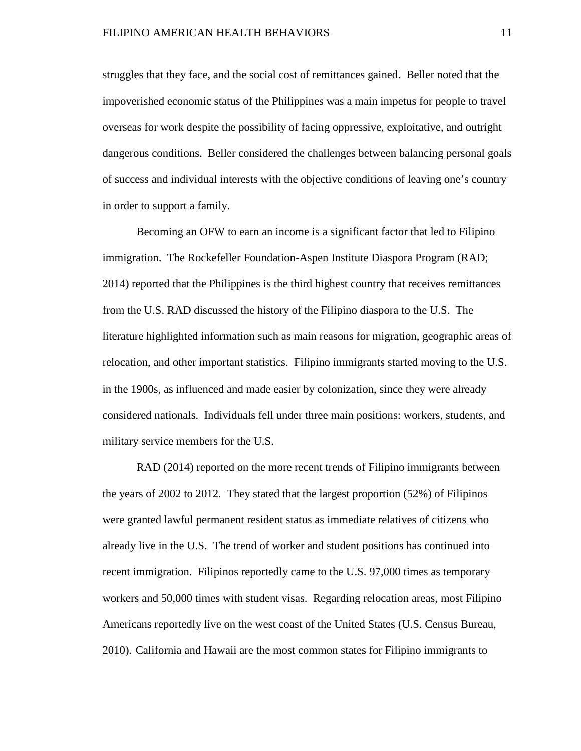struggles that they face, and the social cost of remittances gained. Beller noted that the impoverished economic status of the Philippines was a main impetus for people to travel overseas for work despite the possibility of facing oppressive, exploitative, and outright dangerous conditions. Beller considered the challenges between balancing personal goals of success and individual interests with the objective conditions of leaving one's country in order to support a family.

Becoming an OFW to earn an income is a significant factor that led to Filipino immigration. The Rockefeller Foundation-Aspen Institute Diaspora Program (RAD; 2014) reported that the Philippines is the third highest country that receives remittances from the U.S. RAD discussed the history of the Filipino diaspora to the U.S. The literature highlighted information such as main reasons for migration, geographic areas of relocation, and other important statistics. Filipino immigrants started moving to the U.S. in the 1900s, as influenced and made easier by colonization, since they were already considered nationals. Individuals fell under three main positions: workers, students, and military service members for the U.S.

RAD (2014) reported on the more recent trends of Filipino immigrants between the years of 2002 to 2012. They stated that the largest proportion (52%) of Filipinos were granted lawful permanent resident status as immediate relatives of citizens who already live in the U.S. The trend of worker and student positions has continued into recent immigration. Filipinos reportedly came to the U.S. 97,000 times as temporary workers and 50,000 times with student visas. Regarding relocation areas, most Filipino Americans reportedly live on the west coast of the United States (U.S. Census Bureau, 2010). California and Hawaii are the most common states for Filipino immigrants to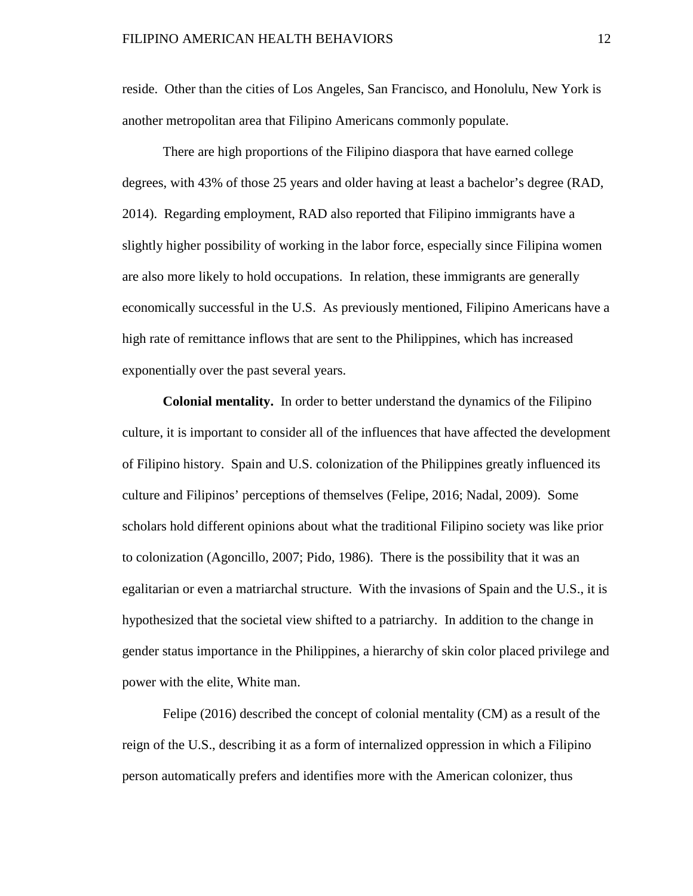reside. Other than the cities of Los Angeles, San Francisco, and Honolulu, New York is another metropolitan area that Filipino Americans commonly populate.

There are high proportions of the Filipino diaspora that have earned college degrees, with 43% of those 25 years and older having at least a bachelor's degree (RAD, 2014). Regarding employment, RAD also reported that Filipino immigrants have a slightly higher possibility of working in the labor force, especially since Filipina women are also more likely to hold occupations. In relation, these immigrants are generally economically successful in the U.S. As previously mentioned, Filipino Americans have a high rate of remittance inflows that are sent to the Philippines, which has increased exponentially over the past several years.

**Colonial mentality.** In order to better understand the dynamics of the Filipino culture, it is important to consider all of the influences that have affected the development of Filipino history. Spain and U.S. colonization of the Philippines greatly influenced its culture and Filipinos' perceptions of themselves (Felipe, 2016; Nadal, 2009). Some scholars hold different opinions about what the traditional Filipino society was like prior to colonization (Agoncillo, 2007; Pido, 1986). There is the possibility that it was an egalitarian or even a matriarchal structure. With the invasions of Spain and the U.S., it is hypothesized that the societal view shifted to a patriarchy. In addition to the change in gender status importance in the Philippines, a hierarchy of skin color placed privilege and power with the elite, White man.

Felipe (2016) described the concept of colonial mentality (CM) as a result of the reign of the U.S., describing it as a form of internalized oppression in which a Filipino person automatically prefers and identifies more with the American colonizer, thus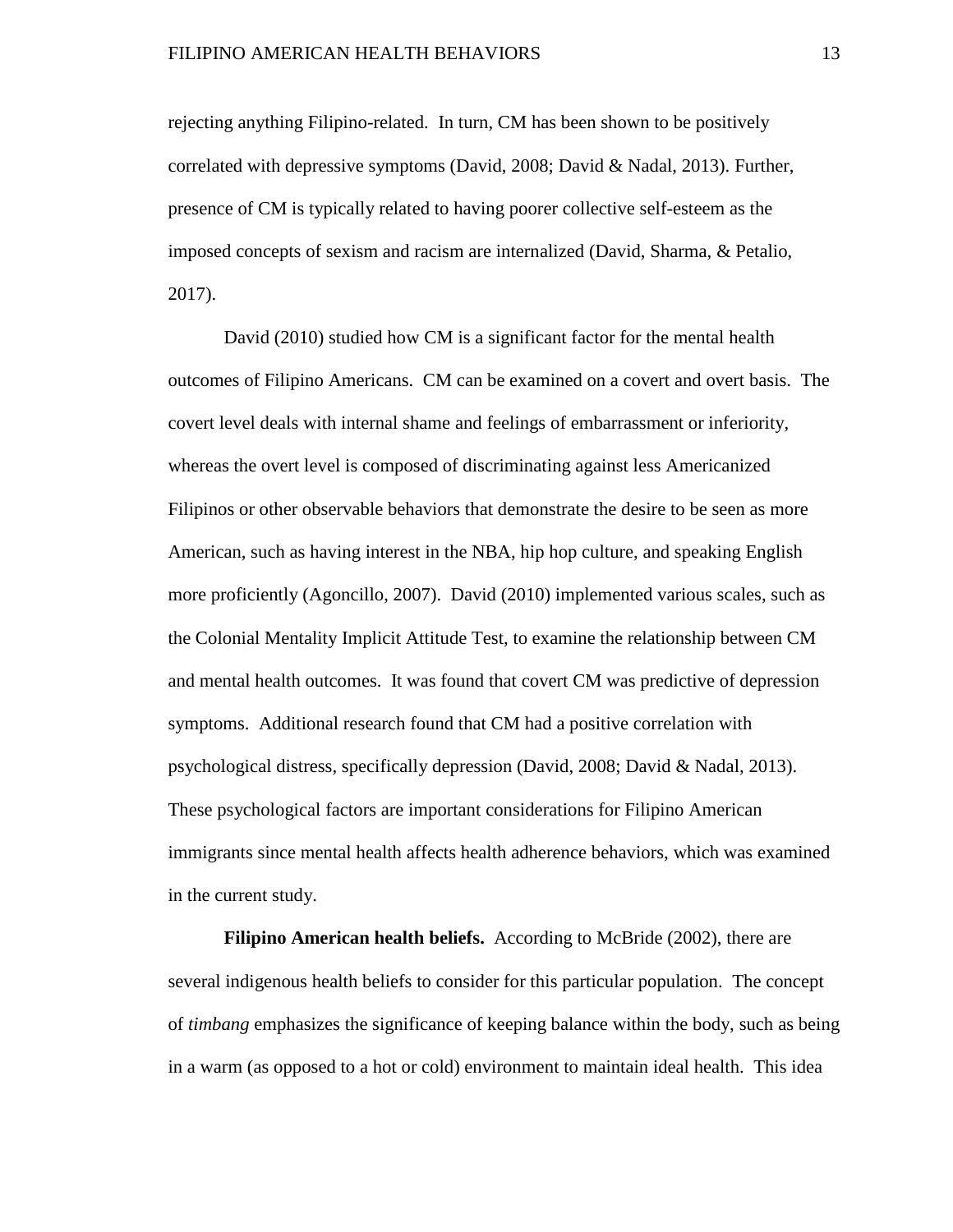rejecting anything Filipino-related. In turn, CM has been shown to be positively correlated with depressive symptoms (David, 2008; David & Nadal, 2013). Further, presence of CM is typically related to having poorer collective self-esteem as the imposed concepts of sexism and racism are internalized (David, Sharma, & Petalio, 2017).

David (2010) studied how CM is a significant factor for the mental health outcomes of Filipino Americans. CM can be examined on a covert and overt basis. The covert level deals with internal shame and feelings of embarrassment or inferiority, whereas the overt level is composed of discriminating against less Americanized Filipinos or other observable behaviors that demonstrate the desire to be seen as more American, such as having interest in the NBA, hip hop culture, and speaking English more proficiently (Agoncillo, 2007). David (2010) implemented various scales, such as the Colonial Mentality Implicit Attitude Test, to examine the relationship between CM and mental health outcomes. It was found that covert CM was predictive of depression symptoms. Additional research found that CM had a positive correlation with psychological distress, specifically depression (David, 2008; David & Nadal, 2013). These psychological factors are important considerations for Filipino American immigrants since mental health affects health adherence behaviors, which was examined in the current study.

**Filipino American health beliefs.** According to McBride (2002), there are several indigenous health beliefs to consider for this particular population. The concept of *timbang* emphasizes the significance of keeping balance within the body, such as being in a warm (as opposed to a hot or cold) environment to maintain ideal health. This idea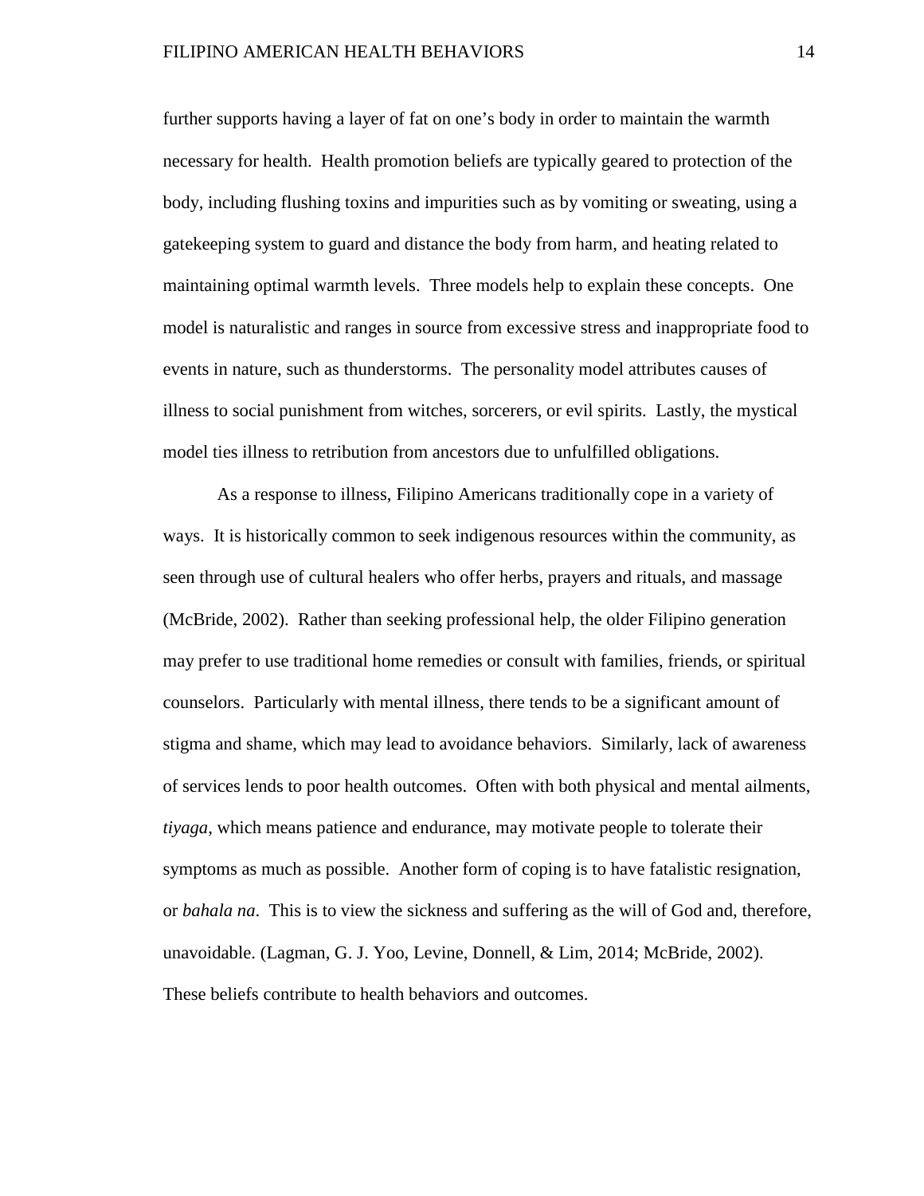further supports having a layer of fat on one's body in order to maintain the warmth necessary for health. Health promotion beliefs are typically geared to protection of the body, including flushing toxins and impurities such as by vomiting or sweating, using a gatekeeping system to guard and distance the body from harm, and heating related to maintaining optimal warmth levels. Three models help to explain these concepts. One model is naturalistic and ranges in source from excessive stress and inappropriate food to events in nature, such as thunderstorms. The personality model attributes causes of illness to social punishment from witches, sorcerers, or evil spirits. Lastly, the mystical model ties illness to retribution from ancestors due to unfulfilled obligations.

As a response to illness, Filipino Americans traditionally cope in a variety of ways. It is historically common to seek indigenous resources within the community, as seen through use of cultural healers who offer herbs, prayers and rituals, and massage (McBride, 2002). Rather than seeking professional help, the older Filipino generation may prefer to use traditional home remedies or consult with families, friends, or spiritual counselors. Particularly with mental illness, there tends to be a significant amount of stigma and shame, which may lead to avoidance behaviors. Similarly, lack of awareness of services lends to poor health outcomes. Often with both physical and mental ailments, *tiyaga*, which means patience and endurance, may motivate people to tolerate their symptoms as much as possible. Another form of coping is to have fatalistic resignation, or *bahala na*. This is to view the sickness and suffering as the will of God and, therefore, unavoidable. (Lagman, G. J. Yoo, Levine, Donnell, & Lim, 2014; McBride, 2002). These beliefs contribute to health behaviors and outcomes.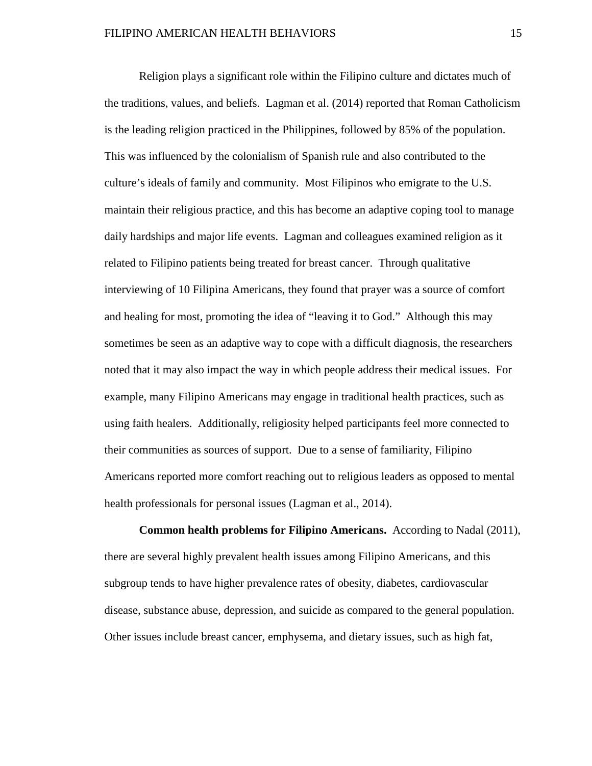Religion plays a significant role within the Filipino culture and dictates much of the traditions, values, and beliefs. Lagman et al. (2014) reported that Roman Catholicism is the leading religion practiced in the Philippines, followed by 85% of the population. This was influenced by the colonialism of Spanish rule and also contributed to the culture's ideals of family and community. Most Filipinos who emigrate to the U.S. maintain their religious practice, and this has become an adaptive coping tool to manage daily hardships and major life events. Lagman and colleagues examined religion as it related to Filipino patients being treated for breast cancer. Through qualitative interviewing of 10 Filipina Americans, they found that prayer was a source of comfort and healing for most, promoting the idea of "leaving it to God." Although this may sometimes be seen as an adaptive way to cope with a difficult diagnosis, the researchers noted that it may also impact the way in which people address their medical issues. For example, many Filipino Americans may engage in traditional health practices, such as using faith healers. Additionally, religiosity helped participants feel more connected to their communities as sources of support. Due to a sense of familiarity, Filipino Americans reported more comfort reaching out to religious leaders as opposed to mental health professionals for personal issues (Lagman et al., 2014).

**Common health problems for Filipino Americans.** According to Nadal (2011), there are several highly prevalent health issues among Filipino Americans, and this subgroup tends to have higher prevalence rates of obesity, diabetes, cardiovascular disease, substance abuse, depression, and suicide as compared to the general population. Other issues include breast cancer, emphysema, and dietary issues, such as high fat,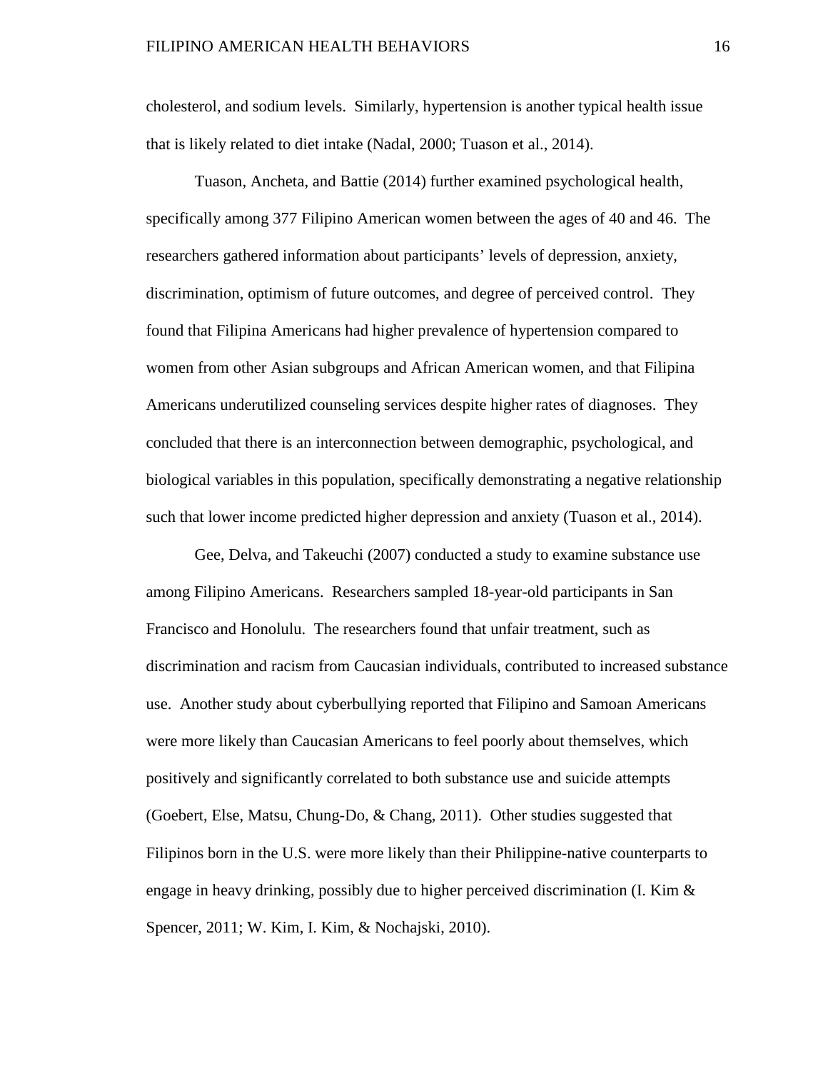cholesterol, and sodium levels. Similarly, hypertension is another typical health issue that is likely related to diet intake (Nadal, 2000; Tuason et al., 2014).

Tuason, Ancheta, and Battie (2014) further examined psychological health, specifically among 377 Filipino American women between the ages of 40 and 46. The researchers gathered information about participants' levels of depression, anxiety, discrimination, optimism of future outcomes, and degree of perceived control. They found that Filipina Americans had higher prevalence of hypertension compared to women from other Asian subgroups and African American women, and that Filipina Americans underutilized counseling services despite higher rates of diagnoses. They concluded that there is an interconnection between demographic, psychological, and biological variables in this population, specifically demonstrating a negative relationship such that lower income predicted higher depression and anxiety (Tuason et al., 2014).

Gee, Delva, and Takeuchi (2007) conducted a study to examine substance use among Filipino Americans. Researchers sampled 18-year-old participants in San Francisco and Honolulu. The researchers found that unfair treatment, such as discrimination and racism from Caucasian individuals, contributed to increased substance use. Another study about cyberbullying reported that Filipino and Samoan Americans were more likely than Caucasian Americans to feel poorly about themselves, which positively and significantly correlated to both substance use and suicide attempts (Goebert, Else, Matsu, Chung-Do, & Chang, 2011). Other studies suggested that Filipinos born in the U.S. were more likely than their Philippine-native counterparts to engage in heavy drinking, possibly due to higher perceived discrimination (I. Kim & Spencer, 2011; W. Kim, I. Kim, & Nochajski, 2010).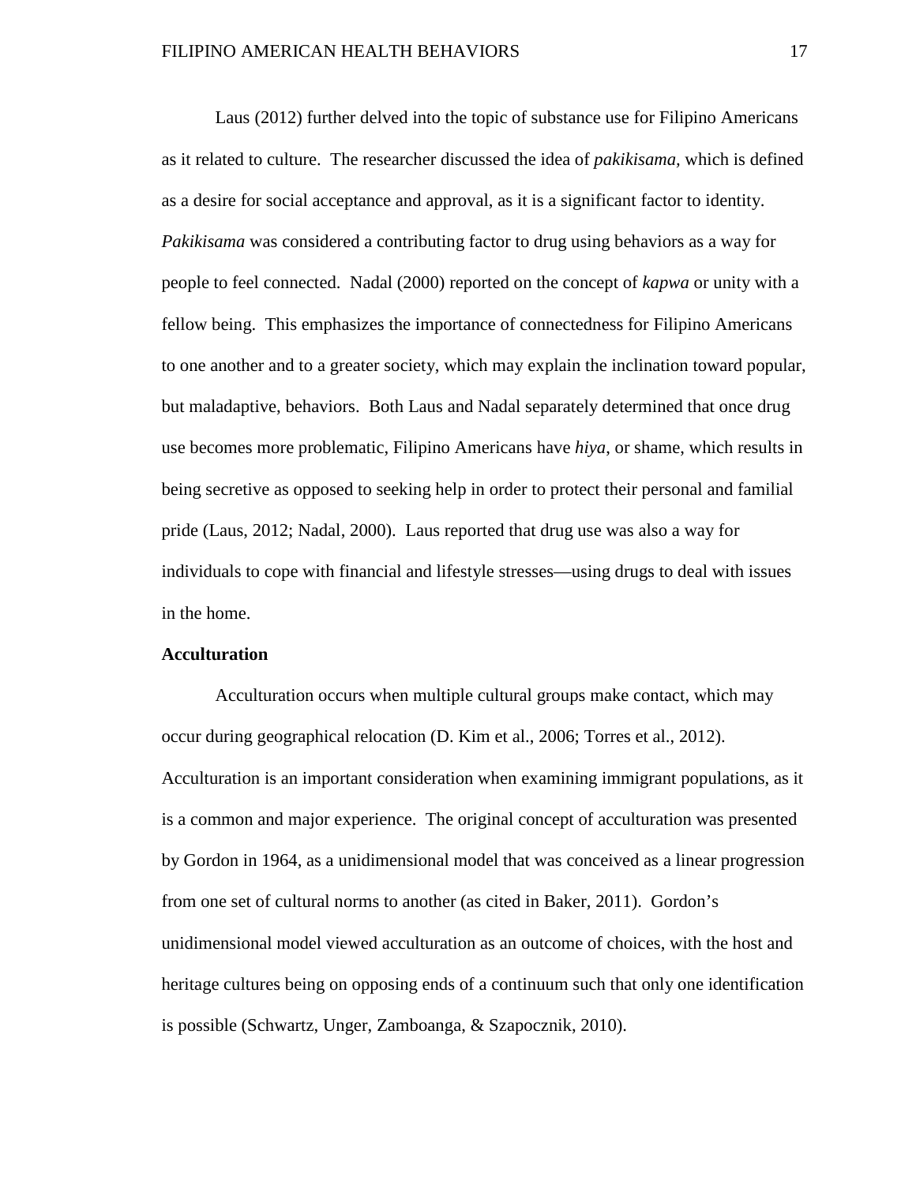Laus (2012) further delved into the topic of substance use for Filipino Americans as it related to culture. The researcher discussed the idea of *pakikisama*, which is defined as a desire for social acceptance and approval, as it is a significant factor to identity. *Pakikisama* was considered a contributing factor to drug using behaviors as a way for people to feel connected. Nadal (2000) reported on the concept of *kapwa* or unity with a fellow being. This emphasizes the importance of connectedness for Filipino Americans to one another and to a greater society, which may explain the inclination toward popular, but maladaptive, behaviors. Both Laus and Nadal separately determined that once drug use becomes more problematic, Filipino Americans have *hiya*, or shame, which results in being secretive as opposed to seeking help in order to protect their personal and familial pride (Laus, 2012; Nadal, 2000). Laus reported that drug use was also a way for individuals to cope with financial and lifestyle stresses—using drugs to deal with issues in the home.

## Acculturation

Acculturation occurs when multiple cultural groups make contact, which may occur during geographical relocation (D. Kim et al., 2006; Torres et al., 2012). Acculturation is an important consideration when examining immigrant populations, as it is a common and major experience. The original concept of acculturation was presented by Gordon in 1964, as a unidimensional model that was conceived as a linear progression from one set of cultural norms to another (as cited in Baker, 2011). Gordon's unidimensional model viewed acculturation as an outcome of choices, with the host and heritage cultures being on opposing ends of a continuum such that only one identification is possible (Schwartz, Unger, Zamboanga, & Szapocznik, 2010).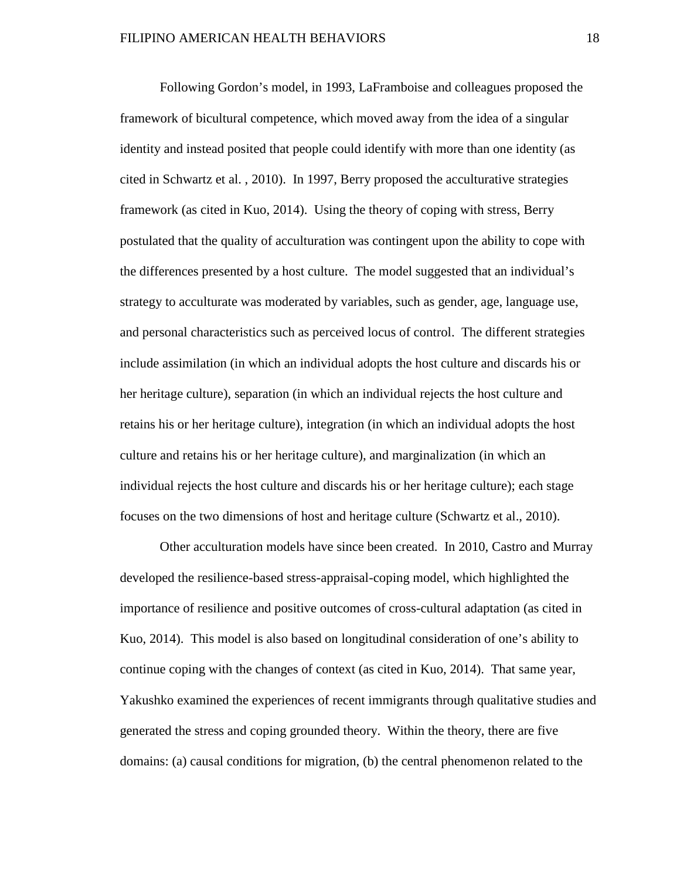Following Gordon's model, in 1993, LaFramboise and colleagues proposed the framework of bicultural competence, which moved away from the idea of a singular identity and instead posited that people could identify with more than one identity (as cited in Schwartz et al. , 2010). In 1997, Berry proposed the acculturative strategies framework (as cited in Kuo, 2014). Using the theory of coping with stress, Berry postulated that the quality of acculturation was contingent upon the ability to cope with the differences presented by a host culture. The model suggested that an individual's strategy to acculturate was moderated by variables, such as gender, age, language use, and personal characteristics such as perceived locus of control. The different strategies include assimilation (in which an individual adopts the host culture and discards his or her heritage culture), separation (in which an individual rejects the host culture and retains his or her heritage culture), integration (in which an individual adopts the host culture and retains his or her heritage culture), and marginalization (in which an individual rejects the host culture and discards his or her heritage culture); each stage focuses on the two dimensions of host and heritage culture (Schwartz et al., 2010).

Other acculturation models have since been created. In 2010, Castro and Murray developed the resilience-based stress-appraisal-coping model, which highlighted the importance of resilience and positive outcomes of cross-cultural adaptation (as cited in Kuo, 2014). This model is also based on longitudinal consideration of one's ability to continue coping with the changes of context (as cited in Kuo, 2014). That same year, Yakushko examined the experiences of recent immigrants through qualitative studies and generated the stress and coping grounded theory. Within the theory, there are five domains: (a) causal conditions for migration, (b) the central phenomenon related to the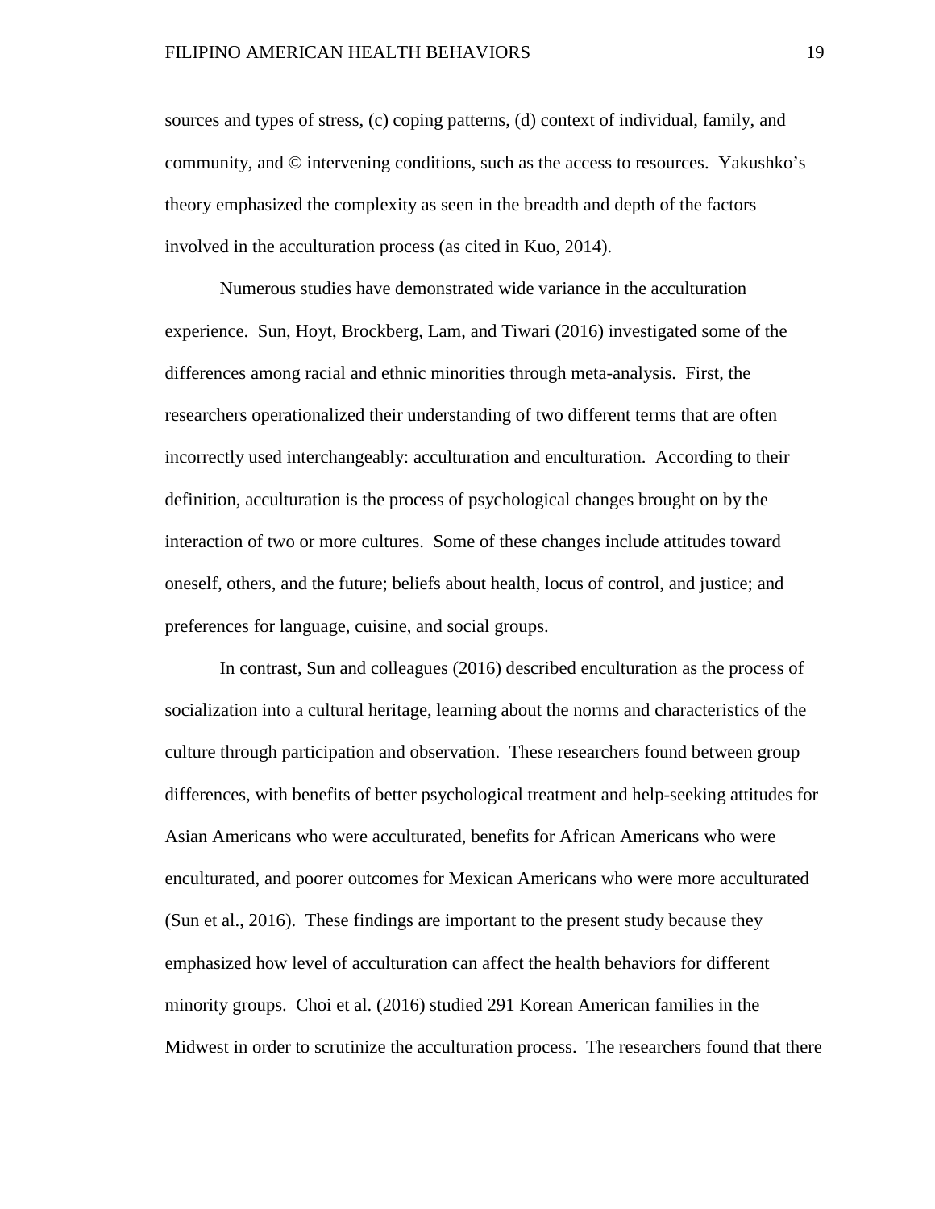sources and types of stress, (c) coping patterns, (d) context of individual, family, and community, and © intervening conditions, such as the access to resources. Yakushko's theory emphasized the complexity as seen in the breadth and depth of the factors involved in the acculturation process (as cited in Kuo, 2014).

Numerous studies have demonstrated wide variance in the acculturation experience. Sun, Hoyt, Brockberg, Lam, and Tiwari (2016) investigated some of the differences among racial and ethnic minorities through meta-analysis. First, the researchers operationalized their understanding of two different terms that are often incorrectly used interchangeably: acculturation and enculturation. According to their definition, acculturation is the process of psychological changes brought on by the interaction of two or more cultures. Some of these changes include attitudes toward oneself, others, and the future; beliefs about health, locus of control, and justice; and preferences for language, cuisine, and social groups.

In contrast, Sun and colleagues (2016) described enculturation as the process of socialization into a cultural heritage, learning about the norms and characteristics of the culture through participation and observation. These researchers found between group differences, with benefits of better psychological treatment and help-seeking attitudes for Asian Americans who were acculturated, benefits for African Americans who were enculturated, and poorer outcomes for Mexican Americans who were more acculturated (Sun et al., 2016). These findings are important to the present study because they emphasized how level of acculturation can affect the health behaviors for different minority groups. Choi et al. (2016) studied 291 Korean American families in the Midwest in order to scrutinize the acculturation process. The researchers found that there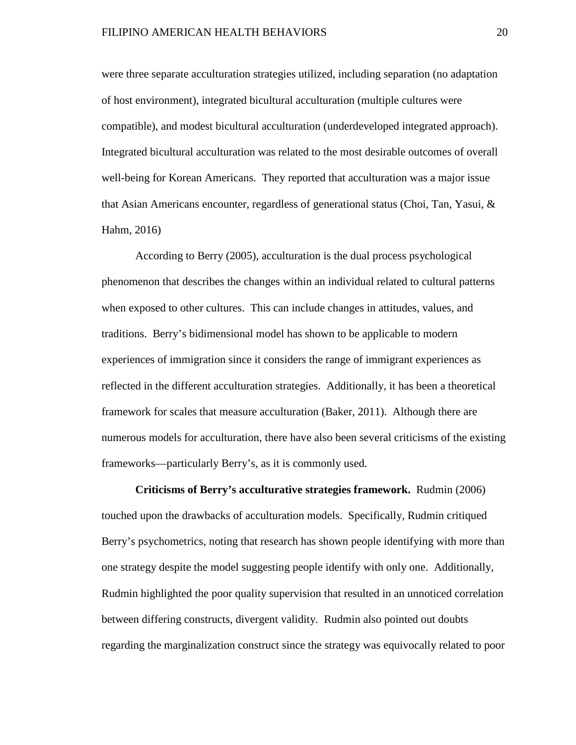were three separate acculturation strategies utilized, including separation (no adaptation of host environment), integrated bicultural acculturation (multiple cultures were compatible), and modest bicultural acculturation (underdeveloped integrated approach). Integrated bicultural acculturation was related to the most desirable outcomes of overall well-being for Korean Americans. They reported that acculturation was a major issue that Asian Americans encounter, regardless of generational status (Choi, Tan, Yasui, & Hahm, 2016)

According to Berry (2005), acculturation is the dual process psychological phenomenon that describes the changes within an individual related to cultural patterns when exposed to other cultures. This can include changes in attitudes, values, and traditions. Berry's bidimensional model has shown to be applicable to modern experiences of immigration since it considers the range of immigrant experiences as reflected in the different acculturation strategies. Additionally, it has been a theoretical framework for scales that measure acculturation (Baker, 2011). Although there are numerous models for acculturation, there have also been several criticisms of the existing frameworks—particularly Berry's, as it is commonly used.

**Criticisms of Berry's acculturative strategies framework.** Rudmin (2006) touched upon the drawbacks of acculturation models. Specifically, Rudmin critiqued Berry's psychometrics, noting that research has shown people identifying with more than one strategy despite the model suggesting people identify with only one. Additionally, Rudmin highlighted the poor quality supervision that resulted in an unnoticed correlation between differing constructs, divergent validity. Rudmin also pointed out doubts regarding the marginalization construct since the strategy was equivocally related to poor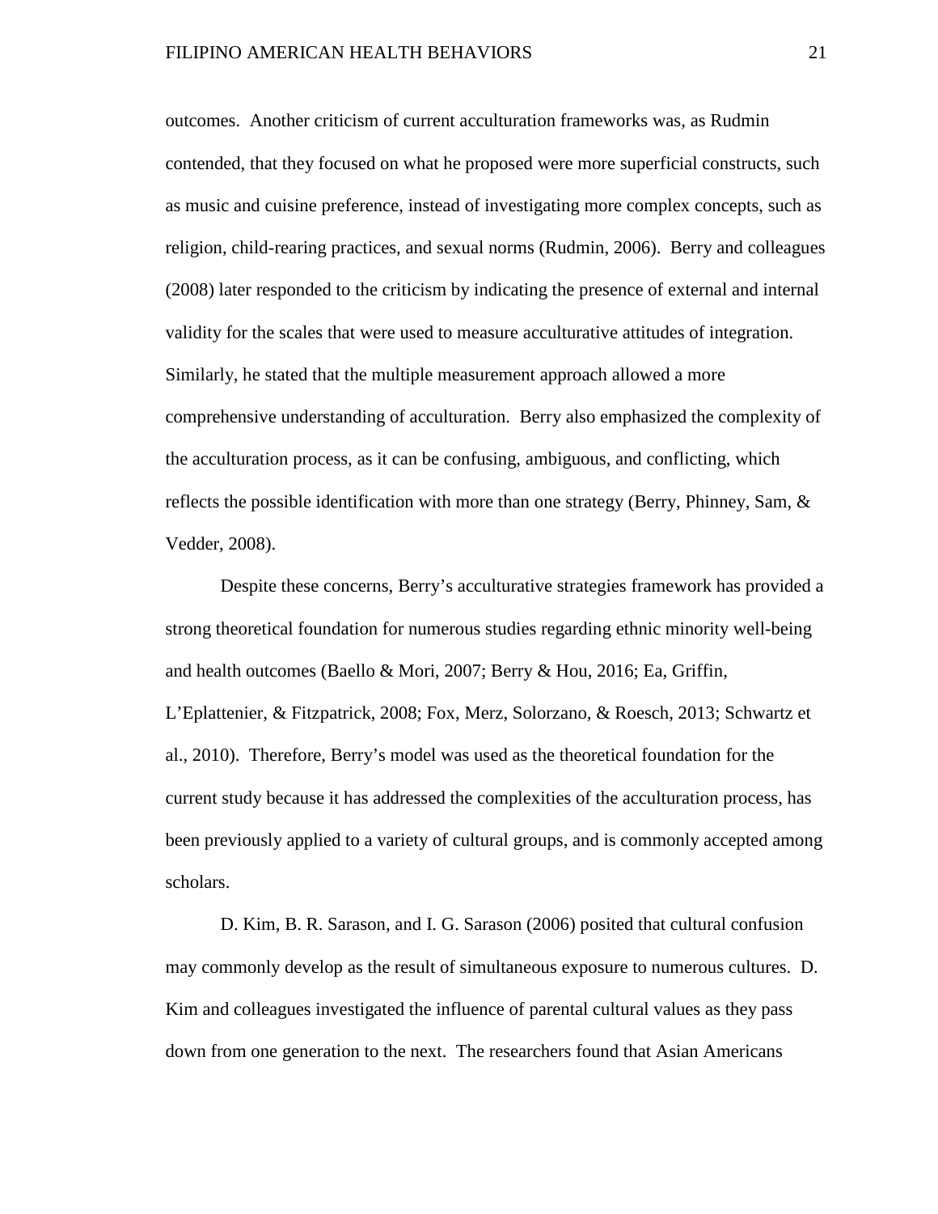outcomes. Another criticism of current acculturation frameworks was, as Rudmin contended, that they focused on what he proposed were more superficial constructs, such as music and cuisine preference, instead of investigating more complex concepts, such as religion, child-rearing practices, and sexual norms (Rudmin, 2006). Berry and colleagues (2008) later responded to the criticism by indicating the presence of external and internal validity for the scales that were used to measure acculturative attitudes of integration. Similarly, he stated that the multiple measurement approach allowed a more comprehensive understanding of acculturation. Berry also emphasized the complexity of the acculturation process, as it can be confusing, ambiguous, and conflicting, which reflects the possible identification with more than one strategy (Berry, Phinney, Sam, & Vedder, 2008).

Despite these concerns, Berry's acculturative strategies framework has provided a strong theoretical foundation for numerous studies regarding ethnic minority well-being and health outcomes (Baello & Mori, 2007; Berry & Hou, 2016; Ea, Griffin, L'Eplattenier, & Fitzpatrick, 2008; Fox, Merz, Solorzano, & Roesch, 2013; Schwartz et al., 2010). Therefore, Berry's model was used as the theoretical foundation for the current study because it has addressed the complexities of the acculturation process, has been previously applied to a variety of cultural groups, and is commonly accepted among scholars.

D. Kim, B. R. Sarason, and I. G. Sarason (2006) posited that cultural confusion may commonly develop as the result of simultaneous exposure to numerous cultures. D. Kim and colleagues investigated the influence of parental cultural values as they pass down from one generation to the next. The researchers found that Asian Americans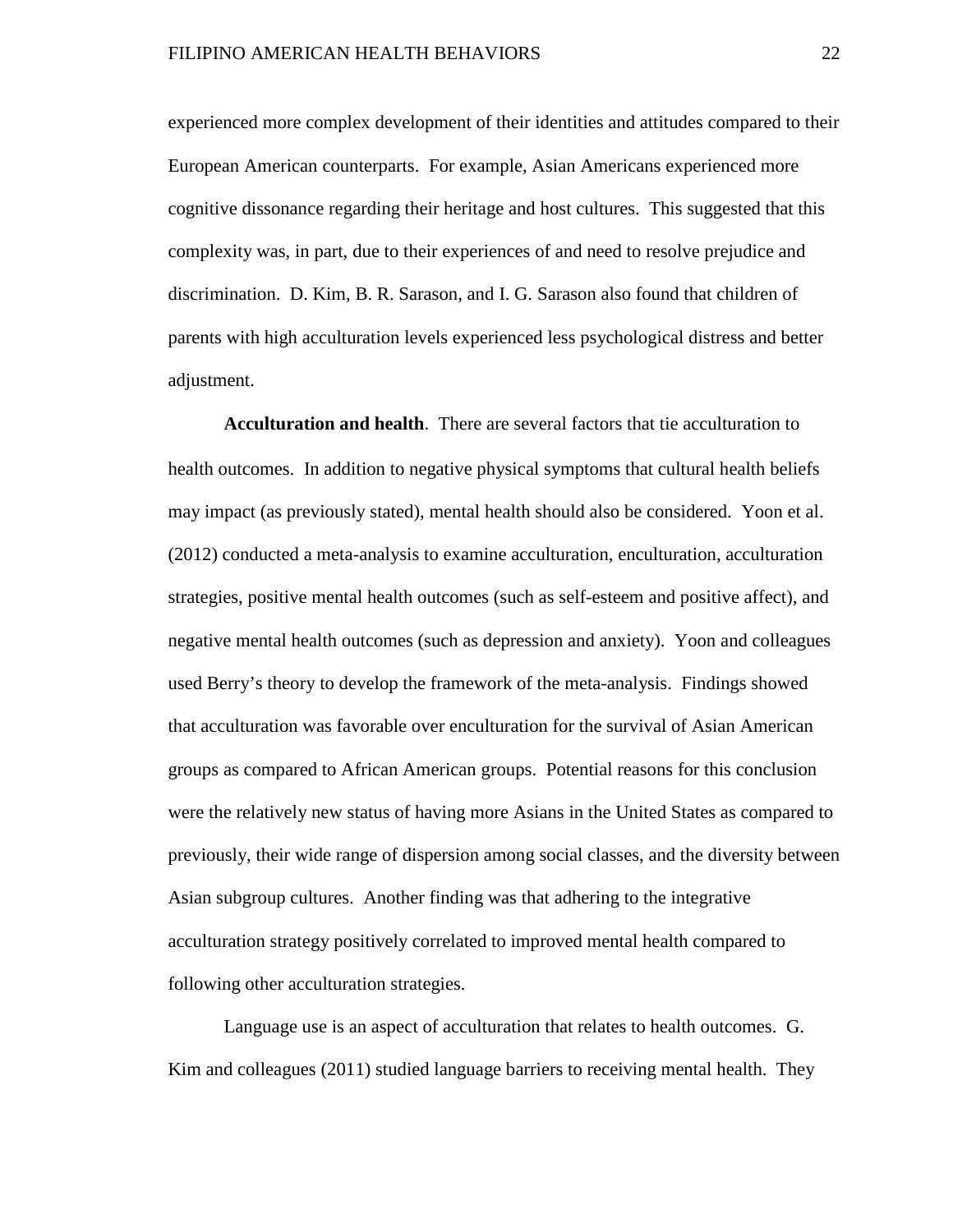experienced more complex development of their identities and attitudes compared to their European American counterparts. For example, Asian Americans experienced more cognitive dissonance regarding their heritage and host cultures. This suggested that this complexity was, in part, due to their experiences of and need to resolve prejudice and discrimination. D. Kim, B. R. Sarason, and I. G. Sarason also found that children of parents with high acculturation levels experienced less psychological distress and better adjustment.

**Acculturation and health**. There are several factors that tie acculturation to health outcomes. In addition to negative physical symptoms that cultural health beliefs may impact (as previously stated), mental health should also be considered. Yoon et al. (2012) conducted a meta-analysis to examine acculturation, enculturation, acculturation strategies, positive mental health outcomes (such as self-esteem and positive affect), and negative mental health outcomes (such as depression and anxiety). Yoon and colleagues used Berry's theory to develop the framework of the meta-analysis. Findings showed that acculturation was favorable over enculturation for the survival of Asian American groups as compared to African American groups. Potential reasons for this conclusion were the relatively new status of having more Asians in the United States as compared to previously, their wide range of dispersion among social classes, and the diversity between Asian subgroup cultures. Another finding was that adhering to the integrative acculturation strategy positively correlated to improved mental health compared to following other acculturation strategies.

Language use is an aspect of acculturation that relates to health outcomes. G. Kim and colleagues (2011) studied language barriers to receiving mental health. They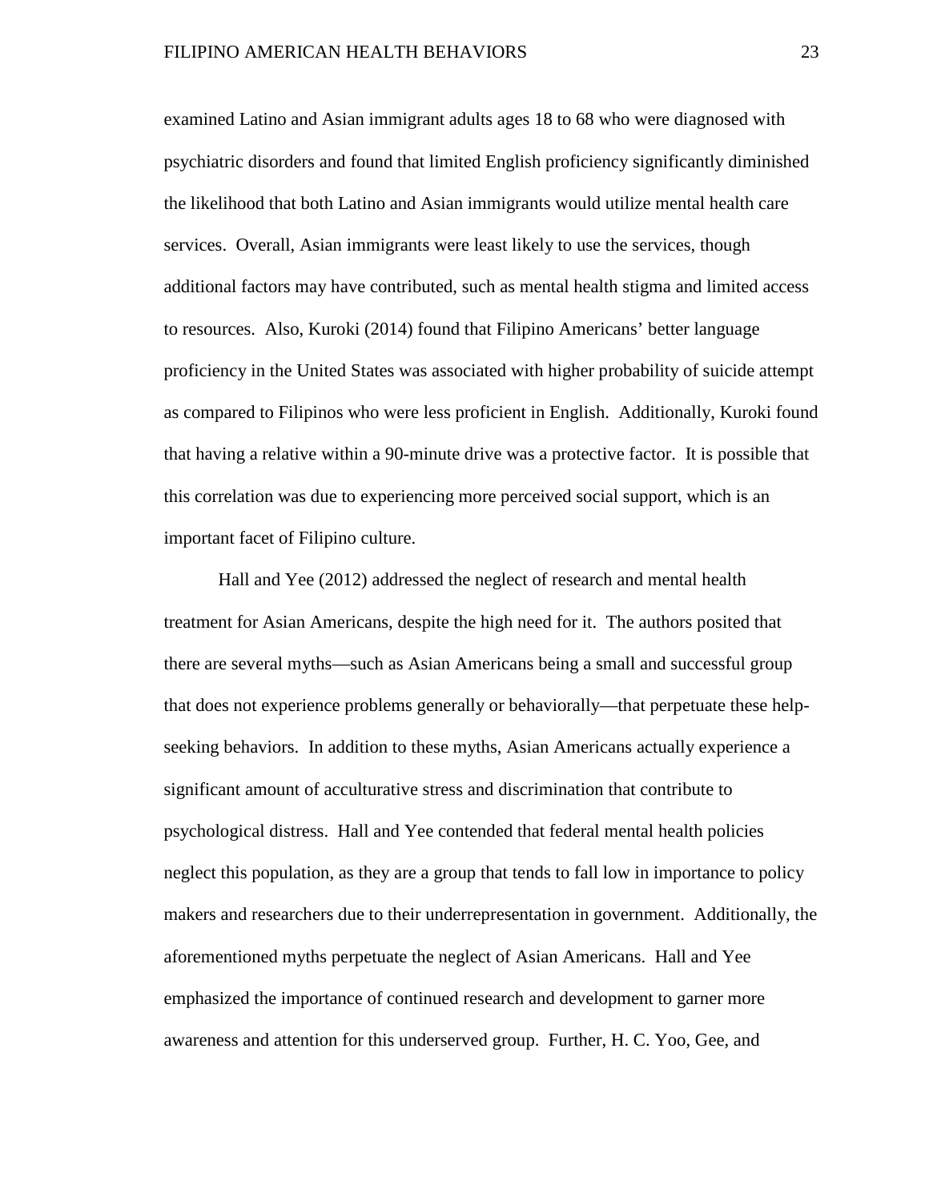examined Latino and Asian immigrant adults ages 18 to 68 who were diagnosed with psychiatric disorders and found that limited English proficiency significantly diminished the likelihood that both Latino and Asian immigrants would utilize mental health care services. Overall, Asian immigrants were least likely to use the services, though additional factors may have contributed, such as mental health stigma and limited access to resources. Also, Kuroki (2014) found that Filipino Americans' better language proficiency in the United States was associated with higher probability of suicide attempt as compared to Filipinos who were less proficient in English. Additionally, Kuroki found that having a relative within a 90-minute drive was a protective factor. It is possible that this correlation was due to experiencing more perceived social support, which is an important facet of Filipino culture.

Hall and Yee (2012) addressed the neglect of research and mental health treatment for Asian Americans, despite the high need for it. The authors posited that there are several myths—such as Asian Americans being a small and successful group that does not experience problems generally or behaviorally—that perpetuate these help-seeking behaviors. In addition to these myths, Asian Americans actually experience a significant amount of acculturative stress and discrimination that contribute to psychological distress. Hall and Yee contended that federal mental health policies neglect this population, as they are a group that tends to fall low in importance to policy makers and researchers due to their underrepresentation in government. Additionally, the aforementioned myths perpetuate the neglect of Asian Americans. Hall and Yee emphasized the importance of continued research and development to garner more awareness and attention for this underserved group. Further, H. C. Yoo, Gee, and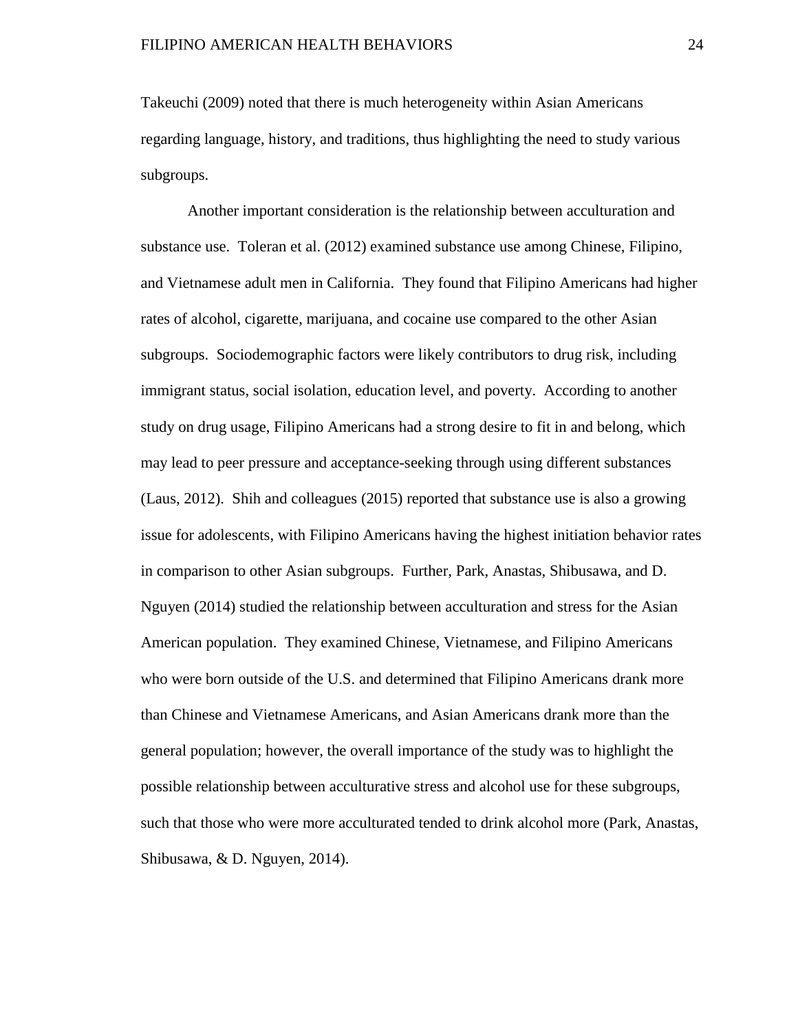Takeuchi (2009) noted that there is much heterogeneity within Asian Americans regarding language, history, and traditions, thus highlighting the need to study various subgroups.

Another important consideration is the relationship between acculturation and substance use. Toleran et al. (2012) examined substance use among Chinese, Filipino, and Vietnamese adult men in California. They found that Filipino Americans had higher rates of alcohol, cigarette, marijuana, and cocaine use compared to the other Asian subgroups. Sociodemographic factors were likely contributors to drug risk, including immigrant status, social isolation, education level, and poverty. According to another study on drug usage, Filipino Americans had a strong desire to fit in and belong, which may lead to peer pressure and acceptance-seeking through using different substances (Laus, 2012). Shih and colleagues (2015) reported that substance use is also a growing issue for adolescents, with Filipino Americans having the highest initiation behavior rates in comparison to other Asian subgroups. Further, Park, Anastas, Shibusawa, and D. Nguyen (2014) studied the relationship between acculturation and stress for the Asian American population. They examined Chinese, Vietnamese, and Filipino Americans who were born outside of the U.S. and determined that Filipino Americans drank more than Chinese and Vietnamese Americans, and Asian Americans drank more than the general population; however, the overall importance of the study was to highlight the possible relationship between acculturative stress and alcohol use for these subgroups, such that those who were more acculturated tended to drink alcohol more (Park, Anastas, Shibusawa, & D. Nguyen, 2014).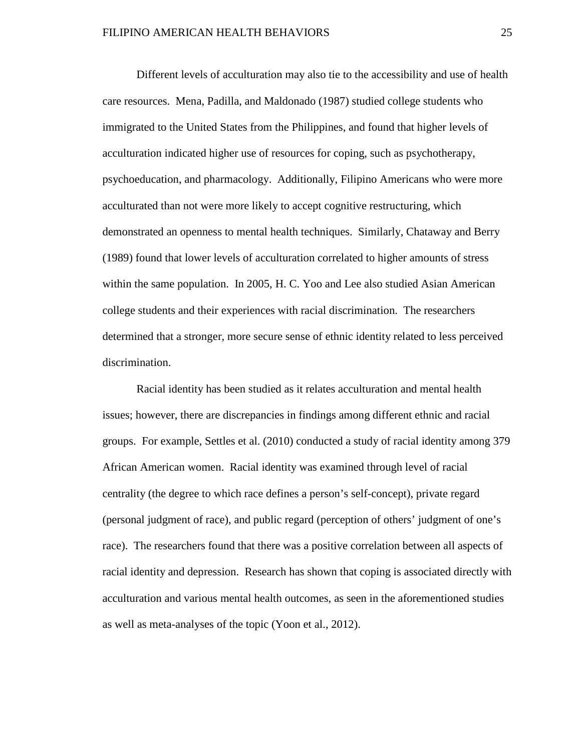Different levels of acculturation may also tie to the accessibility and use of health care resources. Mena, Padilla, and Maldonado (1987) studied college students who immigrated to the United States from the Philippines, and found that higher levels of acculturation indicated higher use of resources for coping, such as psychotherapy, psychoeducation, and pharmacology. Additionally, Filipino Americans who were more acculturated than not were more likely to accept cognitive restructuring, which demonstrated an openness to mental health techniques. Similarly, Chataway and Berry (1989) found that lower levels of acculturation correlated to higher amounts of stress within the same population. In 2005, H. C. Yoo and Lee also studied Asian American college students and their experiences with racial discrimination. The researchers determined that a stronger, more secure sense of ethnic identity related to less perceived discrimination.

Racial identity has been studied as it relates acculturation and mental health issues; however, there are discrepancies in findings among different ethnic and racial groups. For example, Settles et al. (2010) conducted a study of racial identity among 379 African American women. Racial identity was examined through level of racial centrality (the degree to which race defines a person's self-concept), private regard (personal judgment of race), and public regard (perception of others' judgment of one's race). The researchers found that there was a positive correlation between all aspects of racial identity and depression. Research has shown that coping is associated directly with acculturation and various mental health outcomes, as seen in the aforementioned studies as well as meta-analyses of the topic (Yoon et al., 2012).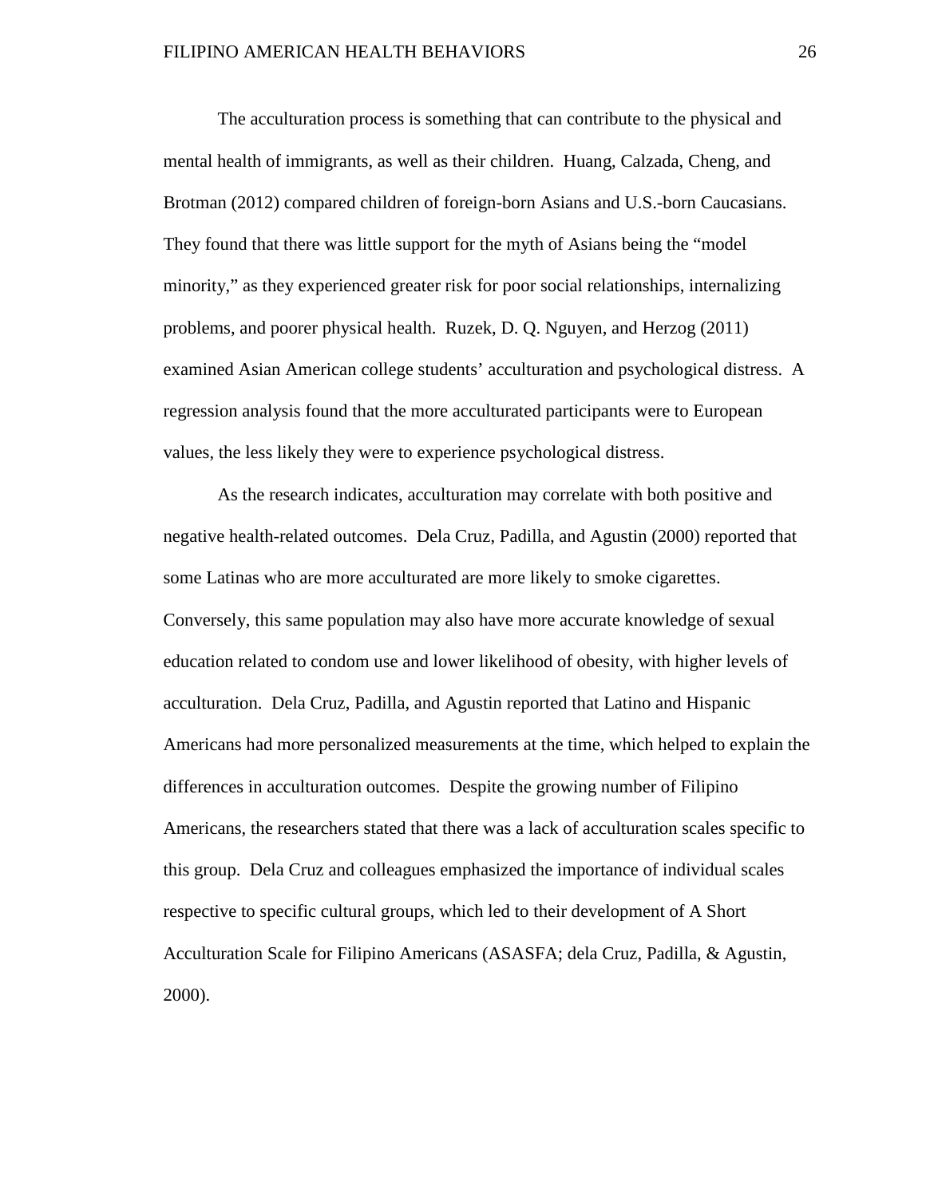The acculturation process is something that can contribute to the physical and mental health of immigrants, as well as their children. Huang, Calzada, Cheng, and Brotman (2012) compared children of foreign-born Asians and U.S.-born Caucasians. They found that there was little support for the myth of Asians being the "model minority," as they experienced greater risk for poor social relationships, internalizing problems, and poorer physical health. Ruzek, D. Q. Nguyen, and Herzog (2011) examined Asian American college students' acculturation and psychological distress. A regression analysis found that the more acculturated participants were to European values, the less likely they were to experience psychological distress.

As the research indicates, acculturation may correlate with both positive and negative health-related outcomes. Dela Cruz, Padilla, and Agustin (2000) reported that some Latinas who are more acculturated are more likely to smoke cigarettes. Conversely, this same population may also have more accurate knowledge of sexual education related to condom use and lower likelihood of obesity, with higher levels of acculturation. Dela Cruz, Padilla, and Agustin reported that Latino and Hispanic Americans had more personalized measurements at the time, which helped to explain the differences in acculturation outcomes. Despite the growing number of Filipino Americans, the researchers stated that there was a lack of acculturation scales specific to this group. Dela Cruz and colleagues emphasized the importance of individual scales respective to specific cultural groups, which led to their development of A Short Acculturation Scale for Filipino Americans (ASASFA; dela Cruz, Padilla, & Agustin, 2000).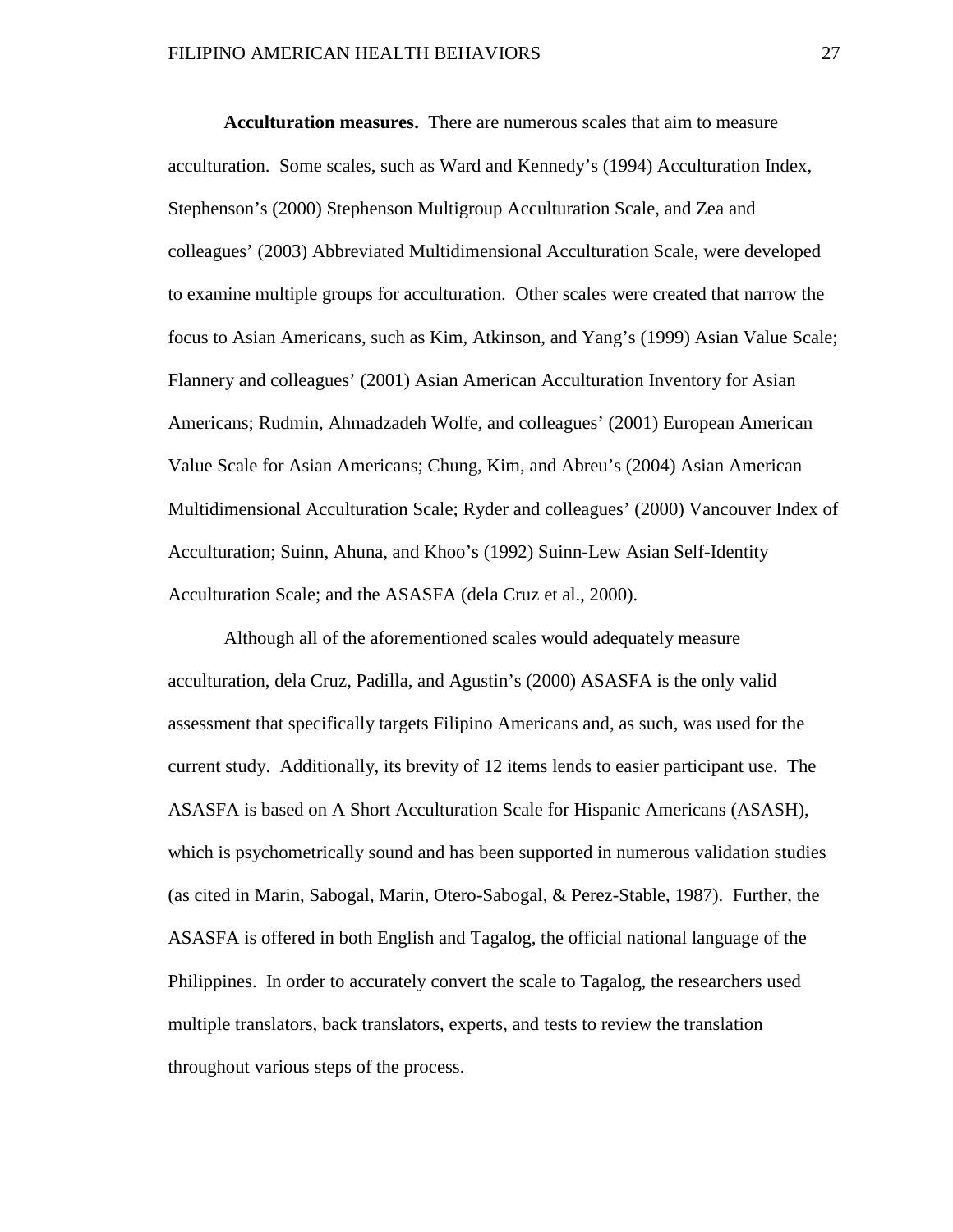**Acculturation measures.** There are numerous scales that aim to measure acculturation. Some scales, such as Ward and Kennedy's (1994) Acculturation Index, Stephenson's (2000) Stephenson Multigroup Acculturation Scale, and Zea and colleagues' (2003) Abbreviated Multidimensional Acculturation Scale, were developed to examine multiple groups for acculturation. Other scales were created that narrow the focus to Asian Americans, such as Kim, Atkinson, and Yang's (1999) Asian Value Scale; Flannery and colleagues' (2001) Asian American Acculturation Inventory for Asian Americans; Rudmin, Ahmadzadeh Wolfe, and colleagues' (2001) European American Value Scale for Asian Americans; Chung, Kim, and Abreu's (2004) Asian American Multidimensional Acculturation Scale; Ryder and colleagues' (2000) Vancouver Index of Acculturation; Suinn, Ahuna, and Khoo's (1992) Suinn-Lew Asian Self-Identity Acculturation Scale; and the ASASFA (dela Cruz et al., 2000).

Although all of the aforementioned scales would adequately measure acculturation, dela Cruz, Padilla, and Agustin's (2000) ASASFA is the only valid assessment that specifically targets Filipino Americans and, as such, was used for the current study. Additionally, its brevity of 12 items lends to easier participant use. The ASASFA is based on A Short Acculturation Scale for Hispanic Americans (ASASH), which is psychometrically sound and has been supported in numerous validation studies (as cited in Marin, Sabogal, Marin, Otero-Sabogal, & Perez-Stable, 1987). Further, the ASASFA is offered in both English and Tagalog, the official national language of the Philippines. In order to accurately convert the scale to Tagalog, the researchers used multiple translators, back translators, experts, and tests to review the translation throughout various steps of the process.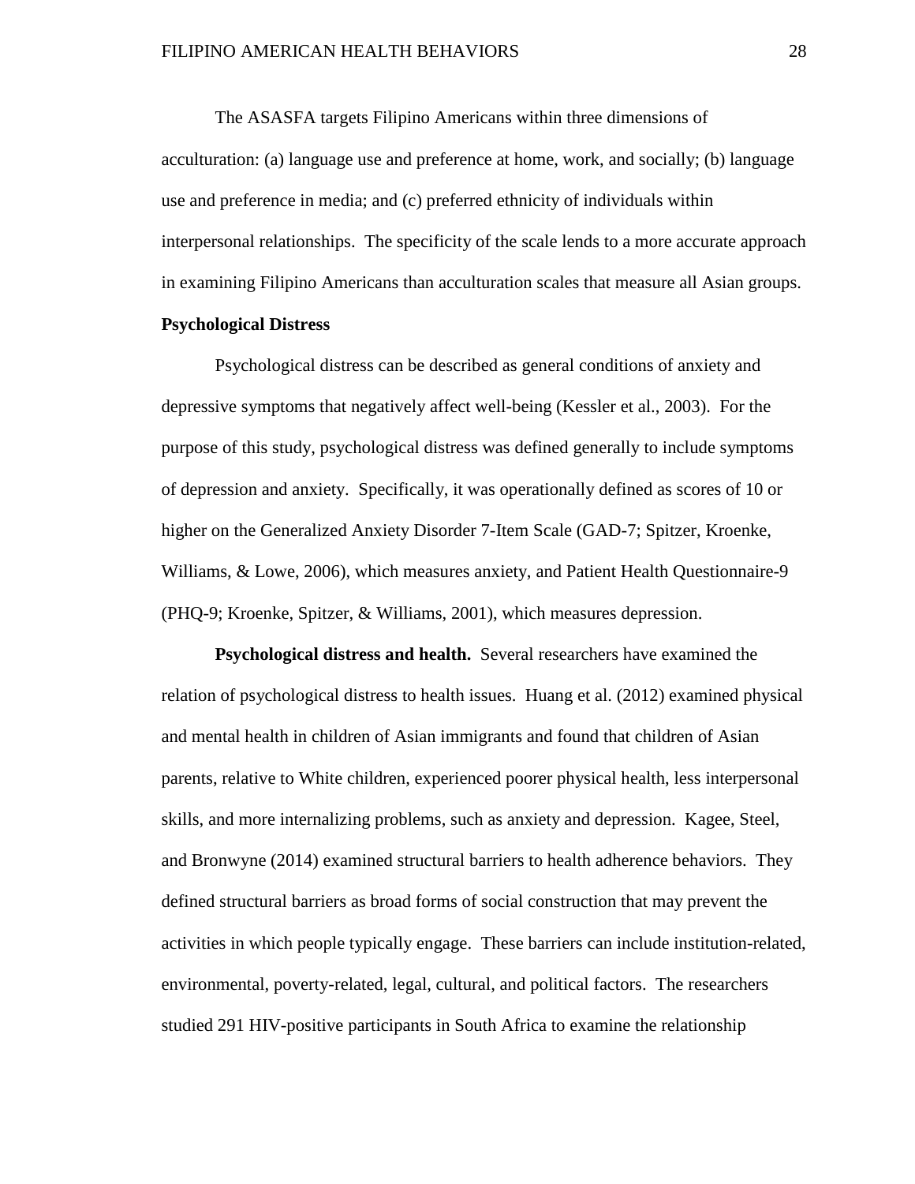The ASASFA targets Filipino Americans within three dimensions of acculturation: (a) language use and preference at home, work, and socially; (b) language use and preference in media; and (c) preferred ethnicity of individuals within interpersonal relationships. The specificity of the scale lends to a more accurate approach in examining Filipino Americans than acculturation scales that measure all Asian groups.

## Psychological Distress

Psychological distress can be described as general conditions of anxiety and depressive symptoms that negatively affect well-being (Kessler et al., 2003). For the purpose of this study, psychological distress was defined generally to include symptoms of depression and anxiety. Specifically, it was operationally defined as scores of 10 or higher on the Generalized Anxiety Disorder 7-Item Scale (GAD-7; Spitzer, Kroenke, Williams, & Lowe, 2006), which measures anxiety, and Patient Health Questionnaire-9 (PHQ-9; Kroenke, Spitzer, & Williams, 2001), which measures depression.

**Psychological distress and health.** Several researchers have examined the relation of psychological distress to health issues. Huang et al. (2012) examined physical and mental health in children of Asian immigrants and found that children of Asian parents, relative to White children, experienced poorer physical health, less interpersonal skills, and more internalizing problems, such as anxiety and depression. Kagee, Steel, and Bronwyne (2014) examined structural barriers to health adherence behaviors. They defined structural barriers as broad forms of social construction that may prevent the activities in which people typically engage. These barriers can include institution-related, environmental, poverty-related, legal, cultural, and political factors. The researchers studied 291 HIV-positive participants in South Africa to examine the relationship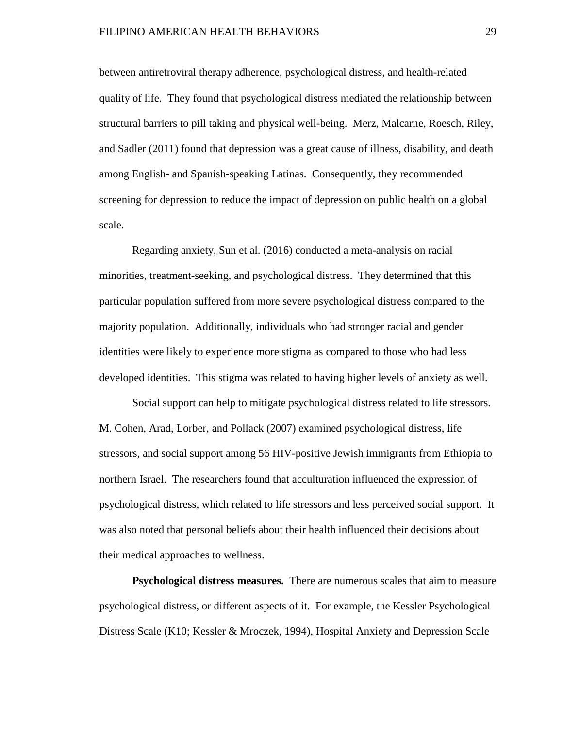between antiretroviral therapy adherence, psychological distress, and health-related quality of life. They found that psychological distress mediated the relationship between structural barriers to pill taking and physical well-being. Merz, Malcarne, Roesch, Riley, and Sadler (2011) found that depression was a great cause of illness, disability, and death among English- and Spanish-speaking Latinas. Consequently, they recommended screening for depression to reduce the impact of depression on public health on a global scale.

Regarding anxiety, Sun et al. (2016) conducted a meta-analysis on racial minorities, treatment-seeking, and psychological distress. They determined that this particular population suffered from more severe psychological distress compared to the majority population. Additionally, individuals who had stronger racial and gender identities were likely to experience more stigma as compared to those who had less developed identities. This stigma was related to having higher levels of anxiety as well.

Social support can help to mitigate psychological distress related to life stressors. M. Cohen, Arad, Lorber, and Pollack (2007) examined psychological distress, life stressors, and social support among 56 HIV-positive Jewish immigrants from Ethiopia to northern Israel. The researchers found that acculturation influenced the expression of psychological distress, which related to life stressors and less perceived social support. It was also noted that personal beliefs about their health influenced their decisions about their medical approaches to wellness.

**Psychological distress measures.** There are numerous scales that aim to measure psychological distress, or different aspects of it. For example, the Kessler Psychological Distress Scale (K10; Kessler & Mroczek, 1994), Hospital Anxiety and Depression Scale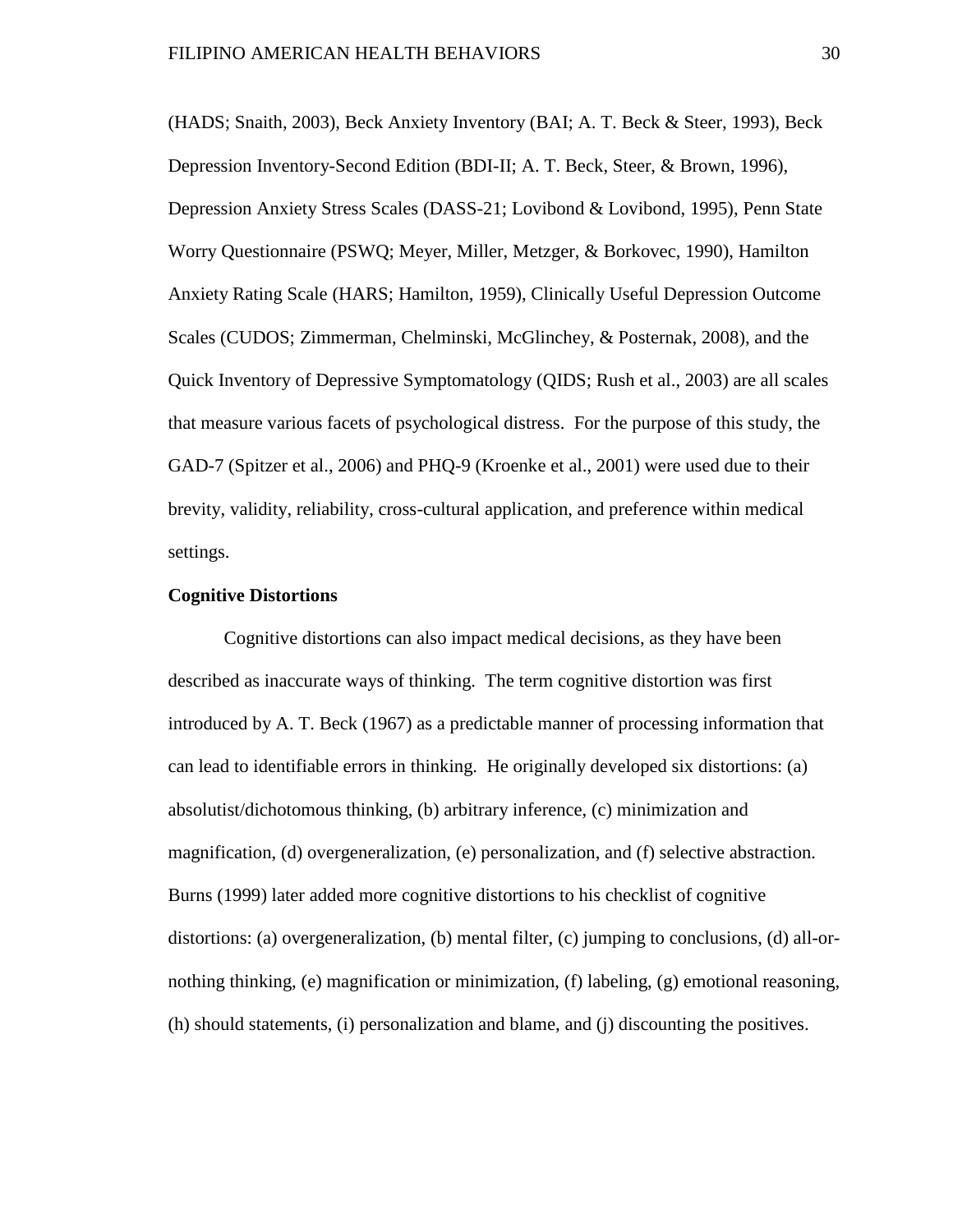(HADS; Snaith, 2003), Beck Anxiety Inventory (BAI; A. T. Beck & Steer, 1993), Beck Depression Inventory-Second Edition (BDI-II; A. T. Beck, Steer, & Brown, 1996), Depression Anxiety Stress Scales (DASS-21; Lovibond & Lovibond, 1995), Penn State Worry Questionnaire (PSWQ; Meyer, Miller, Metzger, & Borkovec, 1990), Hamilton Anxiety Rating Scale (HARS; Hamilton, 1959), Clinically Useful Depression Outcome Scales (CUDOS; Zimmerman, Chelminski, McGlinchey, & Posternak, 2008), and the Quick Inventory of Depressive Symptomatology (QIDS; Rush et al., 2003) are all scales that measure various facets of psychological distress. For the purpose of this study, the GAD-7 (Spitzer et al., 2006) and PHQ-9 (Kroenke et al., 2001) were used due to their brevity, validity, reliability, cross-cultural application, and preference within medical settings.

**Cognitive Distortions**

Cognitive distortions can also impact medical decisions, as they have been described as inaccurate ways of thinking. The term cognitive distortion was first introduced by A. T. Beck (1967) as a predictable manner of processing information that can lead to identifiable errors in thinking. He originally developed six distortions: (a) absolutist/dichotomous thinking, (b) arbitrary inference, (c) minimization and magnification, (d) overgeneralization, (e) personalization, and (f) selective abstraction. Burns (1999) later added more cognitive distortions to his checklist of cognitive distortions: (a) overgeneralization, (b) mental filter, (c) jumping to conclusions, (d) all-or-nothing thinking, (e) magnification or minimization, (f) labeling, (g) emotional reasoning, (h) should statements, (i) personalization and blame, and (j) discounting the positives.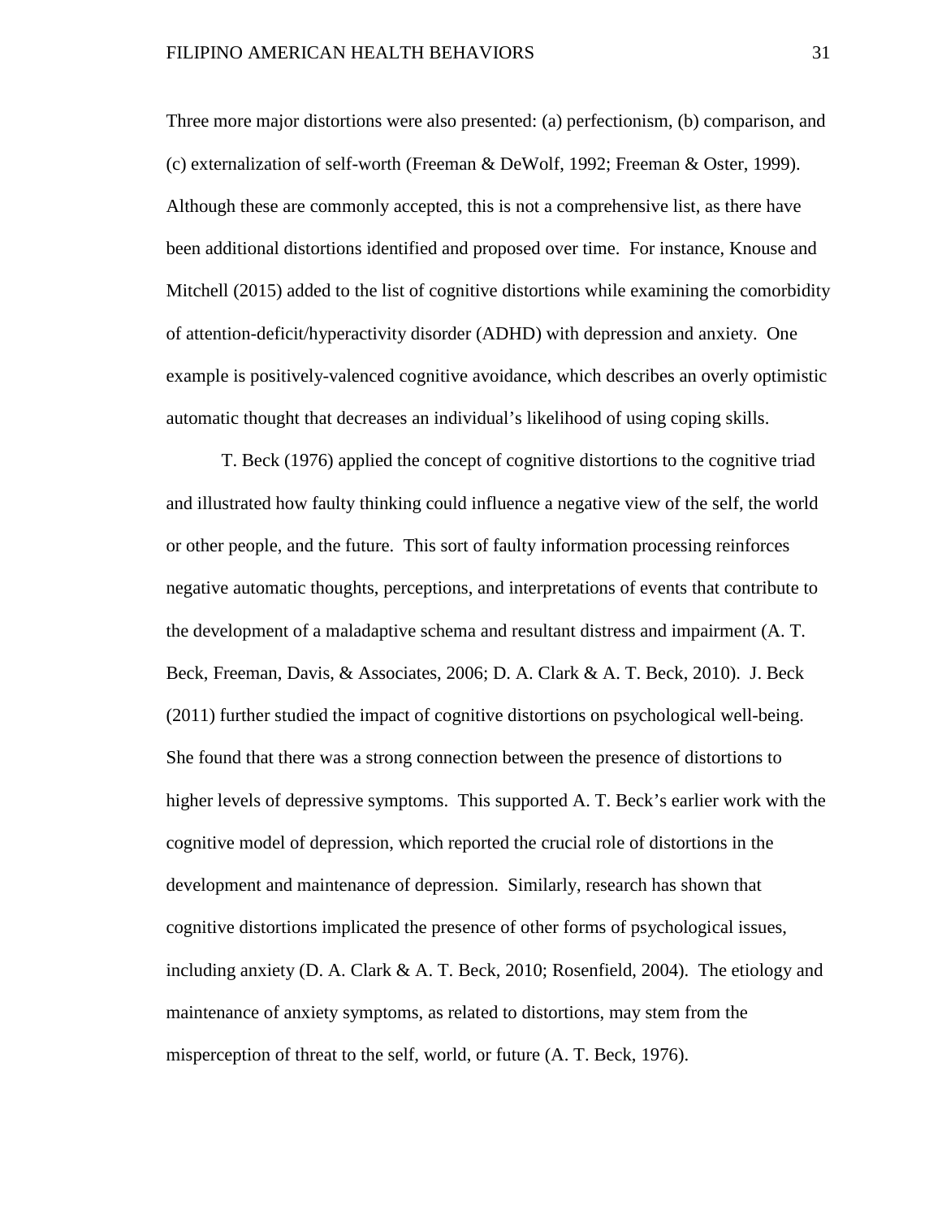Three more major distortions were also presented: (a) perfectionism, (b) comparison, and (c) externalization of self-worth (Freeman & DeWolf, 1992; Freeman & Oster, 1999). Although these are commonly accepted, this is not a comprehensive list, as there have been additional distortions identified and proposed over time. For instance, Knouse and Mitchell (2015) added to the list of cognitive distortions while examining the comorbidity of attention-deficit/hyperactivity disorder (ADHD) with depression and anxiety. One example is positively-valenced cognitive avoidance, which describes an overly optimistic automatic thought that decreases an individual's likelihood of using coping skills.

T. Beck (1976) applied the concept of cognitive distortions to the cognitive triad and illustrated how faulty thinking could influence a negative view of the self, the world or other people, and the future. This sort of faulty information processing reinforces negative automatic thoughts, perceptions, and interpretations of events that contribute to the development of a maladaptive schema and resultant distress and impairment (A. T. Beck, Freeman, Davis, & Associates, 2006; D. A. Clark & A. T. Beck, 2010). J. Beck (2011) further studied the impact of cognitive distortions on psychological well-being. She found that there was a strong connection between the presence of distortions to higher levels of depressive symptoms. This supported A. T. Beck's earlier work with the cognitive model of depression, which reported the crucial role of distortions in the development and maintenance of depression. Similarly, research has shown that cognitive distortions implicated the presence of other forms of psychological issues, including anxiety (D. A. Clark & A. T. Beck, 2010; Rosenfield, 2004). The etiology and maintenance of anxiety symptoms, as related to distortions, may stem from the misperception of threat to the self, world, or future (A. T. Beck, 1976).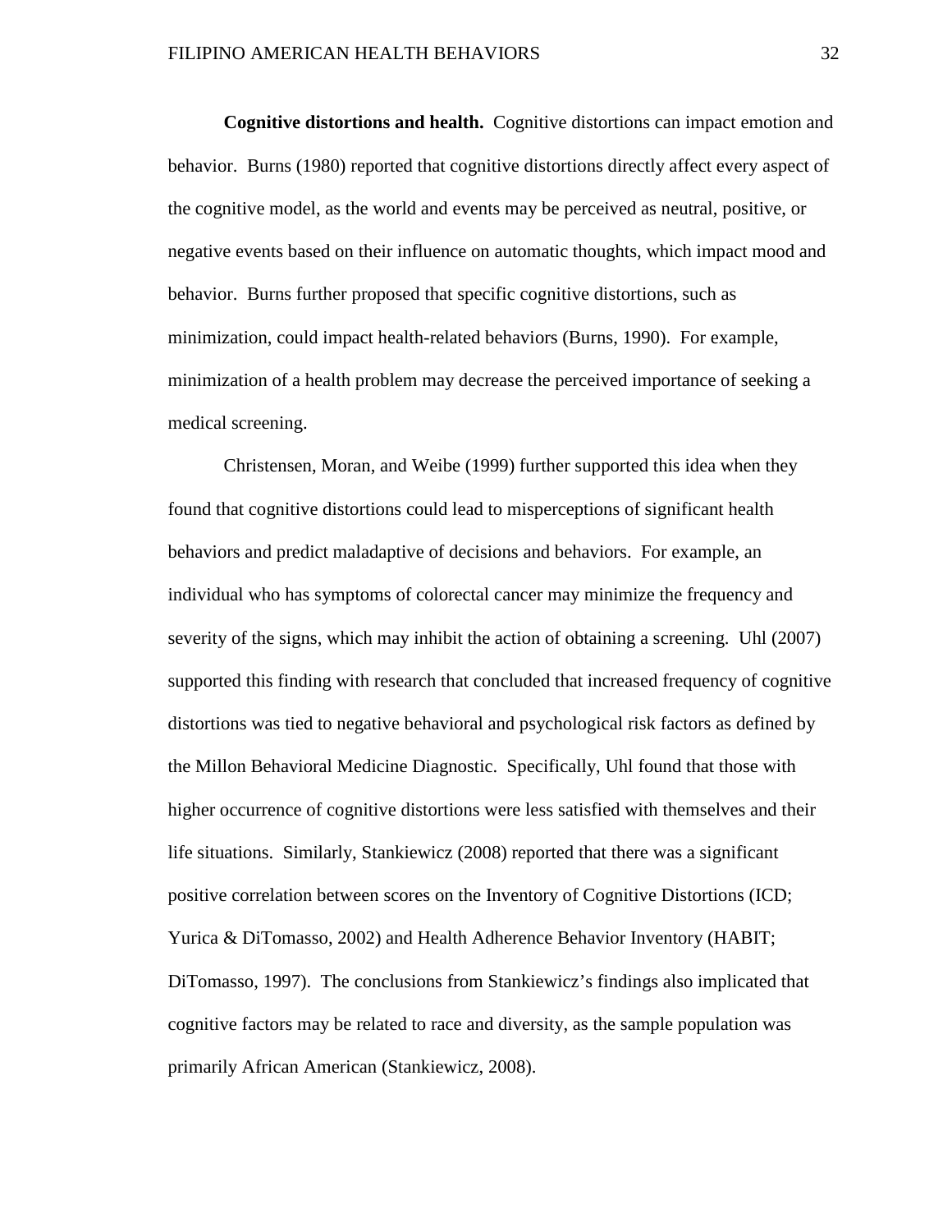**Cognitive distortions and health.** Cognitive distortions can impact emotion and behavior. Burns (1980) reported that cognitive distortions directly affect every aspect of the cognitive model, as the world and events may be perceived as neutral, positive, or negative events based on their influence on automatic thoughts, which impact mood and behavior. Burns further proposed that specific cognitive distortions, such as minimization, could impact health-related behaviors (Burns, 1990). For example, minimization of a health problem may decrease the perceived importance of seeking a medical screening.

Christensen, Moran, and Weibe (1999) further supported this idea when they found that cognitive distortions could lead to misperceptions of significant health behaviors and predict maladaptive of decisions and behaviors. For example, an individual who has symptoms of colorectal cancer may minimize the frequency and severity of the signs, which may inhibit the action of obtaining a screening. Uhl (2007) supported this finding with research that concluded that increased frequency of cognitive distortions was tied to negative behavioral and psychological risk factors as defined by the Millon Behavioral Medicine Diagnostic. Specifically, Uhl found that those with higher occurrence of cognitive distortions were less satisfied with themselves and their life situations. Similarly, Stankiewicz (2008) reported that there was a significant positive correlation between scores on the Inventory of Cognitive Distortions (ICD; Yurica & DiTomasso, 2002) and Health Adherence Behavior Inventory (HABIT; DiTomasso, 1997). The conclusions from Stankiewicz's findings also implicated that cognitive factors may be related to race and diversity, as the sample population was primarily African American (Stankiewicz, 2008).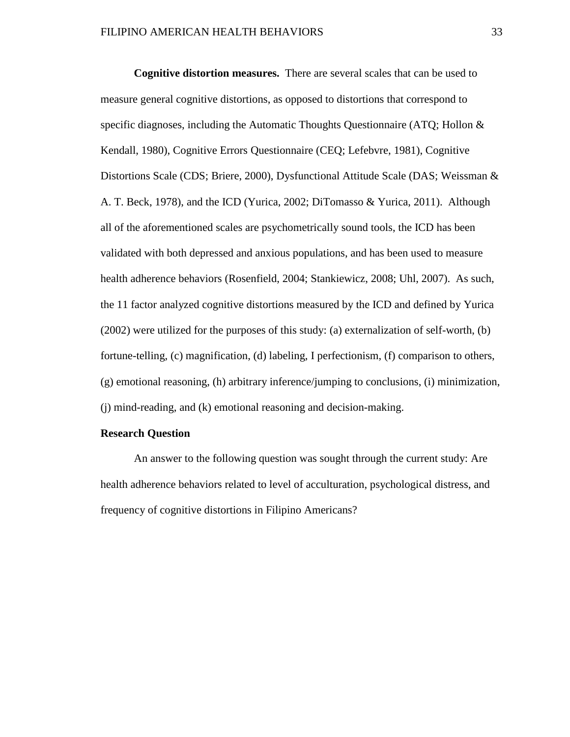**Cognitive distortion measures.** There are several scales that can be used to measure general cognitive distortions, as opposed to distortions that correspond to specific diagnoses, including the Automatic Thoughts Questionnaire (ATQ; Hollon & Kendall, 1980), Cognitive Errors Questionnaire (CEQ; Lefebvre, 1981), Cognitive Distortions Scale (CDS; Briere, 2000), Dysfunctional Attitude Scale (DAS; Weissman & A. T. Beck, 1978), and the ICD (Yurica, 2002; DiTomasso & Yurica, 2011). Although all of the aforementioned scales are psychometrically sound tools, the ICD has been validated with both depressed and anxious populations, and has been used to measure health adherence behaviors (Rosenfield, 2004; Stankiewicz, 2008; Uhl, 2007). As such, the 11 factor analyzed cognitive distortions measured by the ICD and defined by Yurica (2002) were utilized for the purposes of this study: (a) externalization of self-worth, (b) fortune-telling, (c) magnification, (d) labeling, I perfectionism, (f) comparison to others, (g) emotional reasoning, (h) arbitrary inference/jumping to conclusions, (i) minimization, (j) mind-reading, and (k) emotional reasoning and decision-making.

## Research Question

An answer to the following question was sought through the current study: Are health adherence behaviors related to level of acculturation, psychological distress, and frequency of cognitive distortions in Filipino Americans?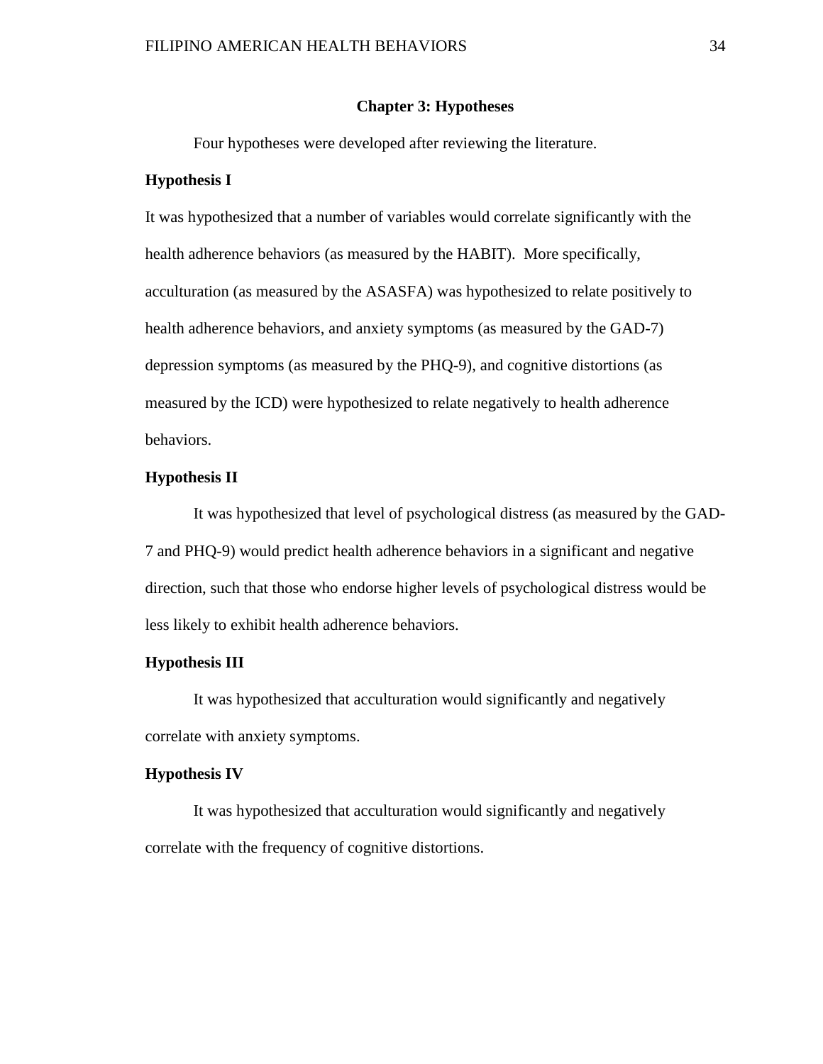## Chapter 3: Hypotheses

Four hypotheses were developed after reviewing the literature.

### Hypothesis I

It was hypothesized that a number of variables would correlate significantly with the health adherence behaviors (as measured by the HABIT). More specifically, acculturation (as measured by the ASASFA) was hypothesized to relate positively to health adherence behaviors, and anxiety symptoms (as measured by the GAD-7) depression symptoms (as measured by the PHQ-9), and cognitive distortions (as measured by the ICD) were hypothesized to relate negatively to health adherence behaviors.

### Hypothesis II

It was hypothesized that level of psychological distress (as measured by the GAD-7 and PHQ-9) would predict health adherence behaviors in a significant and negative direction, such that those who endorse higher levels of psychological distress would be less likely to exhibit health adherence behaviors.

### Hypothesis III

It was hypothesized that acculturation would significantly and negatively correlate with anxiety symptoms.

### Hypothesis IV

It was hypothesized that acculturation would significantly and negatively correlate with the frequency of cognitive distortions.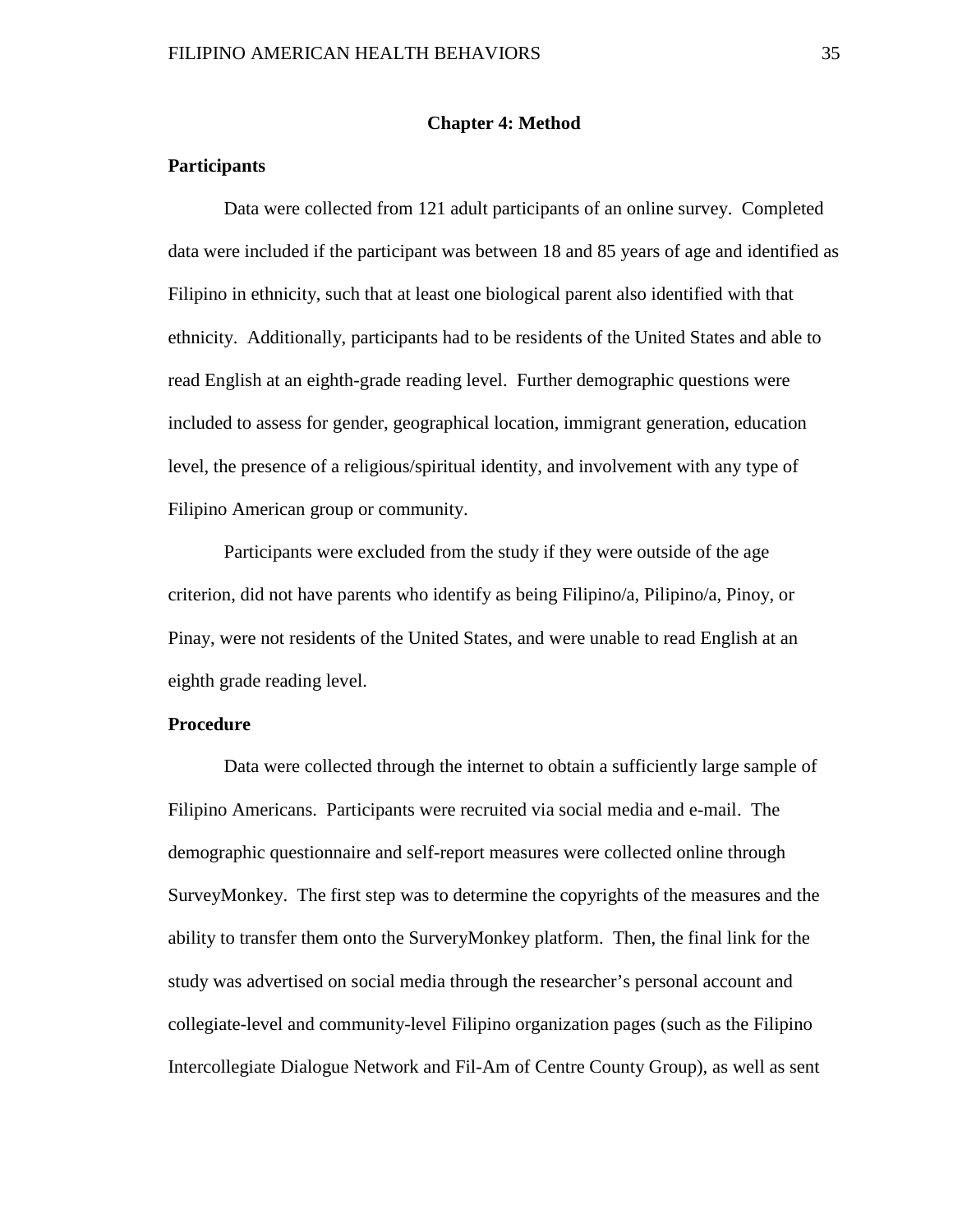# Chapter 4: Method

## Participants

Data were collected from 121 adult participants of an online survey. Completed data were included if the participant was between 18 and 85 years of age and identified as Filipino in ethnicity, such that at least one biological parent also identified with that ethnicity. Additionally, participants had to be residents of the United States and able to read English at an eighth-grade reading level. Further demographic questions were included to assess for gender, geographical location, immigrant generation, education level, the presence of a religious/spiritual identity, and involvement with any type of Filipino American group or community.

Participants were excluded from the study if they were outside of the age criterion, did not have parents who identify as being Filipino/a, Pilipino/a, Pinoy, or Pinay, were not residents of the United States, and were unable to read English at an eighth grade reading level.

## Procedure

Data were collected through the internet to obtain a sufficiently large sample of Filipino Americans. Participants were recruited via social media and e-mail. The demographic questionnaire and self-report measures were collected online through SurveyMonkey. The first step was to determine the copyrights of the measures and the ability to transfer them onto the SurveryMonkey platform. Then, the final link for the study was advertised on social media through the researcher's personal account and collegiate-level and community-level Filipino organization pages (such as the Filipino Intercollegiate Dialogue Network and Fil-Am of Centre County Group), as well as sent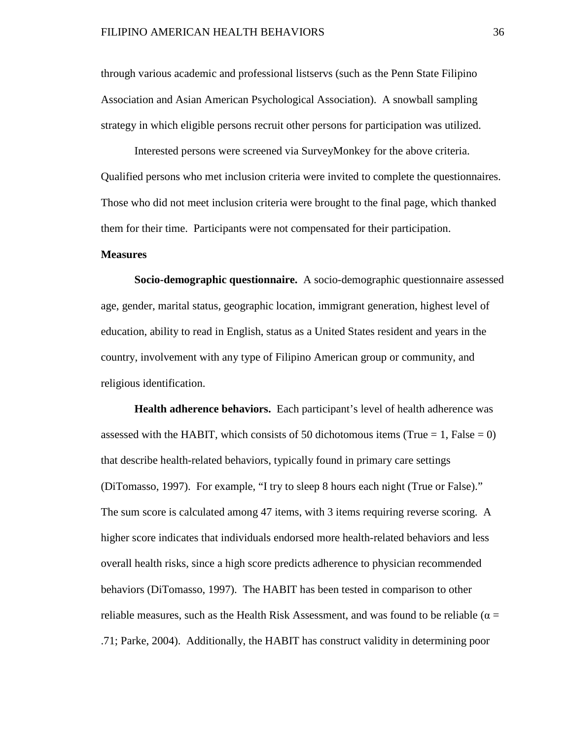through various academic and professional listservs (such as the Penn State Filipino Association and Asian American Psychological Association). A snowball sampling strategy in which eligible persons recruit other persons for participation was utilized.

Interested persons were screened via SurveyMonkey for the above criteria. Qualified persons who met inclusion criteria were invited to complete the questionnaires. Those who did not meet inclusion criteria were brought to the final page, which thanked them for their time. Participants were not compensated for their participation.

## Measures

**Socio-demographic questionnaire.** A socio-demographic questionnaire assessed age, gender, marital status, geographic location, immigrant generation, highest level of education, ability to read in English, status as a United States resident and years in the country, involvement with any type of Filipino American group or community, and religious identification.

**Health adherence behaviors.** Each participant's level of health adherence was assessed with the HABIT, which consists of 50 dichotomous items (True = 1, False = 0) that describe health-related behaviors, typically found in primary care settings (DiTomasso, 1997). For example, "I try to sleep 8 hours each night (True or False)." The sum score is calculated among 47 items, with 3 items requiring reverse scoring. A higher score indicates that individuals endorsed more health-related behaviors and less overall health risks, since a high score predicts adherence to physician recommended behaviors (DiTomasso, 1997). The HABIT has been tested in comparison to other reliable measures, such as the Health Risk Assessment, and was found to be reliable ($\alpha$ = .71; Parke, 2004). Additionally, the HABIT has construct validity in determining poor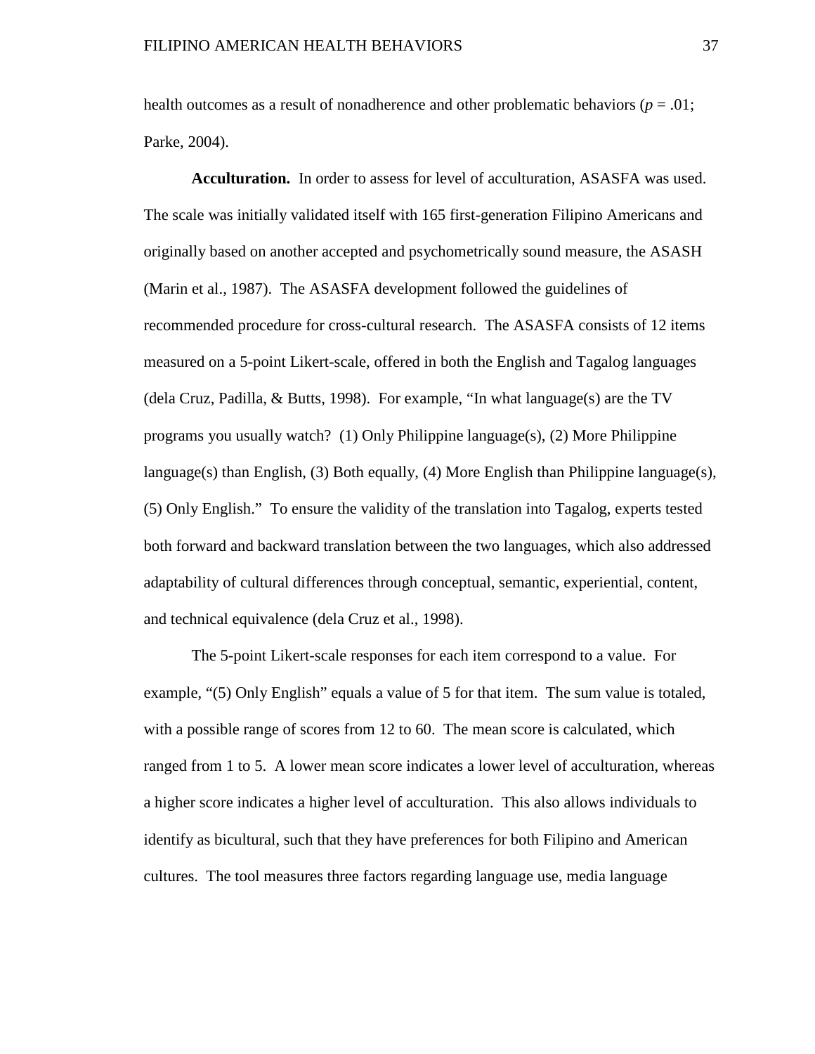health outcomes as a result of nonadherence and other problematic behaviors ($p$ = .01; Parke, 2004).

**Acculturation.** In order to assess for level of acculturation, ASASFA was used. The scale was initially validated itself with 165 first-generation Filipino Americans and originally based on another accepted and psychometrically sound measure, the ASASH (Marin et al., 1987). The ASASFA development followed the guidelines of recommended procedure for cross-cultural research. The ASASFA consists of 12 items measured on a 5-point Likert-scale, offered in both the English and Tagalog languages (dela Cruz, Padilla, & Butts, 1998). For example, "In what language(s) are the TV programs you usually watch? (1) Only Philippine language(s), (2) More Philippine language(s) than English, (3) Both equally, (4) More English than Philippine language(s), (5) Only English." To ensure the validity of the translation into Tagalog, experts tested both forward and backward translation between the two languages, which also addressed adaptability of cultural differences through conceptual, semantic, experiential, content, and technical equivalence (dela Cruz et al., 1998).

The 5-point Likert-scale responses for each item correspond to a value. For example, "(5) Only English" equals a value of 5 for that item. The sum value is totaled, with a possible range of scores from 12 to 60. The mean score is calculated, which ranged from 1 to 5. A lower mean score indicates a lower level of acculturation, whereas a higher score indicates a higher level of acculturation. This also allows individuals to identify as bicultural, such that they have preferences for both Filipino and American cultures. The tool measures three factors regarding language use, media language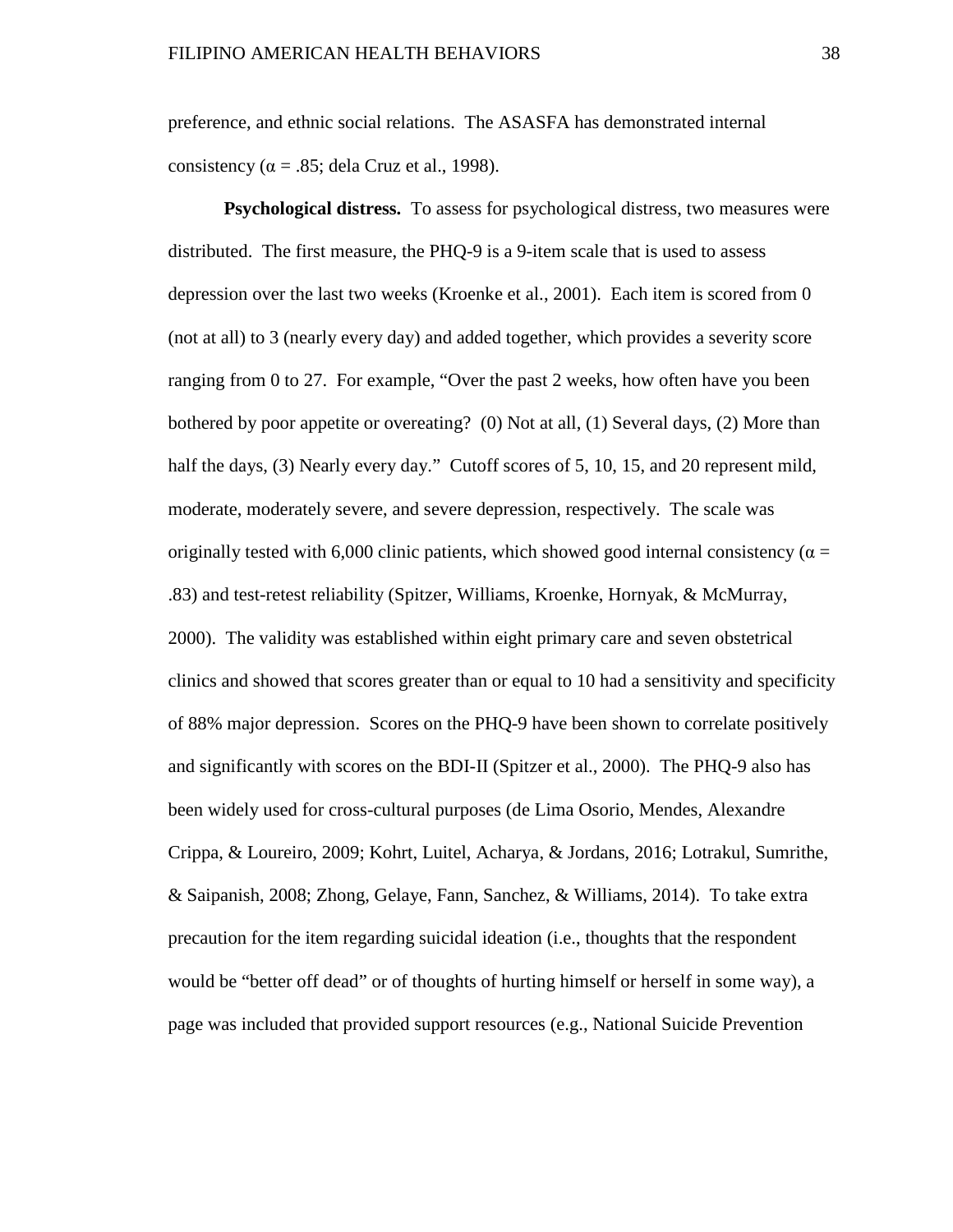preference, and ethnic social relations. The ASASFA has demonstrated internal consistency ($\alpha$ = .85; dela Cruz et al., 1998).

**Psychological distress.** To assess for psychological distress, two measures were distributed. The first measure, the PHQ-9 is a 9-item scale that is used to assess depression over the last two weeks (Kroenke et al., 2001). Each item is scored from 0 (not at all) to 3 (nearly every day) and added together, which provides a severity score ranging from 0 to 27. For example, "Over the past 2 weeks, how often have you been bothered by poor appetite or overeating? (0) Not at all, (1) Several days, (2) More than half the days, (3) Nearly every day." Cutoff scores of 5, 10, 15, and 20 represent mild, moderate, moderately severe, and severe depression, respectively. The scale was originally tested with 6,000 clinic patients, which showed good internal consistency ($\alpha$ = .83) and test-retest reliability (Spitzer, Williams, Kroenke, Hornyak, & McMurray, 2000). The validity was established within eight primary care and seven obstetrical clinics and showed that scores greater than or equal to 10 had a sensitivity and specificity of 88% major depression. Scores on the PHQ-9 have been shown to correlate positively and significantly with scores on the BDI-II (Spitzer et al., 2000). The PHQ-9 also has been widely used for cross-cultural purposes (de Lima Osorio, Mendes, Alexandre Crippa, & Loureiro, 2009; Kohrt, Luitel, Acharya, & Jordans, 2016; Lotrakul, Sumrithe, & Saipanish, 2008; Zhong, Gelaye, Fann, Sanchez, & Williams, 2014). To take extra precaution for the item regarding suicidal ideation (i.e., thoughts that the respondent would be "better off dead" or of thoughts of hurting himself or herself in some way), a page was included that provided support resources (e.g., National Suicide Prevention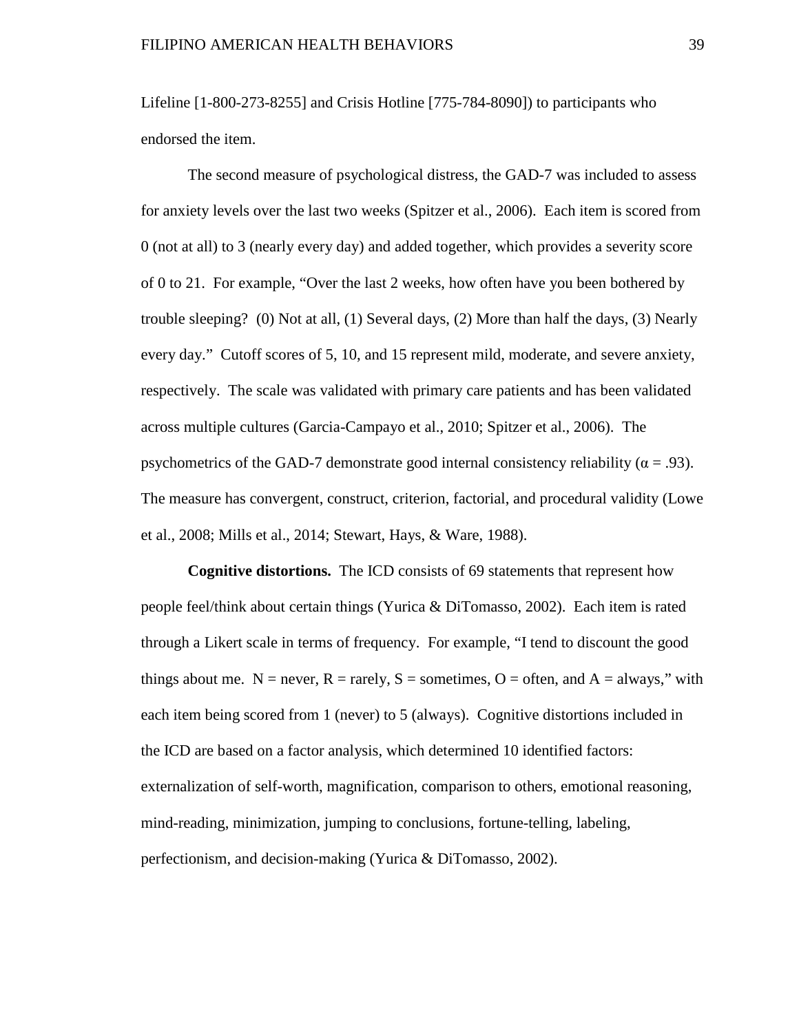Lifeline [1-800-273-8255] and Crisis Hotline [775-784-8090]) to participants who endorsed the item.

The second measure of psychological distress, the GAD-7 was included to assess for anxiety levels over the last two weeks (Spitzer et al., 2006). Each item is scored from 0 (not at all) to 3 (nearly every day) and added together, which provides a severity score of 0 to 21. For example, "Over the last 2 weeks, how often have you been bothered by trouble sleeping? (0) Not at all, (1) Several days, (2) More than half the days, (3) Nearly every day." Cutoff scores of 5, 10, and 15 represent mild, moderate, and severe anxiety, respectively. The scale was validated with primary care patients and has been validated across multiple cultures (Garcia-Campayo et al., 2010; Spitzer et al., 2006). The psychometrics of the GAD-7 demonstrate good internal consistency reliability ($\alpha = .93$). The measure has convergent, construct, criterion, factorial, and procedural validity (Lowe et al., 2008; Mills et al., 2014; Stewart, Hays, & Ware, 1988).

**Cognitive distortions.** The ICD consists of 69 statements that represent how people feel/think about certain things (Yurica & DiTomasso, 2002). Each item is rated through a Likert scale in terms of frequency. For example, "I tend to discount the good things about me. N = never, R = rarely, S = sometimes, O = often, and A = always," with each item being scored from 1 (never) to 5 (always). Cognitive distortions included in the ICD are based on a factor analysis, which determined 10 identified factors: externalization of self-worth, magnification, comparison to others, emotional reasoning, mind-reading, minimization, jumping to conclusions, fortune-telling, labeling, perfectionism, and decision-making (Yurica & DiTomasso, 2002).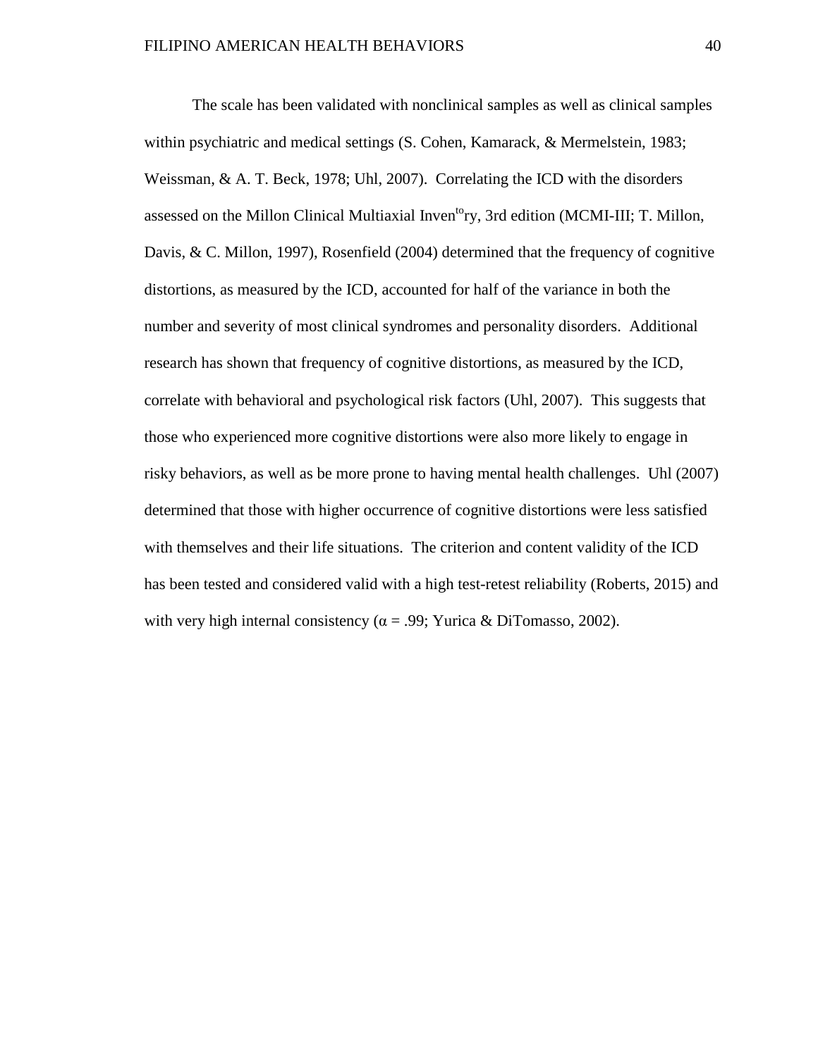The scale has been validated with nonclinical samples as well as clinical samples within psychiatric and medical settings (S. Cohen, Kamarack, & Mermelstein, 1983; Weissman, & A. T. Beck, 1978; Uhl, 2007). Correlating the ICD with the disorders assessed on the Millon Clinical Multiaxial Inventory, 3rd edition (MCMI-III; T. Millon, Davis, & C. Millon, 1997), Rosenfield (2004) determined that the frequency of cognitive distortions, as measured by the ICD, accounted for half of the variance in both the number and severity of most clinical syndromes and personality disorders. Additional research has shown that frequency of cognitive distortions, as measured by the ICD, correlate with behavioral and psychological risk factors (Uhl, 2007). This suggests that those who experienced more cognitive distortions were also more likely to engage in risky behaviors, as well as be more prone to having mental health challenges. Uhl (2007) determined that those with higher occurrence of cognitive distortions were less satisfied with themselves and their life situations. The criterion and content validity of the ICD has been tested and considered valid with a high test-retest reliability (Roberts, 2015) and with very high internal consistency ($\alpha = .99$; Yurica & DiTomasso, 2002).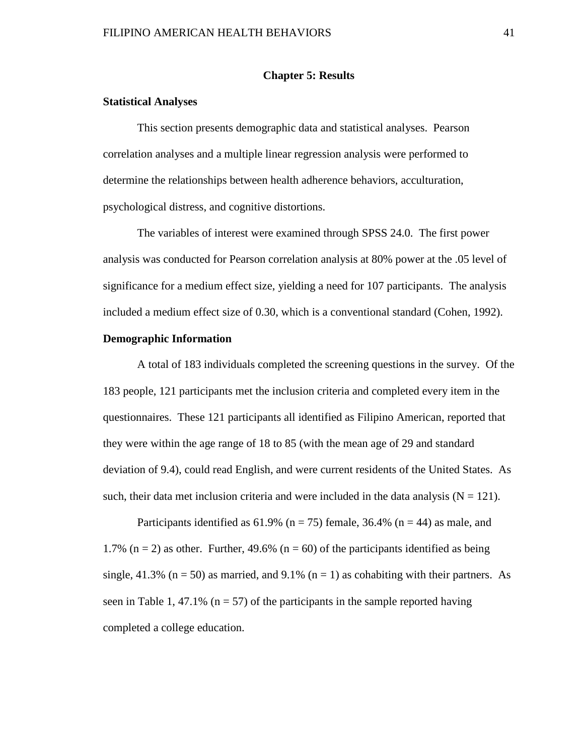# Chapter 5: Results

## Statistical Analyses

This section presents demographic data and statistical analyses. Pearson correlation analyses and a multiple linear regression analysis were performed to determine the relationships between health adherence behaviors, acculturation, psychological distress, and cognitive distortions.

The variables of interest were examined through SPSS 24.0. The first power analysis was conducted for Pearson correlation analysis at 80% power at the .05 level of significance for a medium effect size, yielding a need for 107 participants. The analysis included a medium effect size of 0.30, which is a conventional standard (Cohen, 1992).

## Demographic Information

A total of 183 individuals completed the screening questions in the survey. Of the 183 people, 121 participants met the inclusion criteria and completed every item in the questionnaires. These 121 participants all identified as Filipino American, reported that they were within the age range of 18 to 85 (with the mean age of 29 and standard deviation of 9.4), could read English, and were current residents of the United States. As such, their data met inclusion criteria and were included in the data analysis ($N = 121$).

Participants identified as 61.9% ($n = 75$) female, 36.4% ($n = 44$) as male, and 1.7% ($n = 2$) as other. Further, 49.6% ($n = 60$) of the participants identified as being single, 41.3% ($n = 50$) as married, and 9.1% ($n = 1$) as cohabiting with their partners. As seen in Table 1, 47.1% ($n = 57$) of the participants in the sample reported having completed a college education.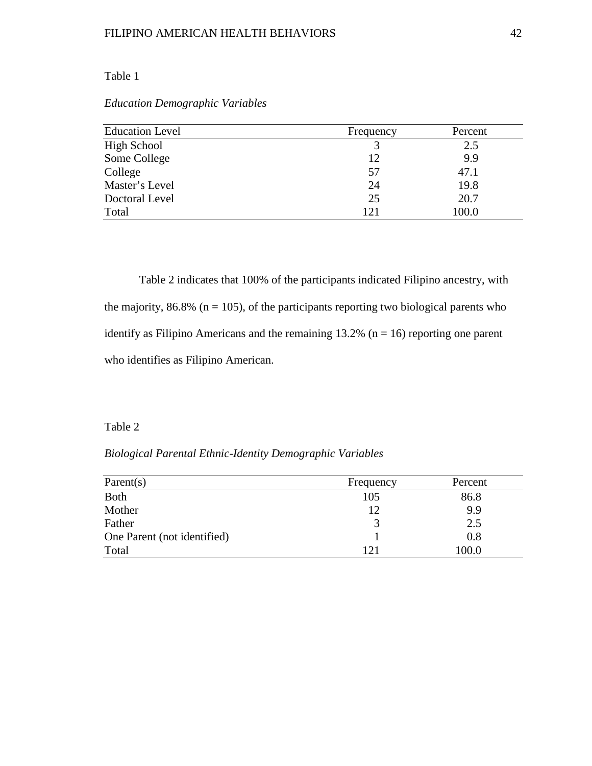Table 1

*Education Demographic Variables*

| Education Level | Frequency | Percent |
|---|---|---|
| High School | 3 | 2.5 |
| Some College | 12 | 9.9 |
| College | 57 | 47.1 |
| Master's Level | 24 | 19.8 |
| Doctoral Level | 25 | 20.7 |
| Total | 121 | 100.0 |

Table 2 indicates that 100% of the participants indicated Filipino ancestry, with the majority, 86.8% ($n = 105$), of the participants reporting two biological parents who identify as Filipino Americans and the remaining 13.2% ($n = 16$) reporting one parent who identifies as Filipino American.

Table 2

*Biological Parental Ethnic-Identity Demographic Variables*

| Parent(s) | Frequency | Percent |
|---|---|---|
| Both | 105 | 86.8 |
| Mother | 12 | 9.9 |
| Father | 3 | 2.5 |
| One Parent (not identified) | 1 | 0.8 |
| Total | 121 | 100.0 |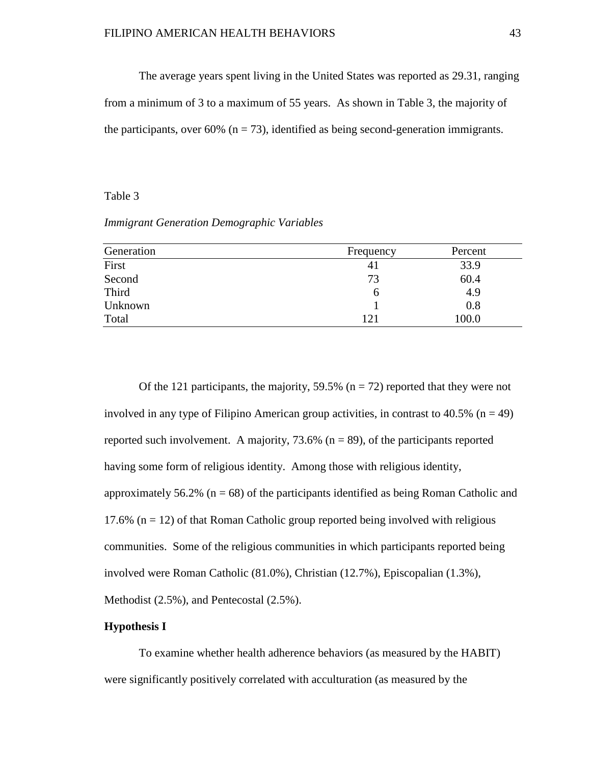The average years spent living in the United States was reported as 29.31, ranging from a minimum of 3 to a maximum of 55 years. As shown in Table 3, the majority of the participants, over 60% (n = 73), identified as being second-generation immigrants.

Table 3

*Immigrant Generation Demographic Variables*

| Generation | Frequency | Percent |
|---|---|---|
| First | 41 | 33.9 |
| Second | 73 | 60.4 |
| Third | 6 | 4.9 |
| Unknown | 1 | 0.8 |
| Total | 121 | 100.0 |

Of the 121 participants, the majority, 59.5% (n = 72) reported that they were not involved in any type of Filipino American group activities, in contrast to 40.5% (n = 49) reported such involvement. A majority, 73.6% (n = 89), of the participants reported having some form of religious identity. Among those with religious identity, approximately 56.2% (n = 68) of the participants identified as being Roman Catholic and 17.6% (n = 12) of that Roman Catholic group reported being involved with religious communities. Some of the religious communities in which participants reported being involved were Roman Catholic (81.0%), Christian (12.7%), Episcopalian (1.3%), Methodist (2.5%), and Pentecostal (2.5%).

**Hypothesis I**

To examine whether health adherence behaviors (as measured by the HABIT) were significantly positively correlated with acculturation (as measured by the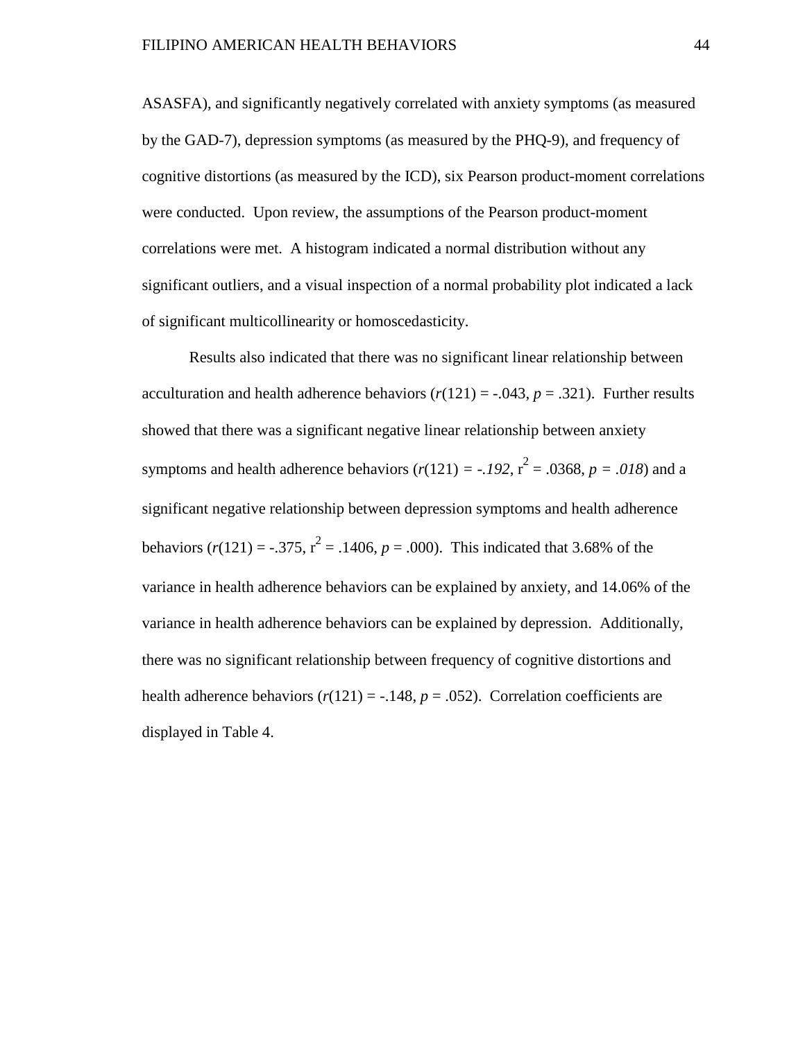ASASFA), and significantly negatively correlated with anxiety symptoms (as measured by the GAD-7), depression symptoms (as measured by the PHQ-9), and frequency of cognitive distortions (as measured by the ICD), six Pearson product-moment correlations were conducted. Upon review, the assumptions of the Pearson product-moment correlations were met. A histogram indicated a normal distribution without any significant outliers, and a visual inspection of a normal probability plot indicated a lack of significant multicollinearity or homoscedasticity.

Results also indicated that there was no significant linear relationship between acculturation and health adherence behaviors ($r(121) = -.043$, $p = .321$). Further results showed that there was a significant negative linear relationship between anxiety symptoms and health adherence behaviors ($r(121) = -.192$, $r^2 = .0368$, $p = .018$) and a significant negative relationship between depression symptoms and health adherence behaviors ($r(121) = -.375$, $r^2 = .1406$, $p = .000$). This indicated that 3.68% of the variance in health adherence behaviors can be explained by anxiety, and 14.06% of the variance in health adherence behaviors can be explained by depression. Additionally, there was no significant relationship between frequency of cognitive distortions and health adherence behaviors ($r(121) = -.148$, $p = .052$). Correlation coefficients are displayed in Table 4.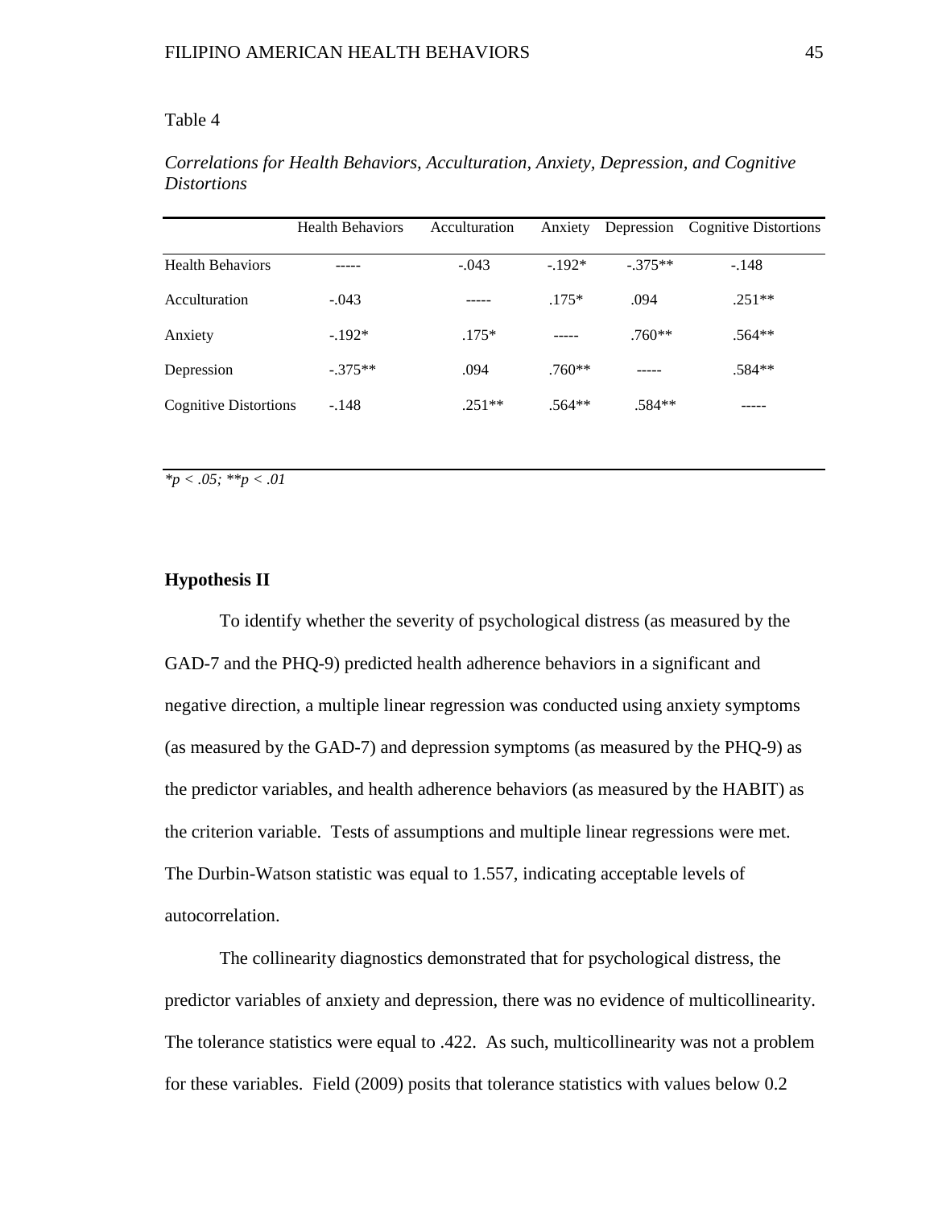Table 4

*Correlations for Health Behaviors, Acculturation, Anxiety, Depression, and Cognitive Distortions*

| | Health Behaviors | Acculturation | Anxiety | Depression | Cognitive Distortions |
|---|---|---|---|---|---|
| Health Behaviors | ----- | -.043 | -.192* | -.375** | -.148 |
| Acculturation | -.043 | ----- | .175* | .094 | .251** |
| Anxiety | -.192* | .175* | ----- | .760** | .564** |
| Depression | -.375** | .094 | .760** | ----- | .584** |
| Cognitive Distortions | -.148 | .251** | .564** | .584** | ----- |

*$*p < .05$; $**p < .01$*

**Hypothesis II**

To identify whether the severity of psychological distress (as measured by the GAD-7 and the PHQ-9) predicted health adherence behaviors in a significant and negative direction, a multiple linear regression was conducted using anxiety symptoms (as measured by the GAD-7) and depression symptoms (as measured by the PHQ-9) as the predictor variables, and health adherence behaviors (as measured by the HABIT) as the criterion variable. Tests of assumptions and multiple linear regressions were met. The Durbin-Watson statistic was equal to 1.557, indicating acceptable levels of autocorrelation.

The collinearity diagnostics demonstrated that for psychological distress, the predictor variables of anxiety and depression, there was no evidence of multicollinearity. The tolerance statistics were equal to .422. As such, multicollinearity was not a problem for these variables. Field (2009) posits that tolerance statistics with values below 0.2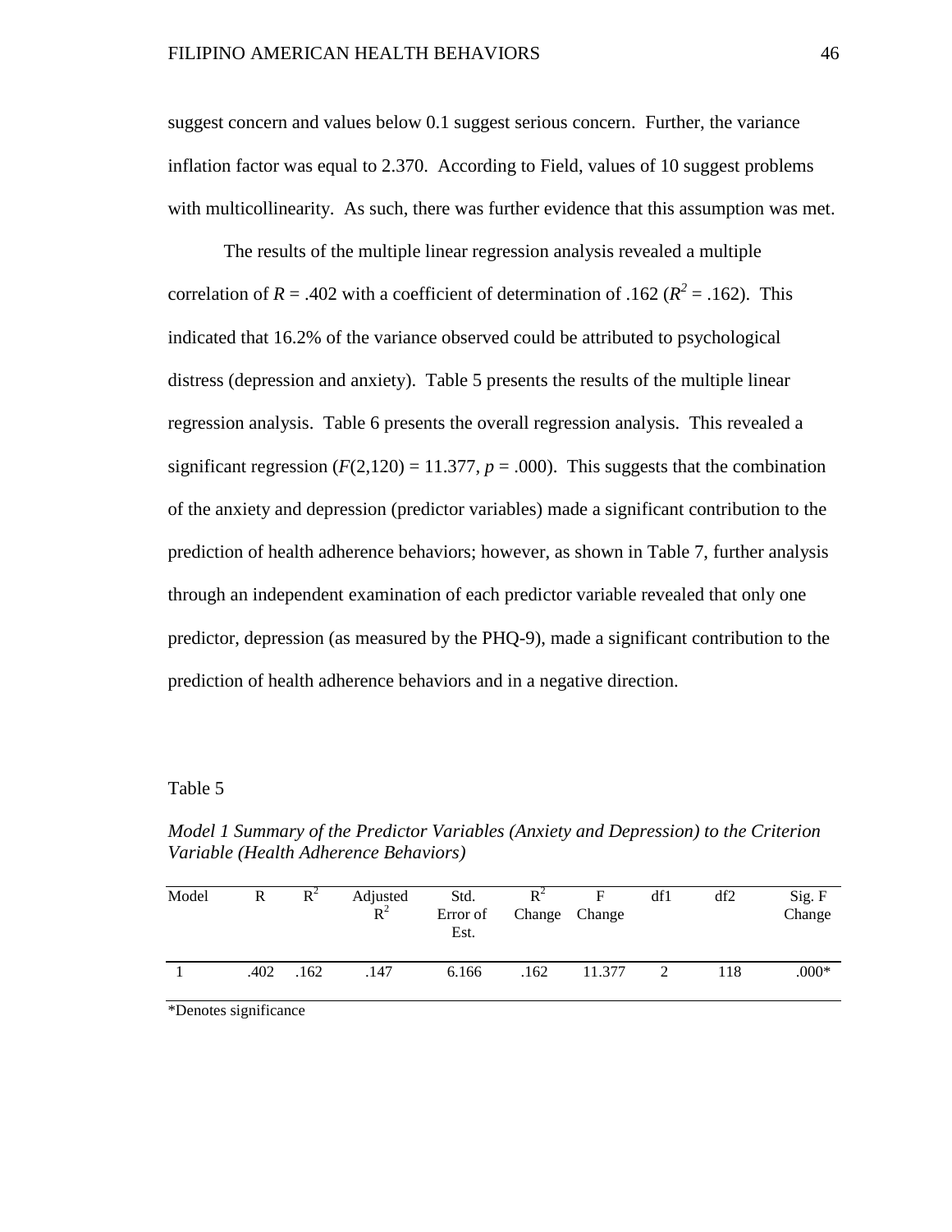suggest concern and values below 0.1 suggest serious concern. Further, the variance inflation factor was equal to 2.370. According to Field, values of 10 suggest problems with multicollinearity. As such, there was further evidence that this assumption was met.

The results of the multiple linear regression analysis revealed a multiple correlation of $R = .402$ with a coefficient of determination of .162 ($R^2 = .162$). This indicated that 16.2% of the variance observed could be attributed to psychological distress (depression and anxiety). Table 5 presents the results of the multiple linear regression analysis. Table 6 presents the overall regression analysis. This revealed a significant regression ($F(2,120) = 11.377$, $p = .000$). This suggests that the combination of the anxiety and depression (predictor variables) made a significant contribution to the prediction of health adherence behaviors; however, as shown in Table 7, further analysis through an independent examination of each predictor variable revealed that only one predictor, depression (as measured by the PHQ-9), made a significant contribution to the prediction of health adherence behaviors and in a negative direction.

Table 5

*Model 1 Summary of the Predictor Variables (Anxiety and Depression) to the Criterion Variable (Health Adherence Behaviors)*

| Model | R | $R^2$ | Adjusted $R^2$ | Std. Error of Est. | $R^2$ Change | F Change | df1 | df2 | Sig. F Change |
|---|---|---|---|---|---|---|---|---|---|
| 1 | .402 | .162 | .147 | 6.166 | .162 | 11.377 | 2 | 118 | .000* |

*Denotes significance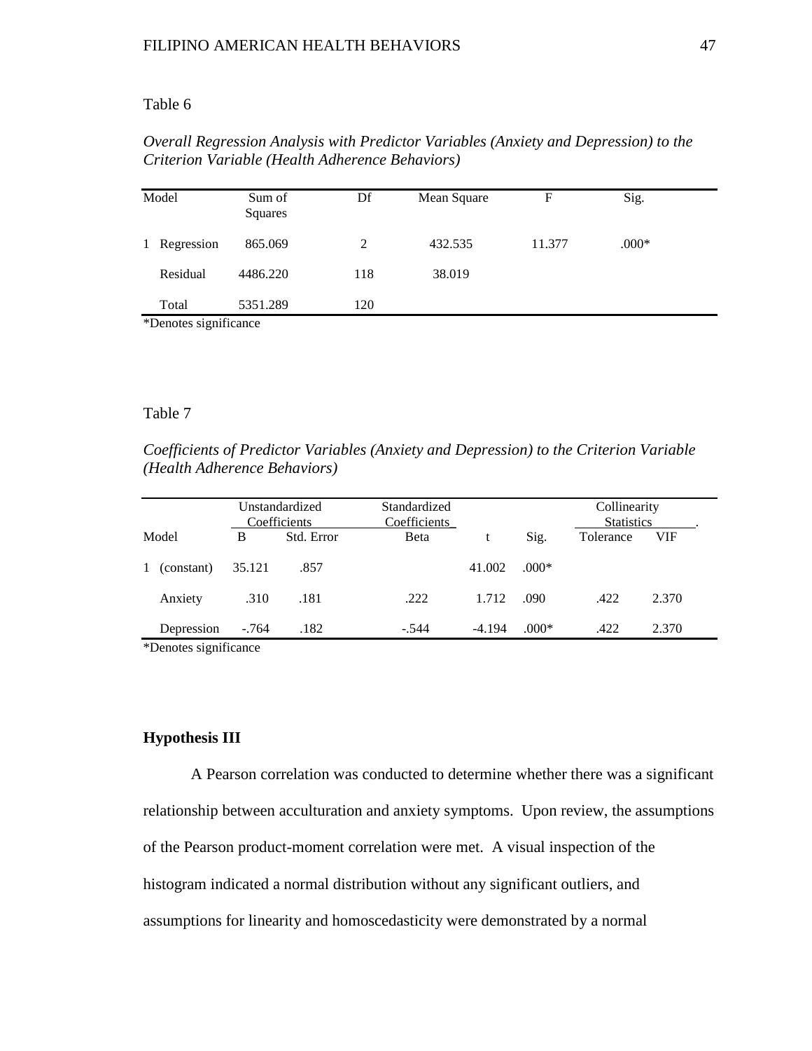Table 6

*Overall Regression Analysis with Predictor Variables (Anxiety and Depression) to the Criterion Variable (Health Adherence Behaviors)*

| Model | | Sum of Squares | Df | Mean Square | F | Sig. |
|---|---|---|---|---|---|---|
| 1 | Regression | 865.069 | 2 | 432.535 | 11.377 | .000* |
| | Residual | 4486.220 | 118 | 38.019 | | |
| | Total | 5351.289 | 120 | | | |

*Denotes significance

Table 7

*Coefficients of Predictor Variables (Anxiety and Depression) to the Criterion Variable (Health Adherence Behaviors)*

| | | Unstandardized Coefficients | | Standardized Coefficients | | | Collinearity Statistics | |
|---|---|---|---|---|---|---|---|---|
| Model | | B | Std. Error | Beta | t | Sig. | Tolerance | VIF |
| 1 | (constant) | 35.121 | .857 | | 41.002 | .000* | | |
| | Anxiety | .310 | .181 | .222 | 1.712 | .090 | .422 | 2.370 |
| | Depression | -.764 | .182 | -.544 | -4.194 | .000* | .422 | 2.370 |

*Denotes significance

**Hypothesis III**

A Pearson correlation was conducted to determine whether there was a significant relationship between acculturation and anxiety symptoms. Upon review, the assumptions of the Pearson product-moment correlation were met. A visual inspection of the histogram indicated a normal distribution without any significant outliers, and assumptions for linearity and homoscedasticity were demonstrated by a normal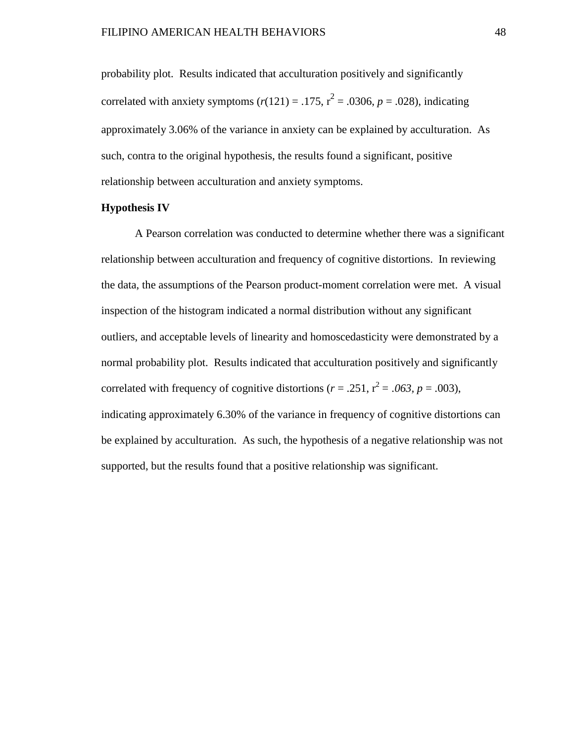probability plot. Results indicated that acculturation positively and significantly correlated with anxiety symptoms ($r(121) = .175$, $r^2 = .0306$, $p = .028$), indicating approximately 3.06% of the variance in anxiety can be explained by acculturation. As such, contra to the original hypothesis, the results found a significant, positive relationship between acculturation and anxiety symptoms.

**Hypothesis IV**

A Pearson correlation was conducted to determine whether there was a significant relationship between acculturation and frequency of cognitive distortions. In reviewing the data, the assumptions of the Pearson product-moment correlation were met. A visual inspection of the histogram indicated a normal distribution without any significant outliers, and acceptable levels of linearity and homoscedasticity were demonstrated by a normal probability plot. Results indicated that acculturation positively and significantly correlated with frequency of cognitive distortions ($r = .251$, $r^2 = .063$, $p = .003$), indicating approximately 6.30% of the variance in frequency of cognitive distortions can be explained by acculturation. As such, the hypothesis of a negative relationship was not supported, but the results found that a positive relationship was significant.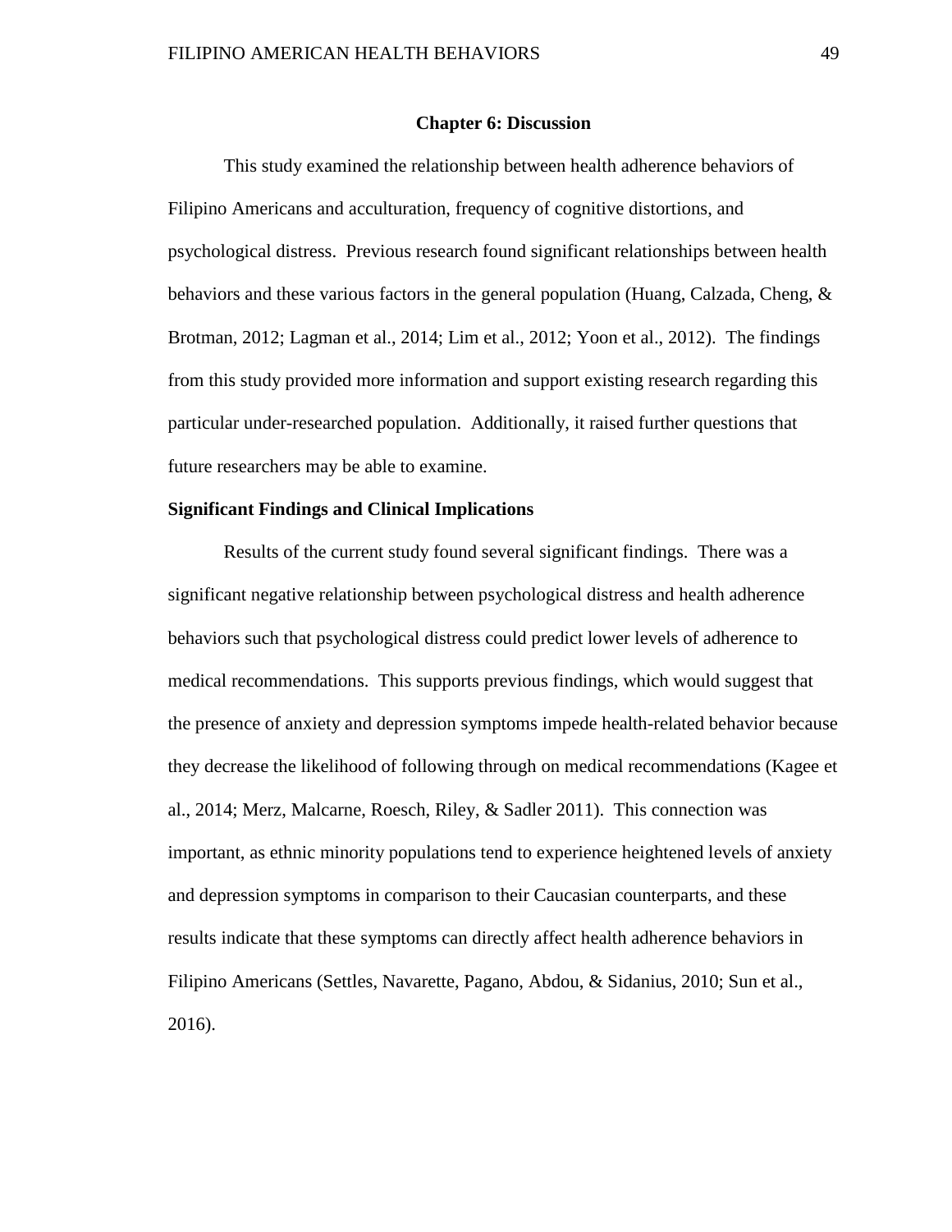# Chapter 6: Discussion

This study examined the relationship between health adherence behaviors of Filipino Americans and acculturation, frequency of cognitive distortions, and psychological distress. Previous research found significant relationships between health behaviors and these various factors in the general population (Huang, Calzada, Cheng, & Brotman, 2012; Lagman et al., 2014; Lim et al., 2012; Yoon et al., 2012). The findings from this study provided more information and support existing research regarding this particular under-researched population. Additionally, it raised further questions that future researchers may be able to examine.

## Significant Findings and Clinical Implications

Results of the current study found several significant findings. There was a significant negative relationship between psychological distress and health adherence behaviors such that psychological distress could predict lower levels of adherence to medical recommendations. This supports previous findings, which would suggest that the presence of anxiety and depression symptoms impede health-related behavior because they decrease the likelihood of following through on medical recommendations (Kagee et al., 2014; Merz, Malcarne, Roesch, Riley, & Sadler 2011). This connection was important, as ethnic minority populations tend to experience heightened levels of anxiety and depression symptoms in comparison to their Caucasian counterparts, and these results indicate that these symptoms can directly affect health adherence behaviors in Filipino Americans (Settles, Navarette, Pagano, Abdou, & Sidanius, 2010; Sun et al., 2016).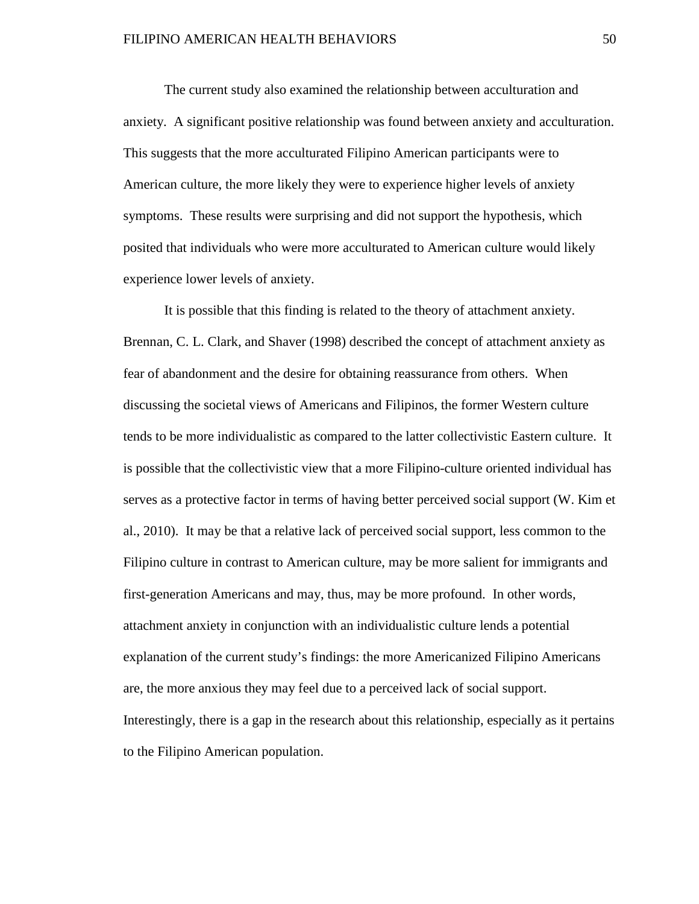The current study also examined the relationship between acculturation and anxiety. A significant positive relationship was found between anxiety and acculturation. This suggests that the more acculturated Filipino American participants were to American culture, the more likely they were to experience higher levels of anxiety symptoms. These results were surprising and did not support the hypothesis, which posited that individuals who were more acculturated to American culture would likely experience lower levels of anxiety.

It is possible that this finding is related to the theory of attachment anxiety. Brennan, C. L. Clark, and Shaver (1998) described the concept of attachment anxiety as fear of abandonment and the desire for obtaining reassurance from others. When discussing the societal views of Americans and Filipinos, the former Western culture tends to be more individualistic as compared to the latter collectivistic Eastern culture. It is possible that the collectivistic view that a more Filipino-culture oriented individual has serves as a protective factor in terms of having better perceived social support (W. Kim et al., 2010). It may be that a relative lack of perceived social support, less common to the Filipino culture in contrast to American culture, may be more salient for immigrants and first-generation Americans and may, thus, may be more profound. In other words, attachment anxiety in conjunction with an individualistic culture lends a potential explanation of the current study's findings: the more Americanized Filipino Americans are, the more anxious they may feel due to a perceived lack of social support. Interestingly, there is a gap in the research about this relationship, especially as it pertains to the Filipino American population.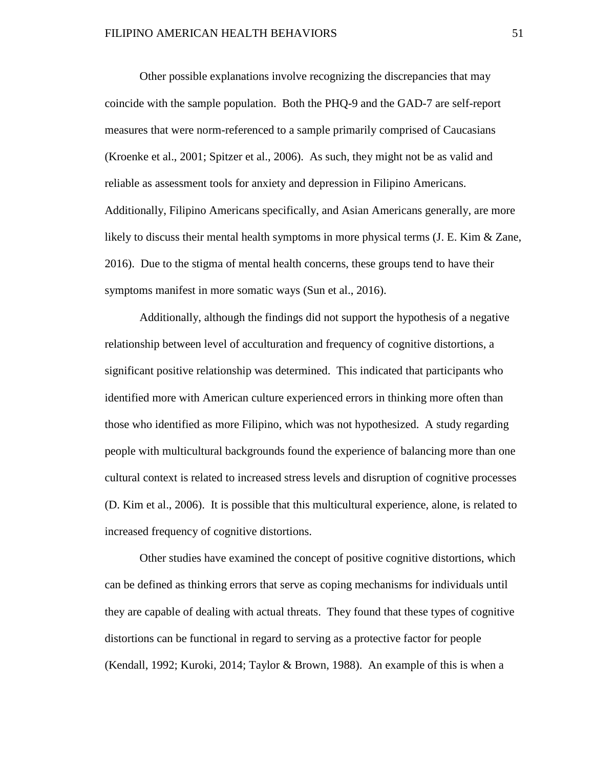Other possible explanations involve recognizing the discrepancies that may coincide with the sample population. Both the PHQ-9 and the GAD-7 are self-report measures that were norm-referenced to a sample primarily comprised of Caucasians (Kroenke et al., 2001; Spitzer et al., 2006). As such, they might not be as valid and reliable as assessment tools for anxiety and depression in Filipino Americans. Additionally, Filipino Americans specifically, and Asian Americans generally, are more likely to discuss their mental health symptoms in more physical terms (J. E. Kim & Zane, 2016). Due to the stigma of mental health concerns, these groups tend to have their symptoms manifest in more somatic ways (Sun et al., 2016).

Additionally, although the findings did not support the hypothesis of a negative relationship between level of acculturation and frequency of cognitive distortions, a significant positive relationship was determined. This indicated that participants who identified more with American culture experienced errors in thinking more often than those who identified as more Filipino, which was not hypothesized. A study regarding people with multicultural backgrounds found the experience of balancing more than one cultural context is related to increased stress levels and disruption of cognitive processes (D. Kim et al., 2006). It is possible that this multicultural experience, alone, is related to increased frequency of cognitive distortions.

Other studies have examined the concept of positive cognitive distortions, which can be defined as thinking errors that serve as coping mechanisms for individuals until they are capable of dealing with actual threats. They found that these types of cognitive distortions can be functional in regard to serving as a protective factor for people (Kendall, 1992; Kuroki, 2014; Taylor & Brown, 1988). An example of this is when a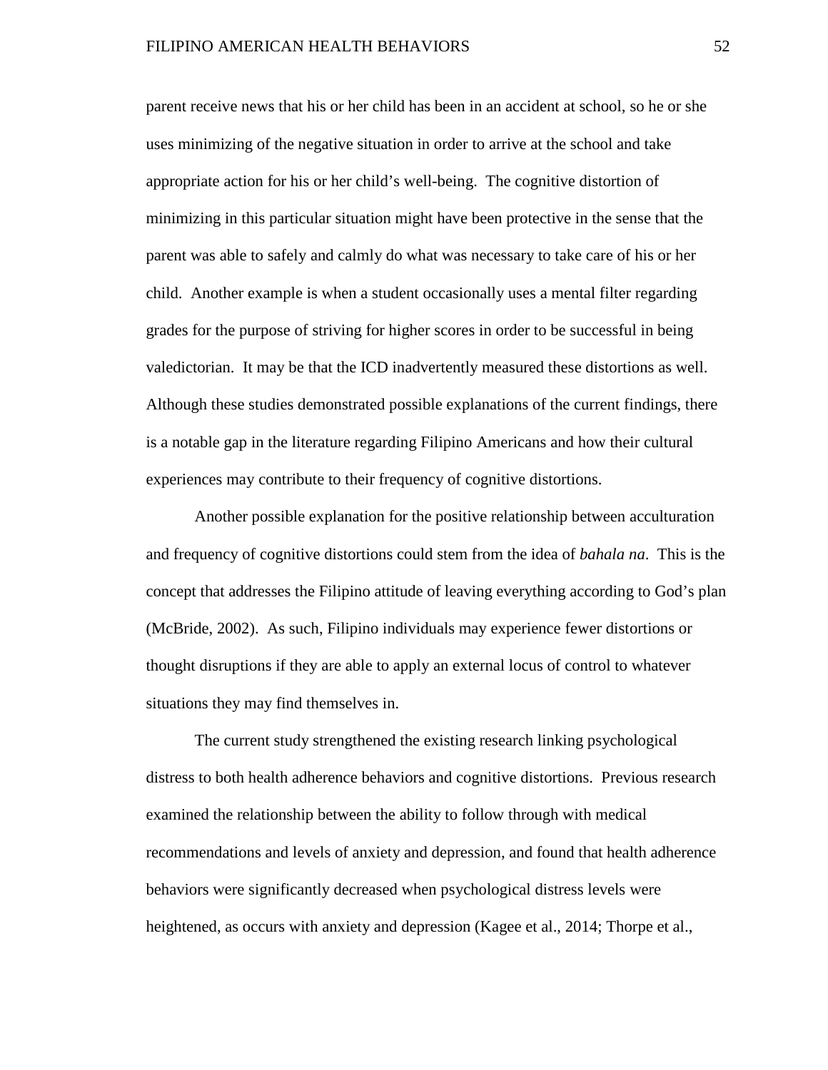parent receive news that his or her child has been in an accident at school, so he or she uses minimizing of the negative situation in order to arrive at the school and take appropriate action for his or her child's well-being. The cognitive distortion of minimizing in this particular situation might have been protective in the sense that the parent was able to safely and calmly do what was necessary to take care of his or her child. Another example is when a student occasionally uses a mental filter regarding grades for the purpose of striving for higher scores in order to be successful in being valedictorian. It may be that the ICD inadvertently measured these distortions as well. Although these studies demonstrated possible explanations of the current findings, there is a notable gap in the literature regarding Filipino Americans and how their cultural experiences may contribute to their frequency of cognitive distortions.

Another possible explanation for the positive relationship between acculturation and frequency of cognitive distortions could stem from the idea of *bahala na*. This is the concept that addresses the Filipino attitude of leaving everything according to God's plan (McBride, 2002). As such, Filipino individuals may experience fewer distortions or thought disruptions if they are able to apply an external locus of control to whatever situations they may find themselves in.

The current study strengthened the existing research linking psychological distress to both health adherence behaviors and cognitive distortions. Previous research examined the relationship between the ability to follow through with medical recommendations and levels of anxiety and depression, and found that health adherence behaviors were significantly decreased when psychological distress levels were heightened, as occurs with anxiety and depression (Kagee et al., 2014; Thorpe et al.,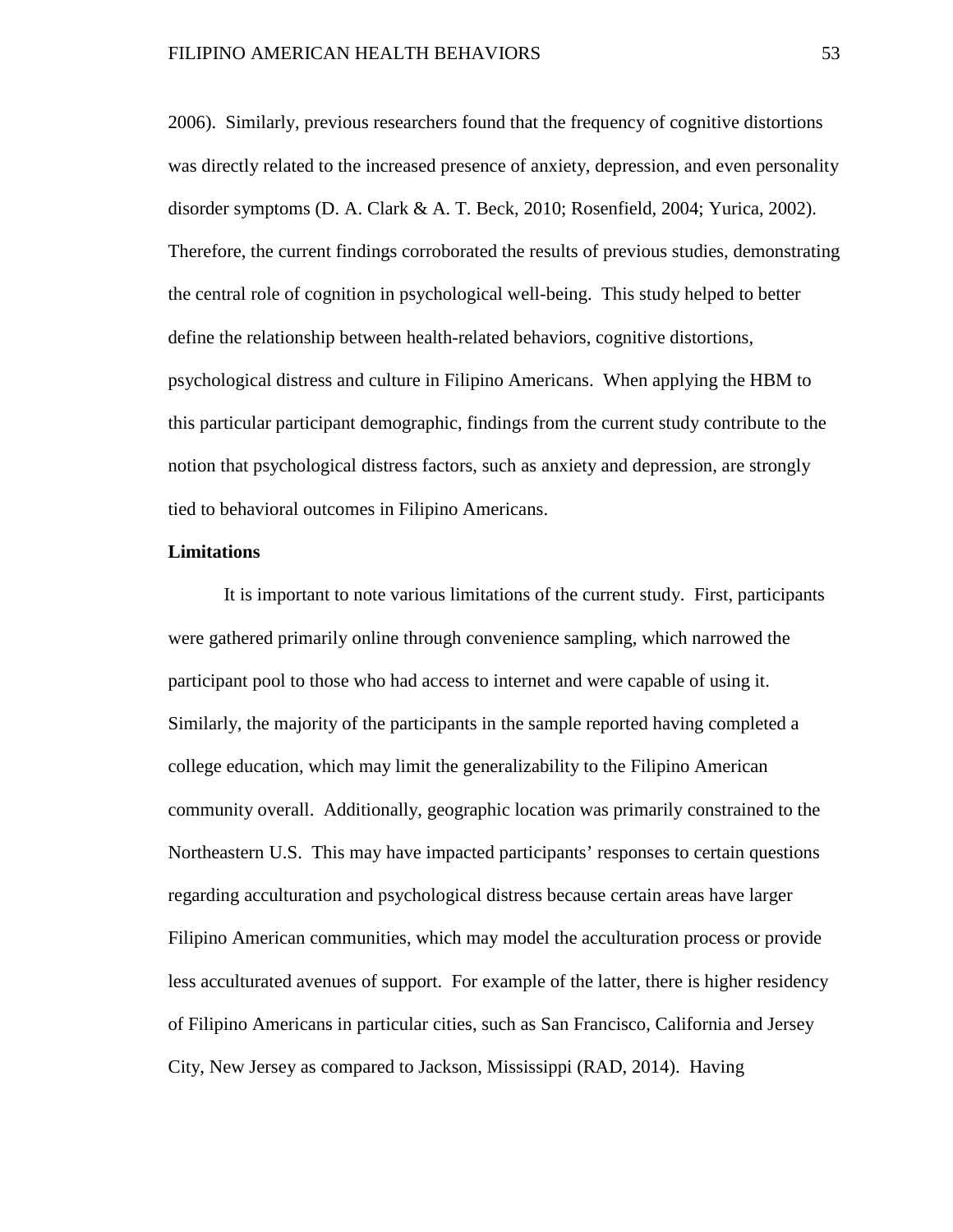2006). Similarly, previous researchers found that the frequency of cognitive distortions was directly related to the increased presence of anxiety, depression, and even personality disorder symptoms (D. A. Clark & A. T. Beck, 2010; Rosenfield, 2004; Yurica, 2002). Therefore, the current findings corroborated the results of previous studies, demonstrating the central role of cognition in psychological well-being. This study helped to better define the relationship between health-related behaviors, cognitive distortions, psychological distress and culture in Filipino Americans. When applying the HBM to this particular participant demographic, findings from the current study contribute to the notion that psychological distress factors, such as anxiety and depression, are strongly tied to behavioral outcomes in Filipino Americans.

**Limitations**

It is important to note various limitations of the current study. First, participants were gathered primarily online through convenience sampling, which narrowed the participant pool to those who had access to internet and were capable of using it. Similarly, the majority of the participants in the sample reported having completed a college education, which may limit the generalizability to the Filipino American community overall. Additionally, geographic location was primarily constrained to the Northeastern U.S. This may have impacted participants' responses to certain questions regarding acculturation and psychological distress because certain areas have larger Filipino American communities, which may model the acculturation process or provide less acculturated avenues of support. For example of the latter, there is higher residency of Filipino Americans in particular cities, such as San Francisco, California and Jersey City, New Jersey as compared to Jackson, Mississippi (RAD, 2014). Having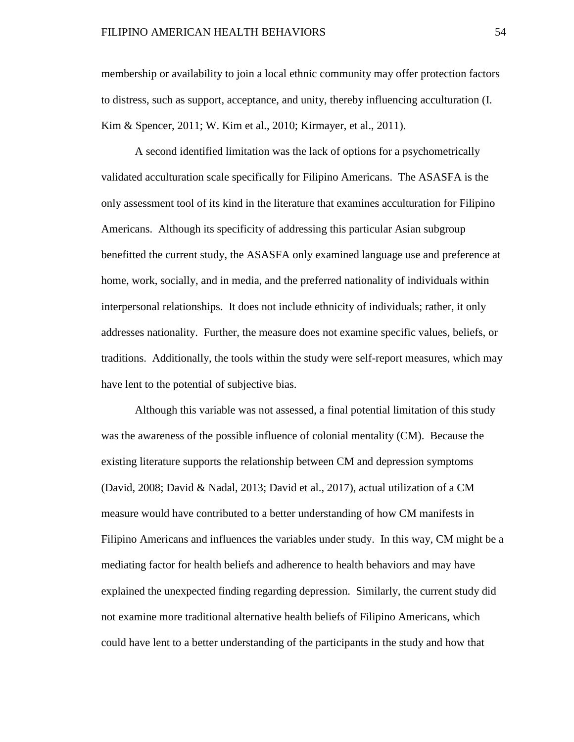membership or availability to join a local ethnic community may offer protection factors to distress, such as support, acceptance, and unity, thereby influencing acculturation (I. Kim & Spencer, 2011; W. Kim et al., 2010; Kirmayer, et al., 2011).

A second identified limitation was the lack of options for a psychometrically validated acculturation scale specifically for Filipino Americans. The ASASFA is the only assessment tool of its kind in the literature that examines acculturation for Filipino Americans. Although its specificity of addressing this particular Asian subgroup benefitted the current study, the ASASFA only examined language use and preference at home, work, socially, and in media, and the preferred nationality of individuals within interpersonal relationships. It does not include ethnicity of individuals; rather, it only addresses nationality. Further, the measure does not examine specific values, beliefs, or traditions. Additionally, the tools within the study were self-report measures, which may have lent to the potential of subjective bias.

Although this variable was not assessed, a final potential limitation of this study was the awareness of the possible influence of colonial mentality (CM). Because the existing literature supports the relationship between CM and depression symptoms (David, 2008; David & Nadal, 2013; David et al., 2017), actual utilization of a CM measure would have contributed to a better understanding of how CM manifests in Filipino Americans and influences the variables under study. In this way, CM might be a mediating factor for health beliefs and adherence to health behaviors and may have explained the unexpected finding regarding depression. Similarly, the current study did not examine more traditional alternative health beliefs of Filipino Americans, which could have lent to a better understanding of the participants in the study and how that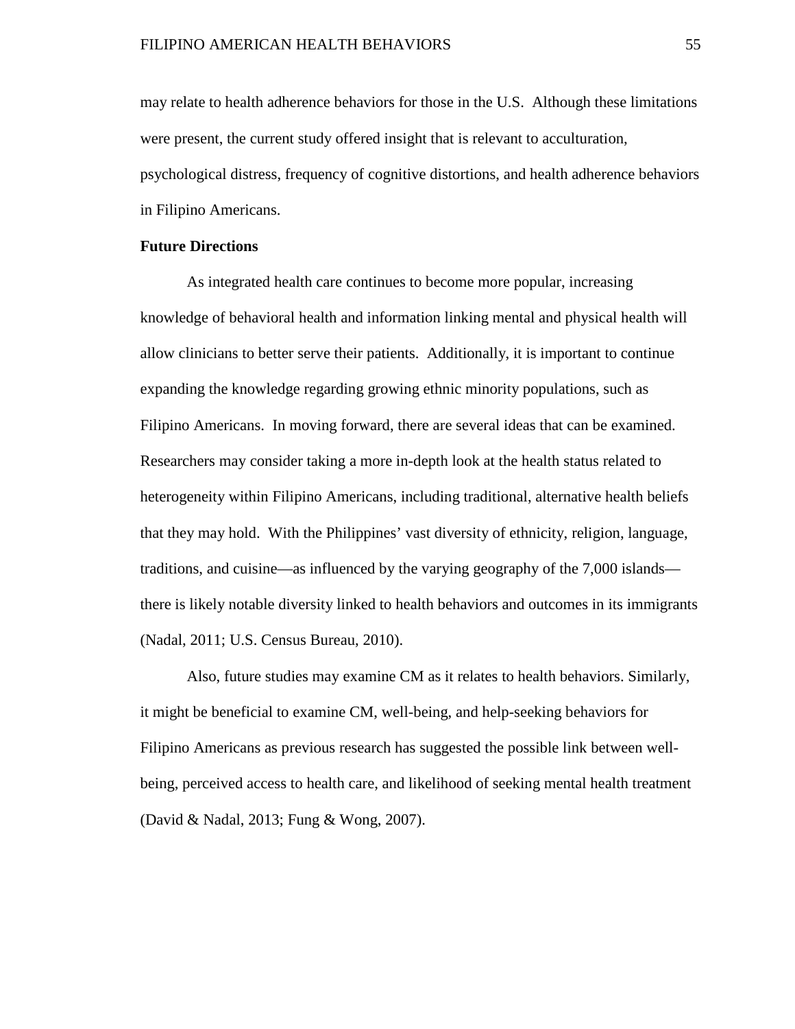may relate to health adherence behaviors for those in the U.S. Although these limitations were present, the current study offered insight that is relevant to acculturation, psychological distress, frequency of cognitive distortions, and health adherence behaviors in Filipino Americans.

**Future Directions**

As integrated health care continues to become more popular, increasing knowledge of behavioral health and information linking mental and physical health will allow clinicians to better serve their patients. Additionally, it is important to continue expanding the knowledge regarding growing ethnic minority populations, such as Filipino Americans. In moving forward, there are several ideas that can be examined. Researchers may consider taking a more in-depth look at the health status related to heterogeneity within Filipino Americans, including traditional, alternative health beliefs that they may hold. With the Philippines' vast diversity of ethnicity, religion, language, traditions, and cuisine—as influenced by the varying geography of the 7,000 islands—there is likely notable diversity linked to health behaviors and outcomes in its immigrants (Nadal, 2011; U.S. Census Bureau, 2010).

Also, future studies may examine CM as it relates to health behaviors. Similarly, it might be beneficial to examine CM, well-being, and help-seeking behaviors for Filipino Americans as previous research has suggested the possible link between well-being, perceived access to health care, and likelihood of seeking mental health treatment (David & Nadal, 2013; Fung & Wong, 2007).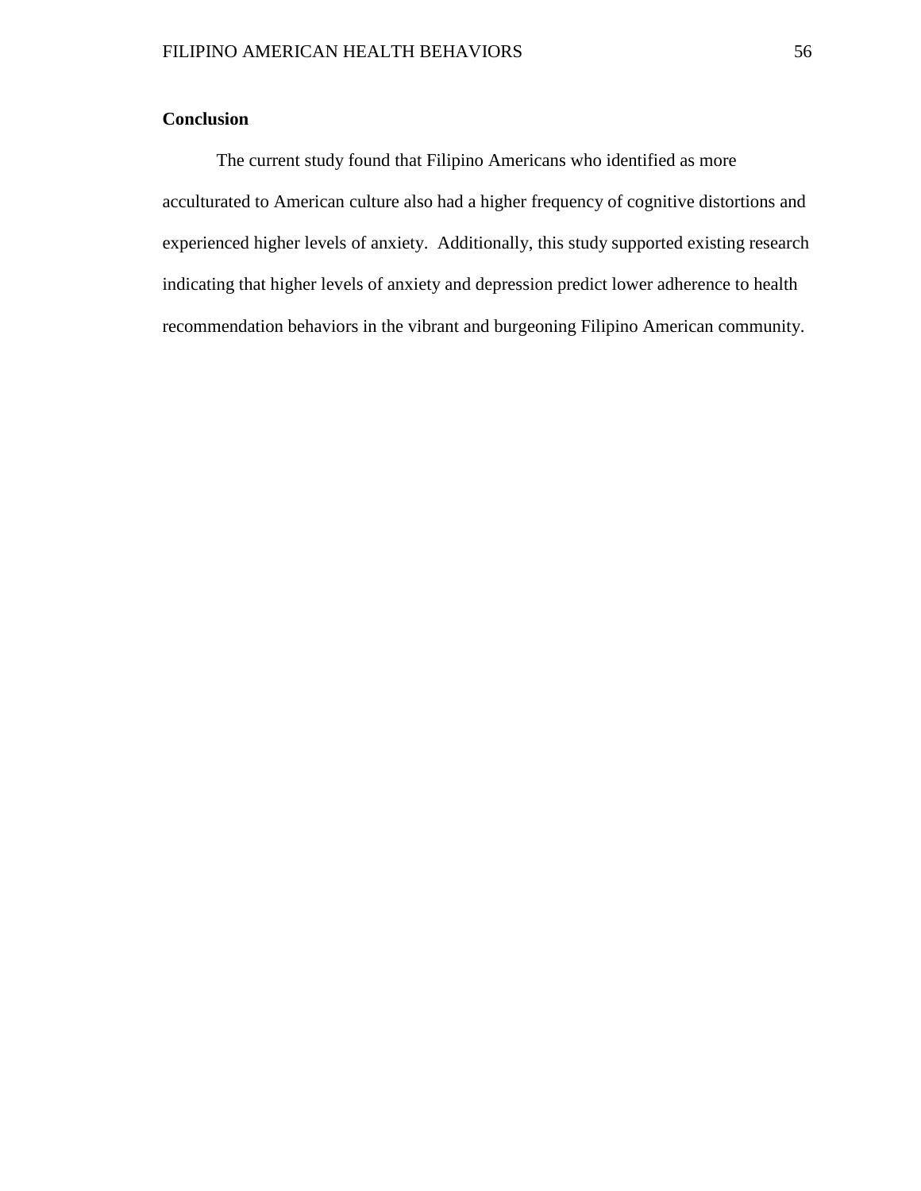## Conclusion

The current study found that Filipino Americans who identified as more acculturated to American culture also had a higher frequency of cognitive distortions and experienced higher levels of anxiety. Additionally, this study supported existing research indicating that higher levels of anxiety and depression predict lower adherence to health recommendation behaviors in the vibrant and burgeoning Filipino American community.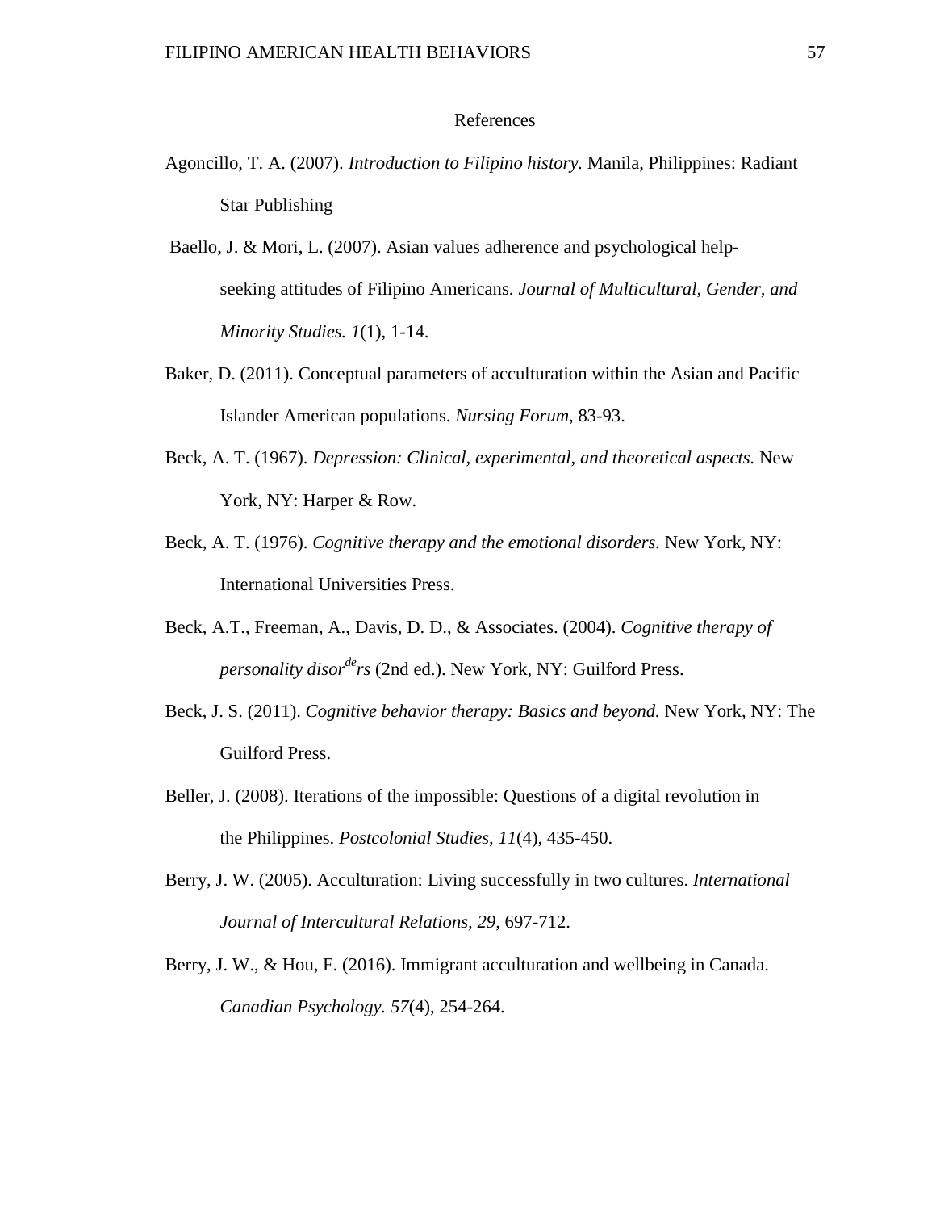# References

Agoncillo, T. A. (2007). *Introduction to Filipino history.* Manila, Philippines: Radiant Star Publishing

Baello, J. & Mori, L. (2007). Asian values adherence and psychological help-seeking attitudes of Filipino Americans. *Journal of Multicultural, Gender, and Minority Studies. 1*(1), 1-14.

Baker, D. (2011). Conceptual parameters of acculturation within the Asian and Pacific Islander American populations. *Nursing Forum*, 83-93.

Beck, A. T. (1967). *Depression: Clinical, experimental, and theoretical aspects.* New York, NY: Harper & Row.

Beck, A. T. (1976). *Cognitive therapy and the emotional disorders.* New York, NY: International Universities Press.

Beck, A.T., Freeman, A., Davis, D. D., & Associates. (2004). *Cognitive therapy of personality disorders* (2nd ed.). New York, NY: Guilford Press.

Beck, J. S. (2011). *Cognitive behavior therapy: Basics and beyond.* New York, NY: The Guilford Press.

Beller, J. (2008). Iterations of the impossible: Questions of a digital revolution in the Philippines. *Postcolonial Studies, 11*(4), 435-450.

Berry, J. W. (2005). Acculturation: Living successfully in two cultures. *International Journal of Intercultural Relations, 29,* 697-712.

Berry, J. W., & Hou, F. (2016). Immigrant acculturation and wellbeing in Canada. *Canadian Psychology. 57*(4), 254-264.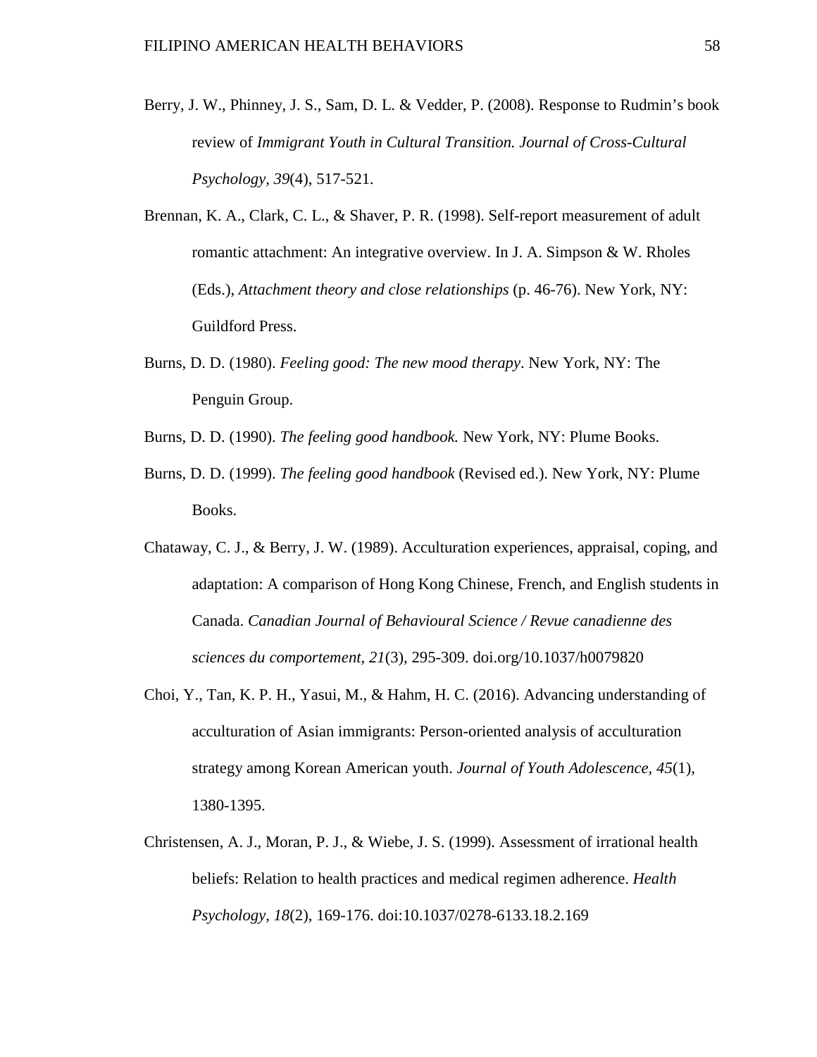Berry, J. W., Phinney, J. S., Sam, D. L. & Vedder, P. (2008). Response to Rudmin's book review of *Immigrant Youth in Cultural Transition. Journal of Cross-Cultural Psychology*, *39*(4), 517-521.

Brennan, K. A., Clark, C. L., & Shaver, P. R. (1998). Self-report measurement of adult romantic attachment: An integrative overview. In J. A. Simpson & W. Rholes (Eds.), *Attachment theory and close relationships* (p. 46-76). New York, NY: Guildford Press.

Burns, D. D. (1980). *Feeling good: The new mood therapy*. New York, NY: The Penguin Group.

Burns, D. D. (1990). *The feeling good handbook.* New York, NY: Plume Books.

Burns, D. D. (1999). *The feeling good handbook* (Revised ed.). New York, NY: Plume Books.

Chataway, C. J., & Berry, J. W. (1989). Acculturation experiences, appraisal, coping, and adaptation: A comparison of Hong Kong Chinese, French, and English students in Canada. *Canadian Journal of Behavioural Science / Revue canadienne des sciences du comportement*, *21*(3), 295-309. doi.org/10.1037/h0079820

Choi, Y., Tan, K. P. H., Yasui, M., & Hahm, H. C. (2016). Advancing understanding of acculturation of Asian immigrants: Person-oriented analysis of acculturation strategy among Korean American youth. *Journal of Youth Adolescence, 45*(1), 1380-1395.

Christensen, A. J., Moran, P. J., & Wiebe, J. S. (1999). Assessment of irrational health beliefs: Relation to health practices and medical regimen adherence. *Health Psychology, 18*(2), 169-176. doi:10.1037/0278-6133.18.2.169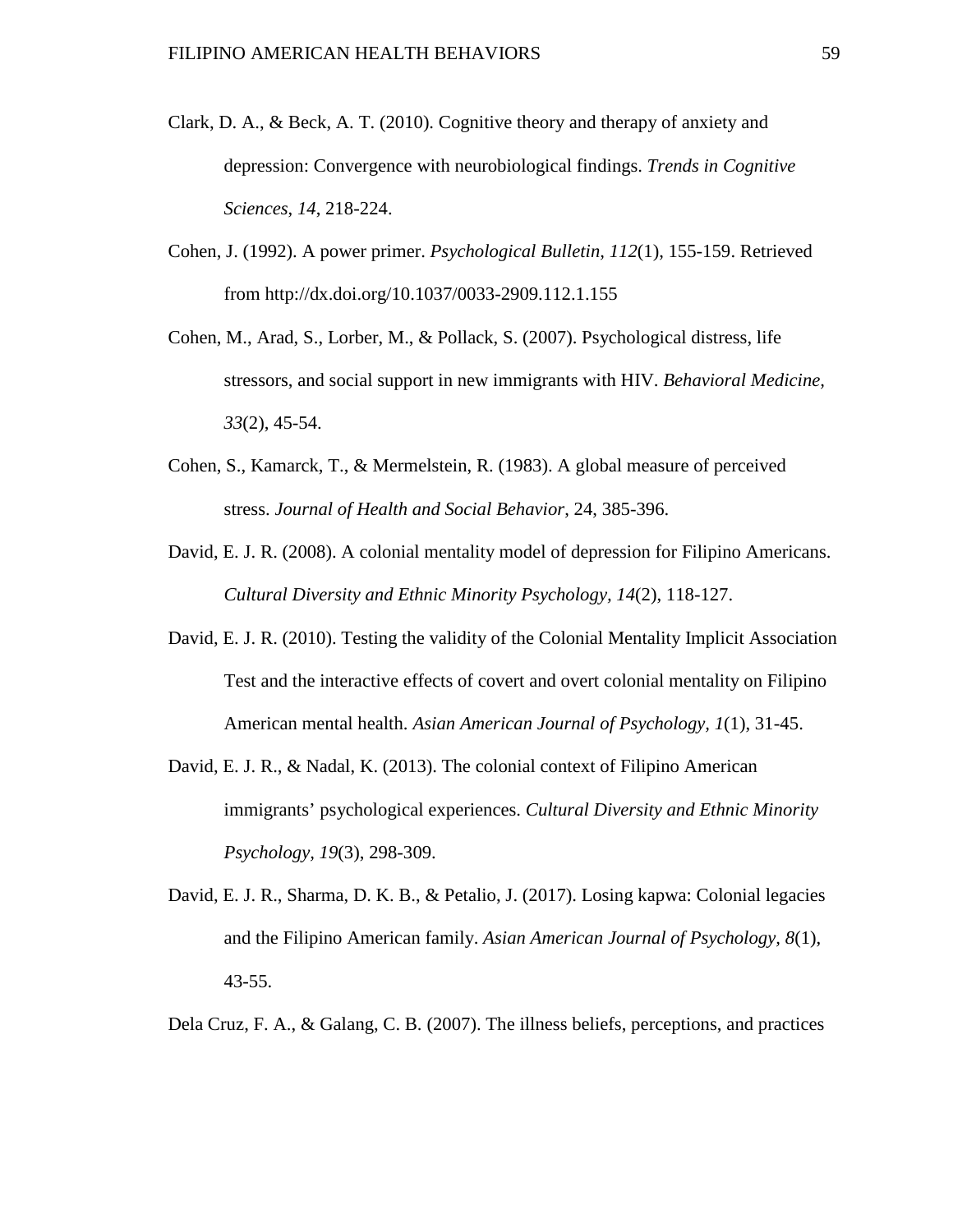Clark, D. A., & Beck, A. T. (2010). Cognitive theory and therapy of anxiety and depression: Convergence with neurobiological findings. *Trends in Cognitive Sciences*, *14*, 218-224.

Cohen, J. (1992). A power primer. *Psychological Bulletin, 112*(1), 155-159. Retrieved from http://dx.doi.org/10.1037/0033-2909.112.1.155

Cohen, M., Arad, S., Lorber, M., & Pollack, S. (2007). Psychological distress, life stressors, and social support in new immigrants with HIV. *Behavioral Medicine, 33*(2), 45-54.

Cohen, S., Kamarck, T., & Mermelstein, R. (1983). A global measure of perceived stress. *Journal of Health and Social Behavior*, 24, 385-396.

David, E. J. R. (2008). A colonial mentality model of depression for Filipino Americans. *Cultural Diversity and Ethnic Minority Psychology, 14*(2), 118-127.

David, E. J. R. (2010). Testing the validity of the Colonial Mentality Implicit Association Test and the interactive effects of covert and overt colonial mentality on Filipino American mental health. *Asian American Journal of Psychology, 1*(1), 31-45.

David, E. J. R., & Nadal, K. (2013). The colonial context of Filipino American immigrants' psychological experiences. *Cultural Diversity and Ethnic Minority Psychology, 19*(3), 298-309.

David, E. J. R., Sharma, D. K. B., & Petalio, J. (2017). Losing kapwa: Colonial legacies and the Filipino American family. *Asian American Journal of Psychology, 8*(1), 43-55.

Dela Cruz, F. A., & Galang, C. B. (2007). The illness beliefs, perceptions, and practices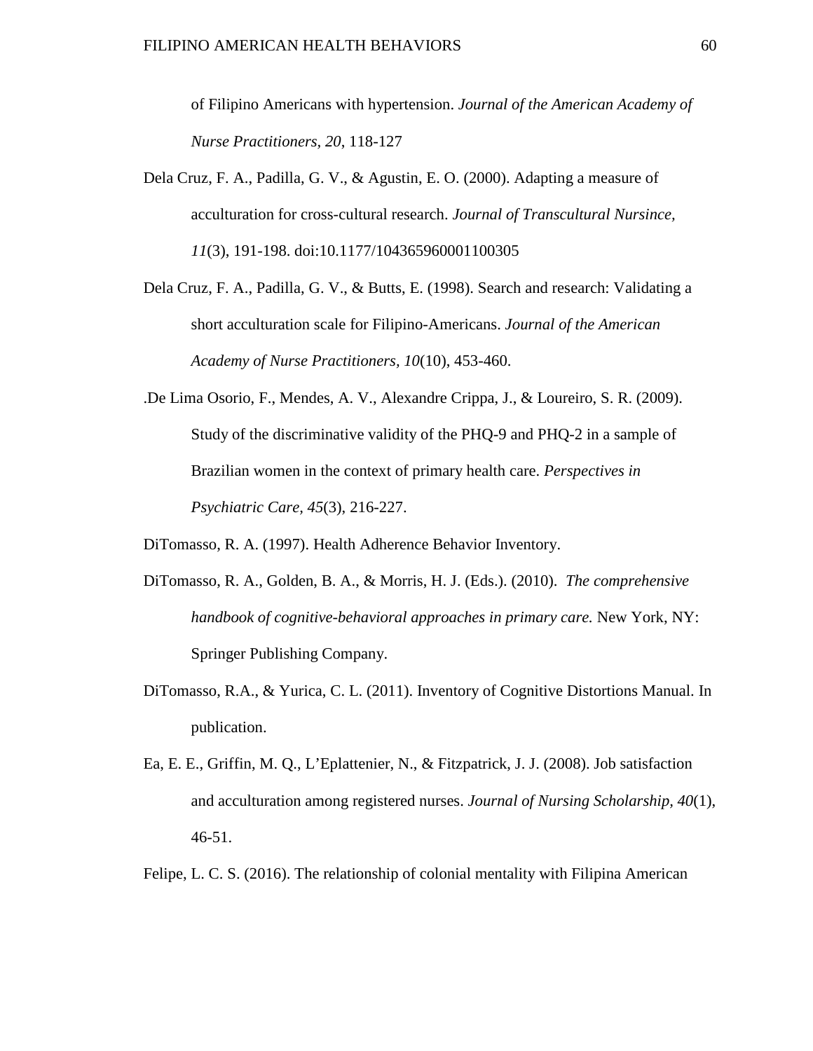of Filipino Americans with hypertension. *Journal of the American Academy of Nurse Practitioners, 20*, 118-127

Dela Cruz, F. A., Padilla, G. V., & Agustin, E. O. (2000). Adapting a measure of acculturation for cross-cultural research. *Journal of Transcultural Nursince, 11*(3), 191-198. doi:10.1177/104365960001100305

Dela Cruz, F. A., Padilla, G. V., & Butts, E. (1998). Search and research: Validating a short acculturation scale for Filipino-Americans. *Journal of the American Academy of Nurse Practitioners, 10*(10), 453-460.

.De Lima Osorio, F., Mendes, A. V., Alexandre Crippa, J., & Loureiro, S. R. (2009). Study of the discriminative validity of the PHQ-9 and PHQ-2 in a sample of Brazilian women in the context of primary health care. *Perspectives in Psychiatric Care, 45*(3), 216-227.

DiTomasso, R. A. (1997). Health Adherence Behavior Inventory.

DiTomasso, R. A., Golden, B. A., & Morris, H. J. (Eds.). (2010). *The comprehensive handbook of cognitive-behavioral approaches in primary care.* New York, NY: Springer Publishing Company.

DiTomasso, R.A., & Yurica, C. L. (2011). Inventory of Cognitive Distortions Manual. In publication.

Ea, E. E., Griffin, M. Q., L'Eplattenier, N., & Fitzpatrick, J. J. (2008). Job satisfaction and acculturation among registered nurses. *Journal of Nursing Scholarship, 40*(1), 46-51.

Felipe, L. C. S. (2016). The relationship of colonial mentality with Filipina American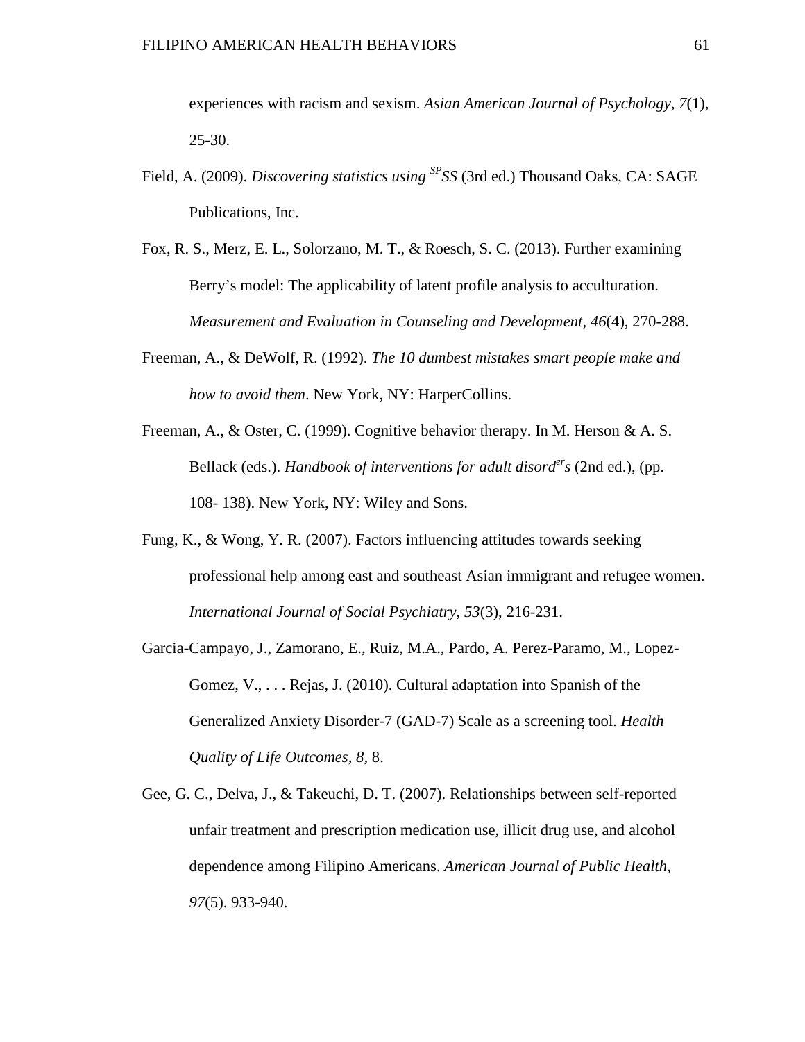experiences with racism and sexism. *Asian American Journal of Psychology, 7*(1), 25-30.

Field, A. (2009). *Discovering statistics using SPSS* (3rd ed.) Thousand Oaks, CA: SAGE Publications, Inc.

Fox, R. S., Merz, E. L., Solorzano, M. T., & Roesch, S. C. (2013). Further examining Berry's model: The applicability of latent profile analysis to acculturation. *Measurement and Evaluation in Counseling and Development, 46*(4), 270-288.

Freeman, A., & DeWolf, R. (1992). *The 10 dumbest mistakes smart people make and how to avoid them*. New York, NY: HarperCollins.

Freeman, A., & Oster, C. (1999). Cognitive behavior therapy. In M. Herson & A. S. Bellack (eds.). *Handbook of interventions for adult disorders* (2nd ed.), (pp. 108- 138). New York, NY: Wiley and Sons.

Fung, K., & Wong, Y. R. (2007). Factors influencing attitudes towards seeking professional help among east and southeast Asian immigrant and refugee women. *International Journal of Social Psychiatry, 53*(3), 216-231.

Garcia-Campayo, J., Zamorano, E., Ruiz, M.A., Pardo, A. Perez-Paramo, M., Lopez-Gomez, V., . . . Rejas, J. (2010). Cultural adaptation into Spanish of the Generalized Anxiety Disorder-7 (GAD-7) Scale as a screening tool. *Health Quality of Life Outcomes, 8,* 8.

Gee, G. C., Delva, J., & Takeuchi, D. T. (2007). Relationships between self-reported unfair treatment and prescription medication use, illicit drug use, and alcohol dependence among Filipino Americans. *American Journal of Public Health, 97*(5). 933-940.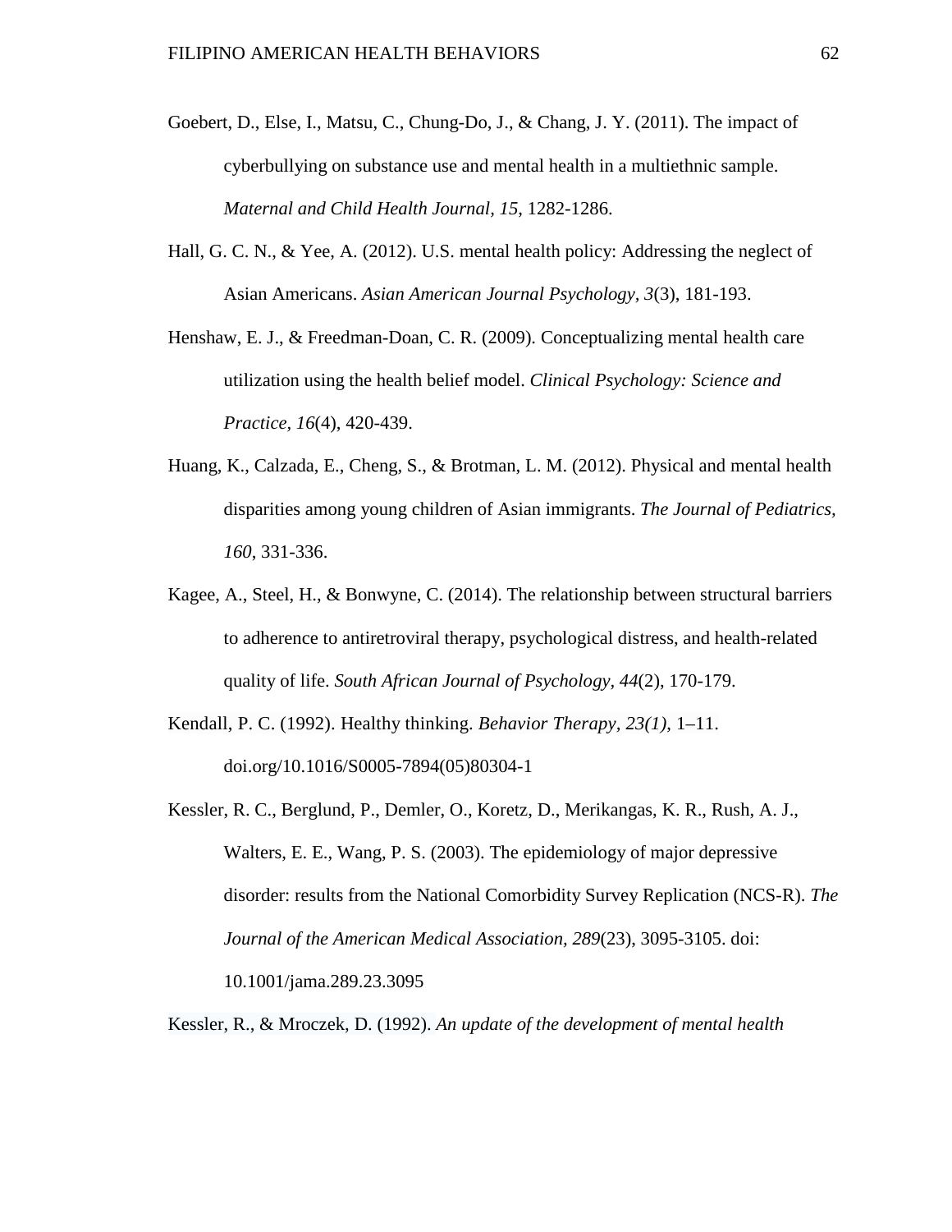Goebert, D., Else, I., Matsu, C., Chung-Do, J., & Chang, J. Y. (2011). The impact of cyberbullying on substance use and mental health in a multiethnic sample. *Maternal and Child Health Journal, 15*, 1282-1286.

Hall, G. C. N., & Yee, A. (2012). U.S. mental health policy: Addressing the neglect of Asian Americans. *Asian American Journal Psychology, 3*(3), 181-193.

Henshaw, E. J., & Freedman-Doan, C. R. (2009). Conceptualizing mental health care utilization using the health belief model. *Clinical Psychology: Science and Practice, 16*(4), 420-439.

Huang, K., Calzada, E., Cheng, S., & Brotman, L. M. (2012). Physical and mental health disparities among young children of Asian immigrants. *The Journal of Pediatrics, 160*, 331-336.

Kagee, A., Steel, H., & Bonwyne, C. (2014). The relationship between structural barriers to adherence to antiretroviral therapy, psychological distress, and health-related quality of life. *South African Journal of Psychology, 44*(2), 170-179.

Kendall, P. C. (1992). Healthy thinking. *Behavior Therapy, 23(1)*, 1–11. doi.org/10.1016/S0005-7894(05)80304-1

Kessler, R. C., Berglund, P., Demler, O., Koretz, D., Merikangas, K. R., Rush, A. J., Walters, E. E., Wang, P. S. (2003). The epidemiology of major depressive disorder: results from the National Comorbidity Survey Replication (NCS-R). *The Journal of the American Medical Association, 289*(23), 3095-3105. doi: 10.1001/jama.289.23.3095

Kessler, R., & Mroczek, D. (1992). *An update of the development of mental health*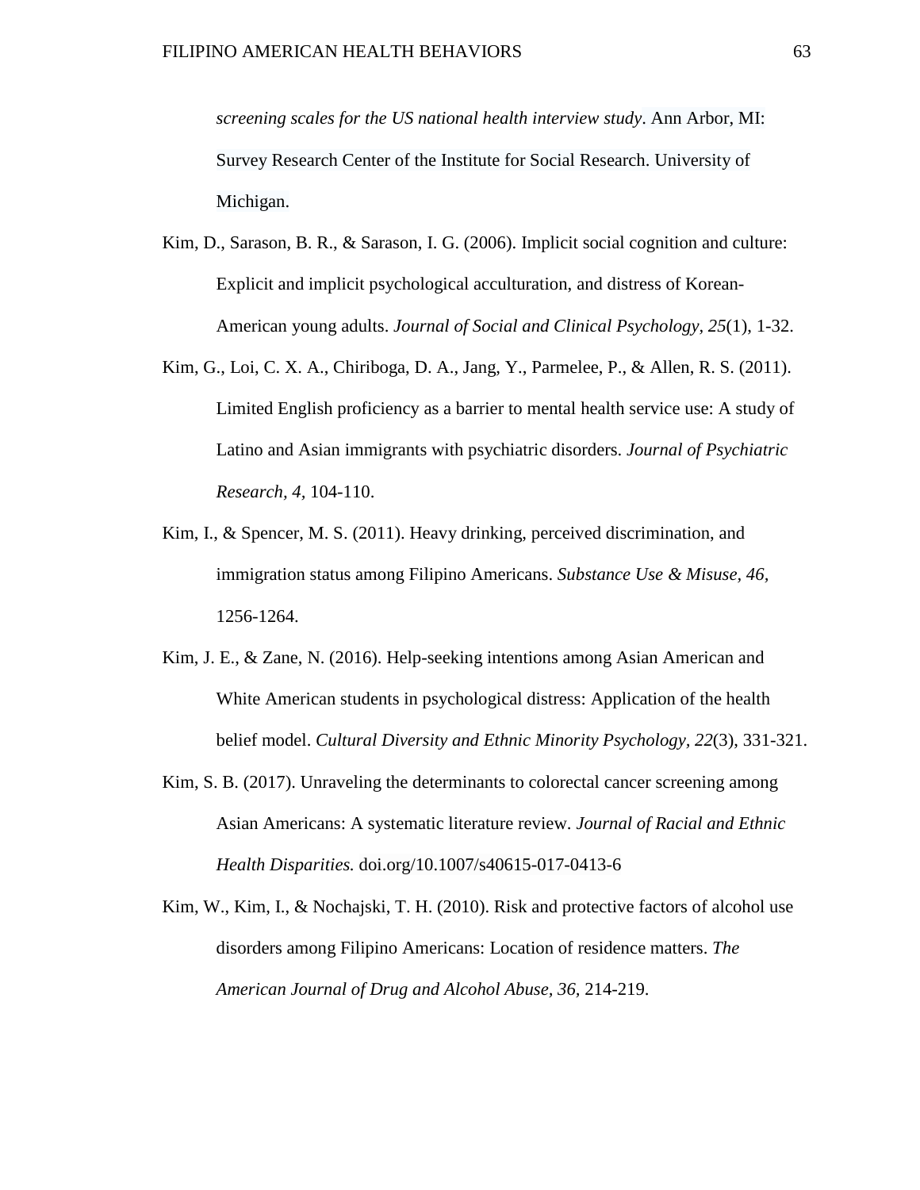*screening scales for the US national health interview study*. Ann Arbor, MI: Survey Research Center of the Institute for Social Research. University of Michigan.

Kim, D., Sarason, B. R., & Sarason, I. G. (2006). Implicit social cognition and culture: Explicit and implicit psychological acculturation, and distress of Korean-American young adults. *Journal of Social and Clinical Psychology*, *25*(1), 1-32.

Kim, G., Loi, C. X. A., Chiriboga, D. A., Jang, Y., Parmelee, P., & Allen, R. S. (2011). Limited English proficiency as a barrier to mental health service use: A study of Latino and Asian immigrants with psychiatric disorders. *Journal of Psychiatric Research, 4,* 104-110.

Kim, I., & Spencer, M. S. (2011). Heavy drinking, perceived discrimination, and immigration status among Filipino Americans. *Substance Use & Misuse, 46,* 1256-1264.

Kim, J. E., & Zane, N. (2016). Help-seeking intentions among Asian American and White American students in psychological distress: Application of the health belief model. *Cultural Diversity and Ethnic Minority Psychology, 22*(3), 331-321.

Kim, S. B. (2017). Unraveling the determinants to colorectal cancer screening among Asian Americans: A systematic literature review. *Journal of Racial and Ethnic Health Disparities.* doi.org/10.1007/s40615-017-0413-6

Kim, W., Kim, I., & Nochajski, T. H. (2010). Risk and protective factors of alcohol use disorders among Filipino Americans: Location of residence matters. *The American Journal of Drug and Alcohol Abuse, 36,* 214-219.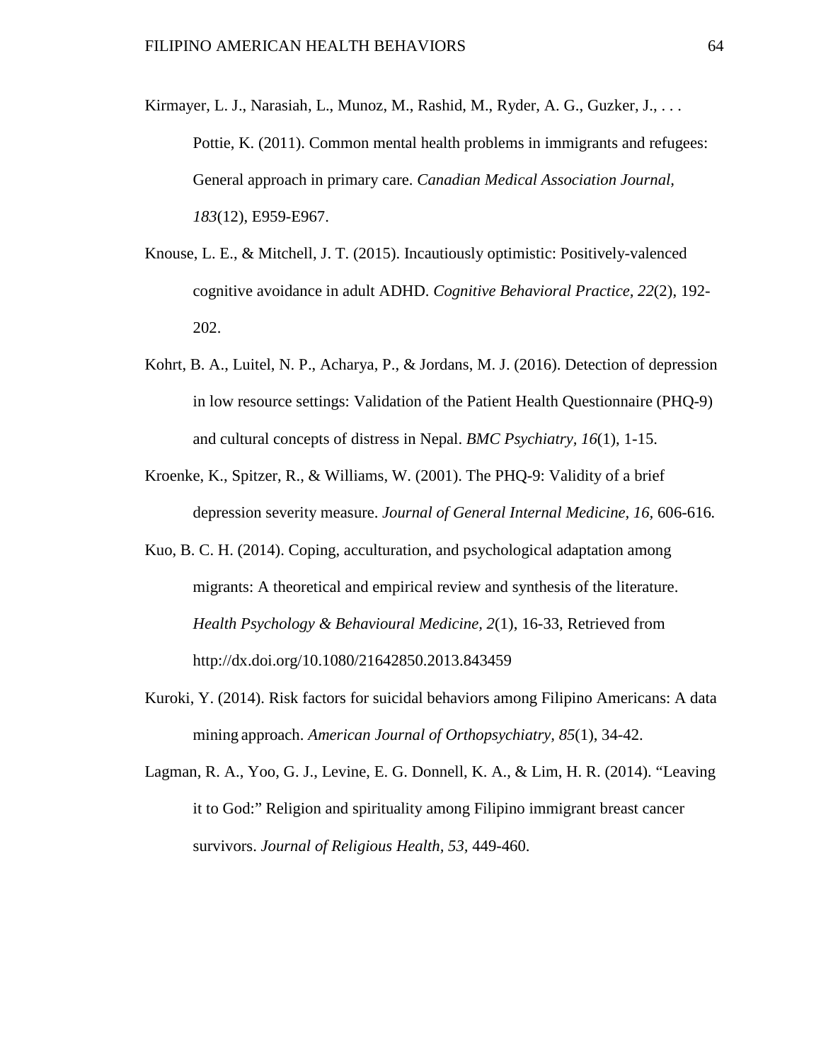Kirmayer, L. J., Narasiah, L., Munoz, M., Rashid, M., Ryder, A. G., Guzker, J., . . . Pottie, K. (2011). Common mental health problems in immigrants and refugees: General approach in primary care. *Canadian Medical Association Journal, 183*(12), E959-E967.

Knouse, L. E., & Mitchell, J. T. (2015). Incautiously optimistic: Positively-valenced cognitive avoidance in adult ADHD. *Cognitive Behavioral Practice, 22*(2), 192-202.

Kohrt, B. A., Luitel, N. P., Acharya, P., & Jordans, M. J. (2016). Detection of depression in low resource settings: Validation of the Patient Health Questionnaire (PHQ-9) and cultural concepts of distress in Nepal. *BMC Psychiatry, 16*(1), 1-15.

Kroenke, K., Spitzer, R., & Williams, W. (2001). The PHQ-9: Validity of a brief depression severity measure. *Journal of General Internal Medicine, 16,* 606-616.

Kuo, B. C. H. (2014). Coping, acculturation, and psychological adaptation among migrants: A theoretical and empirical review and synthesis of the literature. *Health Psychology & Behavioural Medicine, 2*(1), 16-33, Retrieved from http://dx.doi.org/10.1080/21642850.2013.843459

Kuroki, Y. (2014). Risk factors for suicidal behaviors among Filipino Americans: A data mining approach. *American Journal of Orthopsychiatry, 85*(1), 34-42.

Lagman, R. A., Yoo, G. J., Levine, E. G. Donnell, K. A., & Lim, H. R. (2014). "Leaving it to God:" Religion and spirituality among Filipino immigrant breast cancer survivors. *Journal of Religious Health, 53,* 449-460.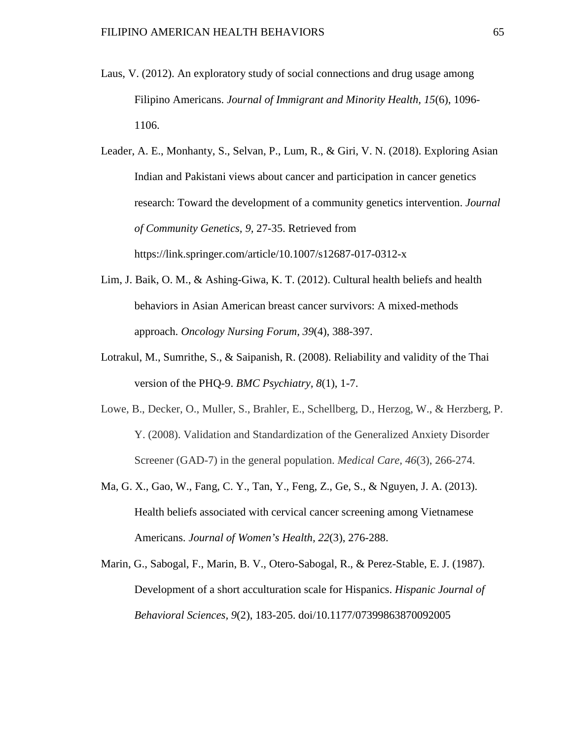Laus, V. (2012). An exploratory study of social connections and drug usage among Filipino Americans. *Journal of Immigrant and Minority Health, 15*(6), 1096-1106.

Leader, A. E., Monhanty, S., Selvan, P., Lum, R., & Giri, V. N. (2018). Exploring Asian Indian and Pakistani views about cancer and participation in cancer genetics research: Toward the development of a community genetics intervention. *Journal of Community Genetics, 9,* 27-35. Retrieved from https://link.springer.com/article/10.1007/s12687-017-0312-x

Lim, J. Baik, O. M., & Ashing-Giwa, K. T. (2012). Cultural health beliefs and health behaviors in Asian American breast cancer survivors: A mixed-methods approach. *Oncology Nursing Forum, 39*(4), 388-397.

Lotrakul, M., Sumrithe, S., & Saipanish, R. (2008). Reliability and validity of the Thai version of the PHQ-9. *BMC Psychiatry, 8*(1), 1-7.

Lowe, B., Decker, O., Muller, S., Brahler, E., Schellberg, D., Herzog, W., & Herzberg, P. Y. (2008). Validation and Standardization of the Generalized Anxiety Disorder Screener (GAD-7) in the general population. *Medical Care, 46*(3), 266-274.

Ma, G. X., Gao, W., Fang, C. Y., Tan, Y., Feng, Z., Ge, S., & Nguyen, J. A. (2013). Health beliefs associated with cervical cancer screening among Vietnamese Americans. *Journal of Women's Health, 22*(3), 276-288.

Marin, G., Sabogal, F., Marin, B. V., Otero-Sabogal, R., & Perez-Stable, E. J. (1987). Development of a short acculturation scale for Hispanics. *Hispanic Journal of Behavioral Sciences, 9*(2), 183-205. doi/10.1177/07399863870092005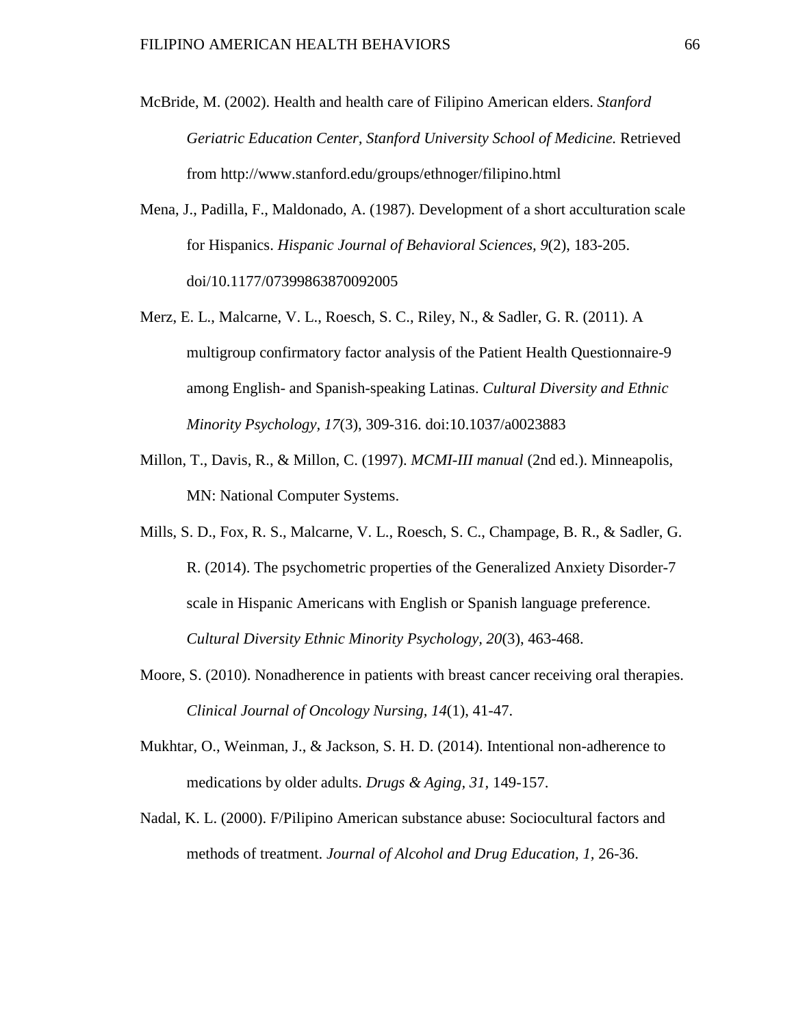McBride, M. (2002). Health and health care of Filipino American elders. *Stanford Geriatric Education Center, Stanford University School of Medicine.* Retrieved from http://www.stanford.edu/groups/ethnoger/filipino.html

Mena, J., Padilla, F., Maldonado, A. (1987). Development of a short acculturation scale for Hispanics. *Hispanic Journal of Behavioral Sciences, 9*(2), 183-205. doi/10.1177/07399863870092005

Merz, E. L., Malcarne, V. L., Roesch, S. C., Riley, N., & Sadler, G. R. (2011). A multigroup confirmatory factor analysis of the Patient Health Questionnaire-9 among English- and Spanish-speaking Latinas. *Cultural Diversity and Ethnic Minority Psychology, 17*(3), 309-316. doi:10.1037/a0023883

Millon, T., Davis, R., & Millon, C. (1997). *MCMI-III manual* (2nd ed.). Minneapolis, MN: National Computer Systems.

Mills, S. D., Fox, R. S., Malcarne, V. L., Roesch, S. C., Champage, B. R., & Sadler, G. R. (2014). The psychometric properties of the Generalized Anxiety Disorder-7 scale in Hispanic Americans with English or Spanish language preference. *Cultural Diversity Ethnic Minority Psychology, 20*(3), 463-468.

Moore, S. (2010). Nonadherence in patients with breast cancer receiving oral therapies. *Clinical Journal of Oncology Nursing, 14*(1), 41-47.

Mukhtar, O., Weinman, J., & Jackson, S. H. D. (2014). Intentional non-adherence to medications by older adults. *Drugs & Aging, 31*, 149-157.

Nadal, K. L. (2000). F/Pilipino American substance abuse: Sociocultural factors and methods of treatment. *Journal of Alcohol and Drug Education, 1*, 26-36.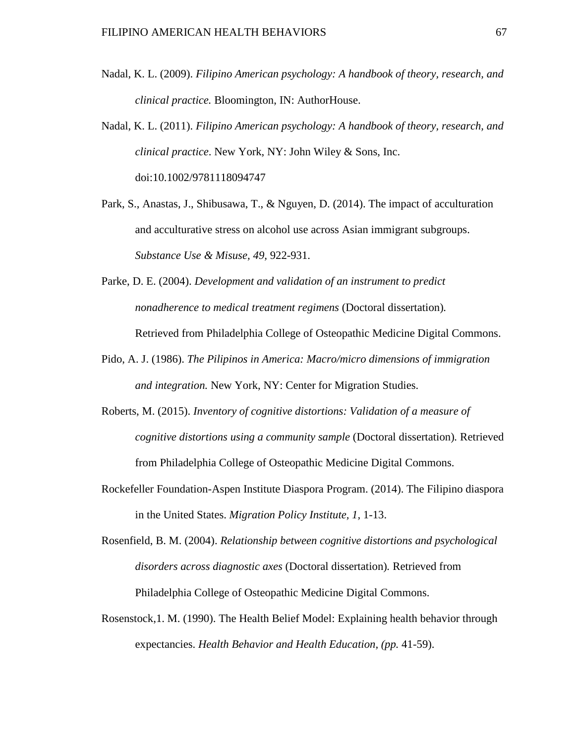Nadal, K. L. (2009). *Filipino American psychology: A handbook of theory, research, and clinical practice.* Bloomington, IN: AuthorHouse.

Nadal, K. L. (2011). *Filipino American psychology: A handbook of theory, research, and clinical practice*. New York, NY: John Wiley & Sons, Inc. doi:10.1002/9781118094747

Park, S., Anastas, J., Shibusawa, T., & Nguyen, D. (2014). The impact of acculturation and acculturative stress on alcohol use across Asian immigrant subgroups. *Substance Use & Misuse, 49,* 922-931.

Parke, D. E. (2004). *Development and validation of an instrument to predict nonadherence to medical treatment regimens* (Doctoral dissertation). Retrieved from Philadelphia College of Osteopathic Medicine Digital Commons.

Pido, A. J. (1986). *The Pilipinos in America: Macro/micro dimensions of immigration and integration.* New York, NY: Center for Migration Studies.

Roberts, M. (2015). *Inventory of cognitive distortions: Validation of a measure of cognitive distortions using a community sample* (Doctoral dissertation). Retrieved from Philadelphia College of Osteopathic Medicine Digital Commons.

Rockefeller Foundation-Aspen Institute Diaspora Program. (2014). The Filipino diaspora in the United States. *Migration Policy Institute, 1,* 1-13.

Rosenfield, B. M. (2004). *Relationship between cognitive distortions and psychological disorders across diagnostic axes* (Doctoral dissertation). Retrieved from Philadelphia College of Osteopathic Medicine Digital Commons.

Rosenstock,1. M. (1990). The Health Belief Model: Explaining health behavior through expectancies. *Health Behavior and Health Education, (pp.* 41-59).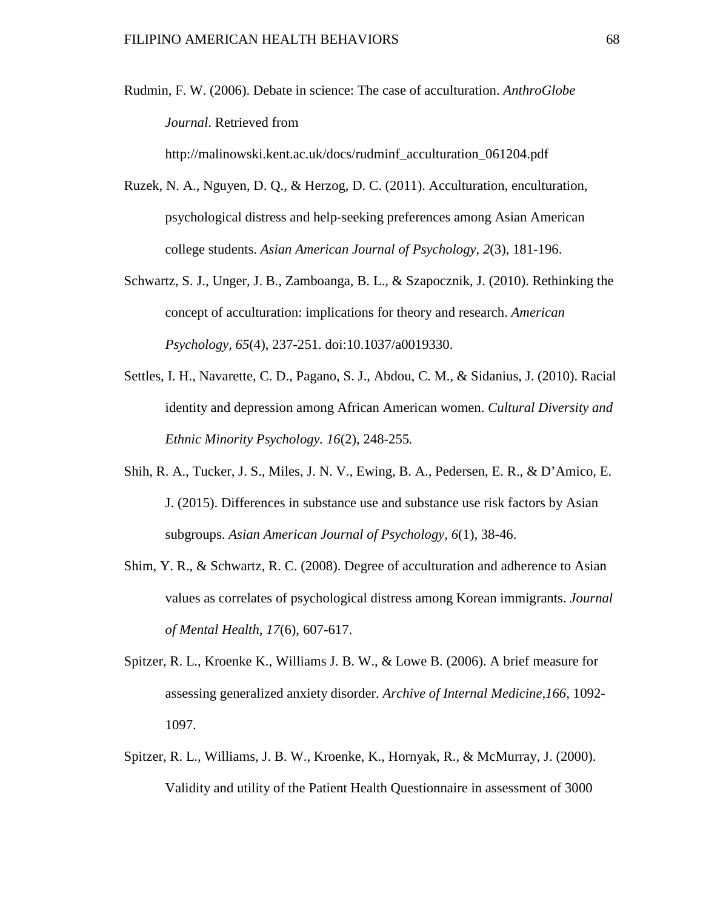Rudmin, F. W. (2006). Debate in science: The case of acculturation. *AnthroGlobe Journal*. Retrieved from http://malinowski.kent.ac.uk/docs/rudminf_acculturation_061204.pdf

Ruzek, N. A., Nguyen, D. Q., & Herzog, D. C. (2011). Acculturation, enculturation, psychological distress and help-seeking preferences among Asian American college students. *Asian American Journal of Psychology, 2*(3), 181-196.

Schwartz, S. J., Unger, J. B., Zamboanga, B. L., & Szapocznik, J. (2010). Rethinking the concept of acculturation: implications for theory and research. *American Psychology, 65*(4), 237-251. doi:10.1037/a0019330.

Settles, I. H., Navarette, C. D., Pagano, S. J., Abdou, C. M., & Sidanius, J. (2010). Racial identity and depression among African American women. *Cultural Diversity and Ethnic Minority Psychology. 16*(2), 248-255.

Shih, R. A., Tucker, J. S., Miles, J. N. V., Ewing, B. A., Pedersen, E. R., & D'Amico, E. J. (2015). Differences in substance use and substance use risk factors by Asian subgroups. *Asian American Journal of Psychology, 6*(1), 38-46.

Shim, Y. R., & Schwartz, R. C. (2008). Degree of acculturation and adherence to Asian values as correlates of psychological distress among Korean immigrants. *Journal of Mental Health, 17*(6), 607-617.

Spitzer, R. L., Kroenke K., Williams J. B. W., & Lowe B. (2006). A brief measure for assessing generalized anxiety disorder. *Archive of Internal Medicine,166*, 1092-1097.

Spitzer, R. L., Williams, J. B. W., Kroenke, K., Hornyak, R., & McMurray, J. (2000). Validity and utility of the Patient Health Questionnaire in assessment of 3000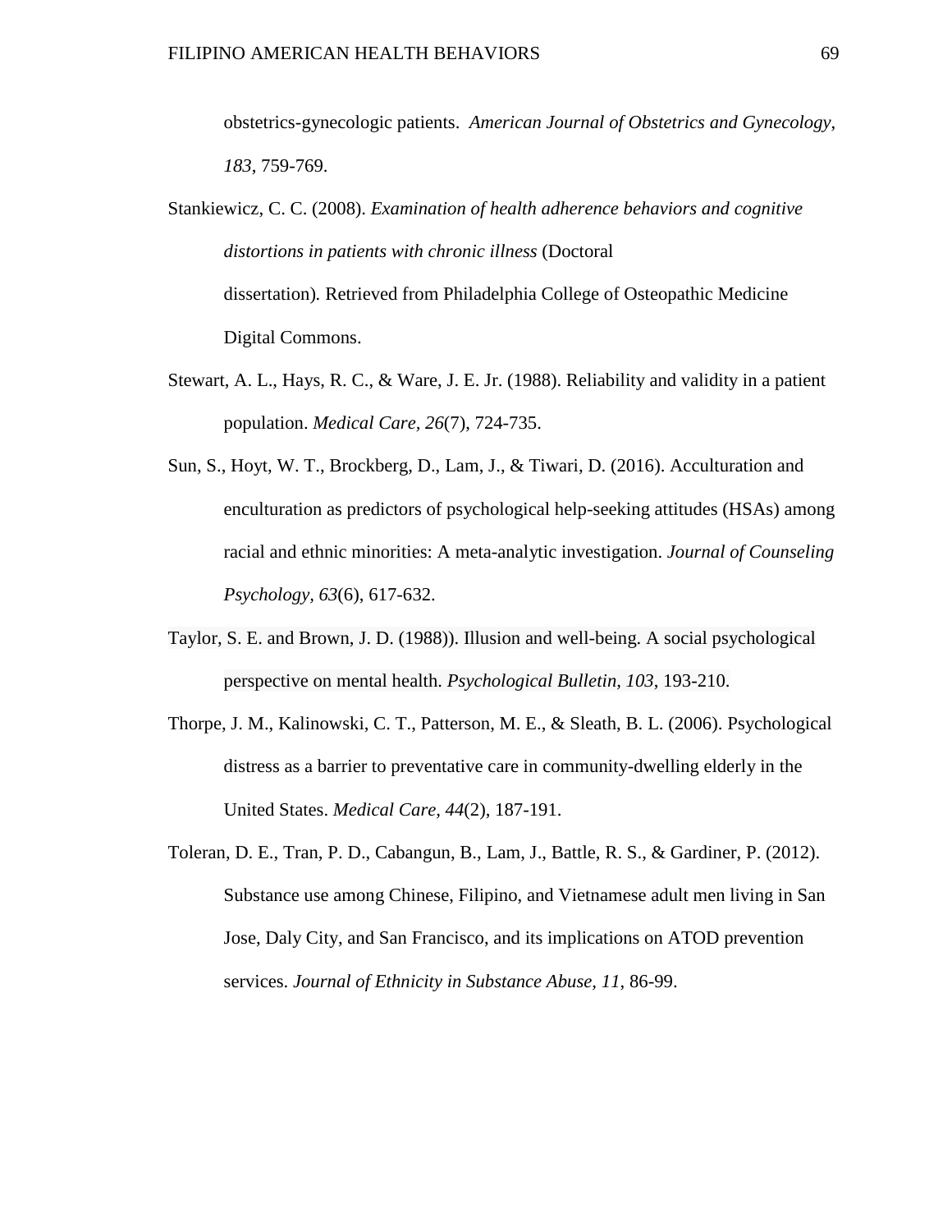obstetrics-gynecologic patients. *American Journal of Obstetrics and Gynecology*, *183*, 759-769.

Stankiewicz, C. C. (2008). *Examination of health adherence behaviors and cognitive distortions in patients with chronic illness* (Doctoral dissertation). Retrieved from Philadelphia College of Osteopathic Medicine Digital Commons.

Stewart, A. L., Hays, R. C., & Ware, J. E. Jr. (1988). Reliability and validity in a patient population. *Medical Care, 26*(7), 724-735.

Sun, S., Hoyt, W. T., Brockberg, D., Lam, J., & Tiwari, D. (2016). Acculturation and enculturation as predictors of psychological help-seeking attitudes (HSAs) among racial and ethnic minorities: A meta-analytic investigation. *Journal of Counseling Psychology, 63*(6), 617-632.

Taylor, S. E. and Brown, J. D. (1988)). Illusion and well-being. A social psychological perspective on mental health. *Psychological Bulletin, 103*, 193-210.

Thorpe, J. M., Kalinowski, C. T., Patterson, M. E., & Sleath, B. L. (2006). Psychological distress as a barrier to preventative care in community-dwelling elderly in the United States. *Medical Care, 44*(2), 187-191.

Toleran, D. E., Tran, P. D., Cabangun, B., Lam, J., Battle, R. S., & Gardiner, P. (2012). Substance use among Chinese, Filipino, and Vietnamese adult men living in San Jose, Daly City, and San Francisco, and its implications on ATOD prevention services. *Journal of Ethnicity in Substance Abuse, 11*, 86-99.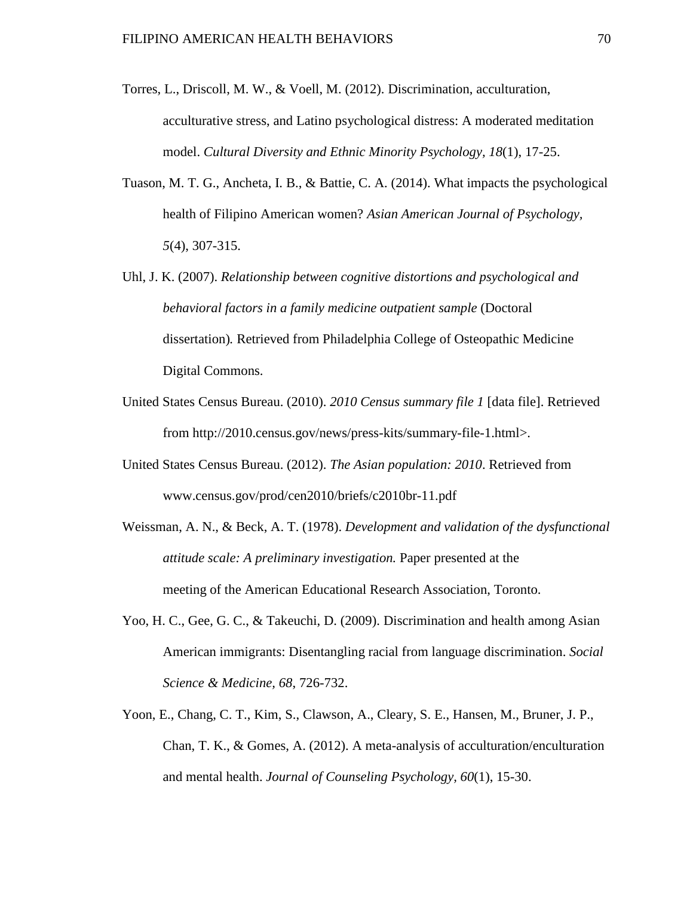Torres, L., Driscoll, M. W., & Voell, M. (2012). Discrimination, acculturation, acculturative stress, and Latino psychological distress: A moderated meditation model. *Cultural Diversity and Ethnic Minority Psychology, 18*(1), 17-25.

Tuason, M. T. G., Ancheta, I. B., & Battie, C. A. (2014). What impacts the psychological health of Filipino American women? *Asian American Journal of Psychology, 5*(4), 307-315.

Uhl, J. K. (2007). *Relationship between cognitive distortions and psychological and behavioral factors in a family medicine outpatient sample* (Doctoral dissertation). Retrieved from Philadelphia College of Osteopathic Medicine Digital Commons.

United States Census Bureau. (2010). *2010 Census summary file 1* [data file]. Retrieved from http://2010.census.gov/news/press-kits/summary-file-1.html>.

United States Census Bureau. (2012). *The Asian population: 2010*. Retrieved from www.census.gov/prod/cen2010/briefs/c2010br-11.pdf

Weissman, A. N., & Beck, A. T. (1978). *Development and validation of the dysfunctional attitude scale: A preliminary investigation.* Paper presented at the meeting of the American Educational Research Association, Toronto.

Yoo, H. C., Gee, G. C., & Takeuchi, D. (2009). Discrimination and health among Asian American immigrants: Disentangling racial from language discrimination. *Social Science & Medicine, 68*, 726-732.

Yoon, E., Chang, C. T., Kim, S., Clawson, A., Cleary, S. E., Hansen, M., Bruner, J. P., Chan, T. K., & Gomes, A. (2012). A meta-analysis of acculturation/enculturation and mental health. *Journal of Counseling Psychology, 60*(1), 15-30.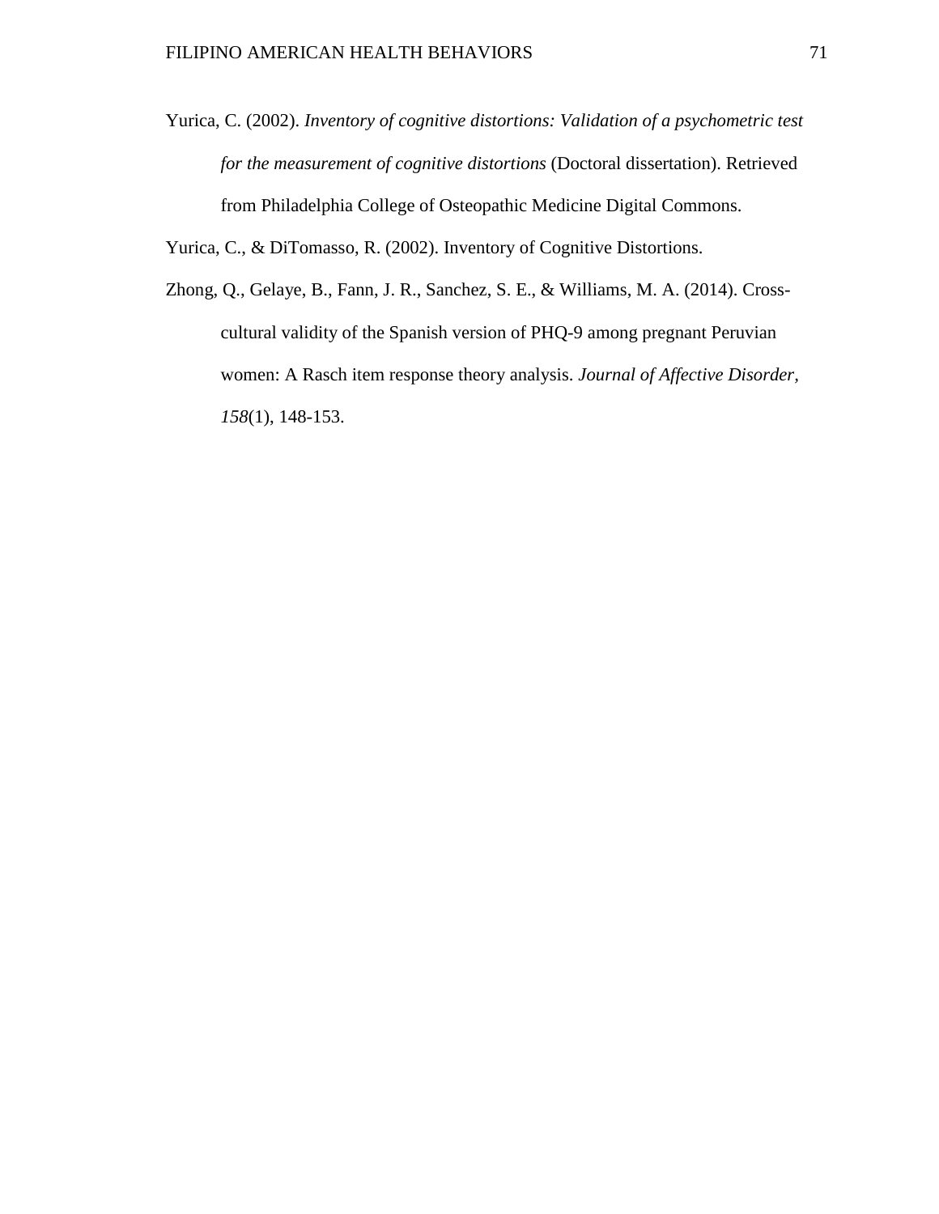Yurica, C. (2002). *Inventory of cognitive distortions: Validation of a psychometric test for the measurement of cognitive distortions* (Doctoral dissertation). Retrieved from Philadelphia College of Osteopathic Medicine Digital Commons.

Yurica, C., & DiTomasso, R. (2002). Inventory of Cognitive Distortions.

Zhong, Q., Gelaye, B., Fann, J. R., Sanchez, S. E., & Williams, M. A. (2014). Cross-cultural validity of the Spanish version of PHQ-9 among pregnant Peruvian women: A Rasch item response theory analysis. *Journal of Affective Disorder*, *158*(1), 148-153.